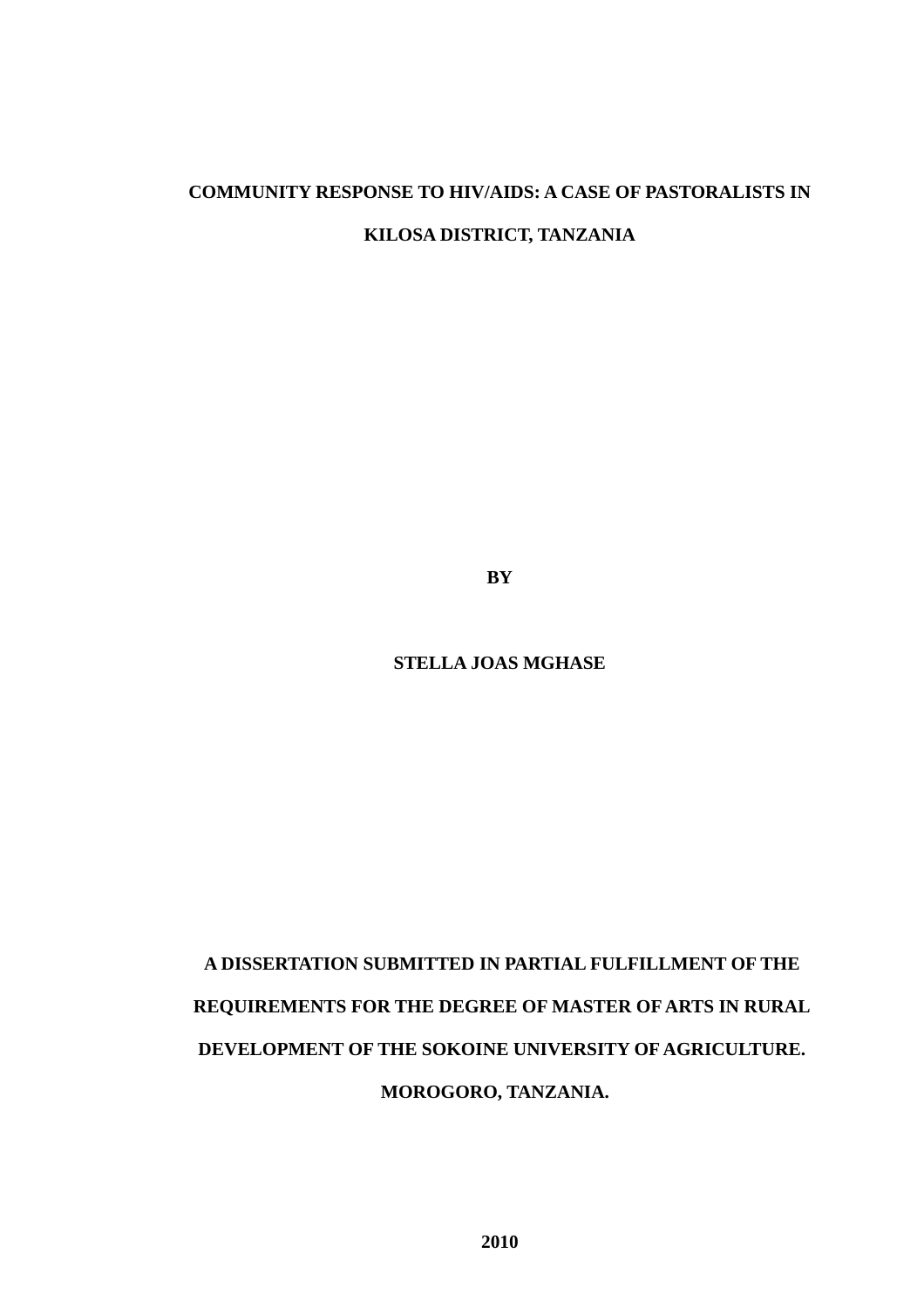# COMMUNITY RESPONSE TO HIV/AIDS: A CASE OF PASTORALISTS IN KILOSA DISTRICT, TANZANIA

**BY**

**STELLA JOAS MGHASE**

**A DISSERTATION SUBMITTED IN PARTIAL FULFILLMENT OF THE REQUIREMENTS FOR THE DEGREE OF MASTER OF ARTS IN RURAL DEVELOPMENT OF THE SOKOINE UNIVERSITY OF AGRICULTURE. MOROGORO, TANZANIA.**

**2010**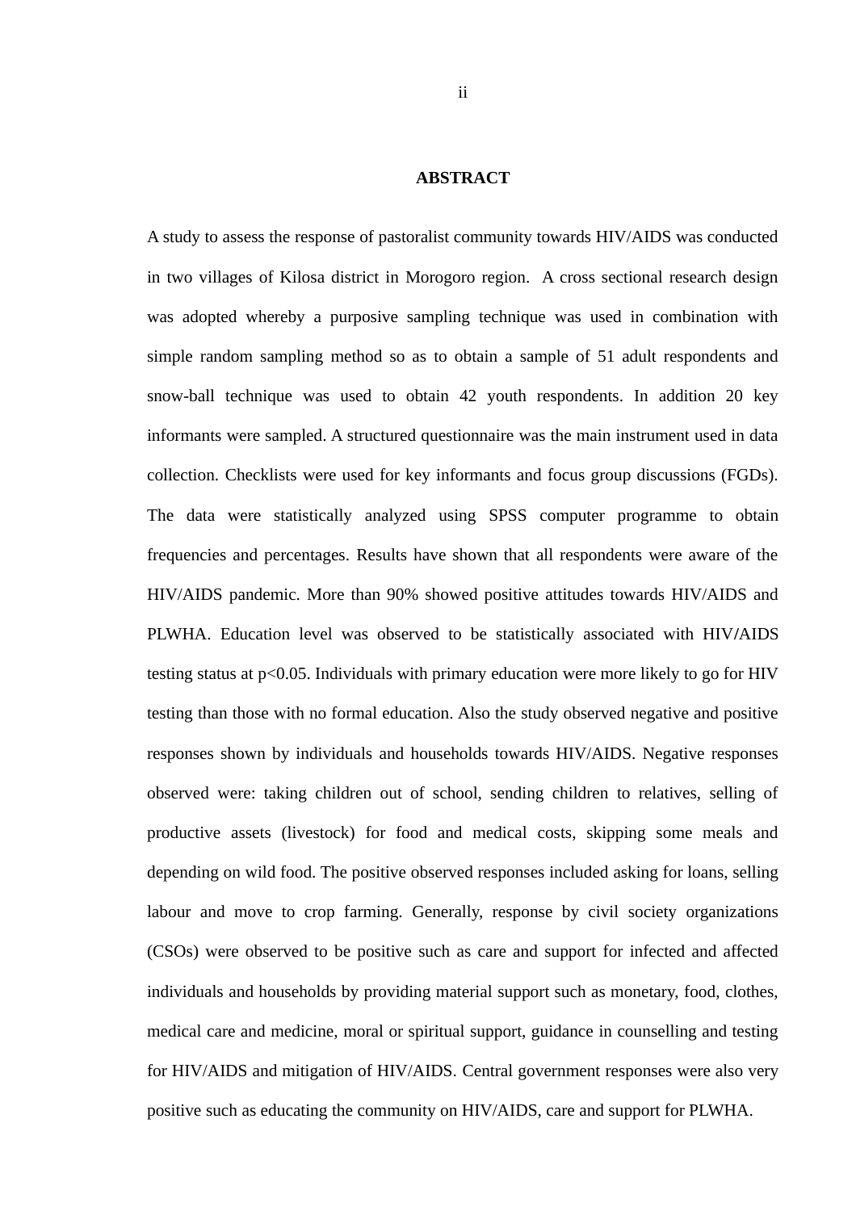# ABSTRACT

A study to assess the response of pastoralist community towards HIV/AIDS was conducted in two villages of Kilosa district in Morogoro region. A cross sectional research design was adopted whereby a purposive sampling technique was used in combination with simple random sampling method so as to obtain a sample of 51 adult respondents and snow-ball technique was used to obtain 42 youth respondents. In addition 20 key informants were sampled. A structured questionnaire was the main instrument used in data collection. Checklists were used for key informants and focus group discussions (FGDs). The data were statistically analyzed using SPSS computer programme to obtain frequencies and percentages. Results have shown that all respondents were aware of the HIV/AIDS pandemic. More than 90% showed positive attitudes towards HIV/AIDS and PLWHA. Education level was observed to be statistically associated with HIV/AIDS testing status at $p<0.05$. Individuals with primary education were more likely to go for HIV testing than those with no formal education. Also the study observed negative and positive responses shown by individuals and households towards HIV/AIDS. Negative responses observed were: taking children out of school, sending children to relatives, selling of productive assets (livestock) for food and medical costs, skipping some meals and depending on wild food. The positive observed responses included asking for loans, selling labour and move to crop farming. Generally, response by civil society organizations (CSOs) were observed to be positive such as care and support for infected and affected individuals and households by providing material support such as monetary, food, clothes, medical care and medicine, moral or spiritual support, guidance in counselling and testing for HIV/AIDS and mitigation of HIV/AIDS. Central government responses were also very positive such as educating the community on HIV/AIDS, care and support for PLWHA.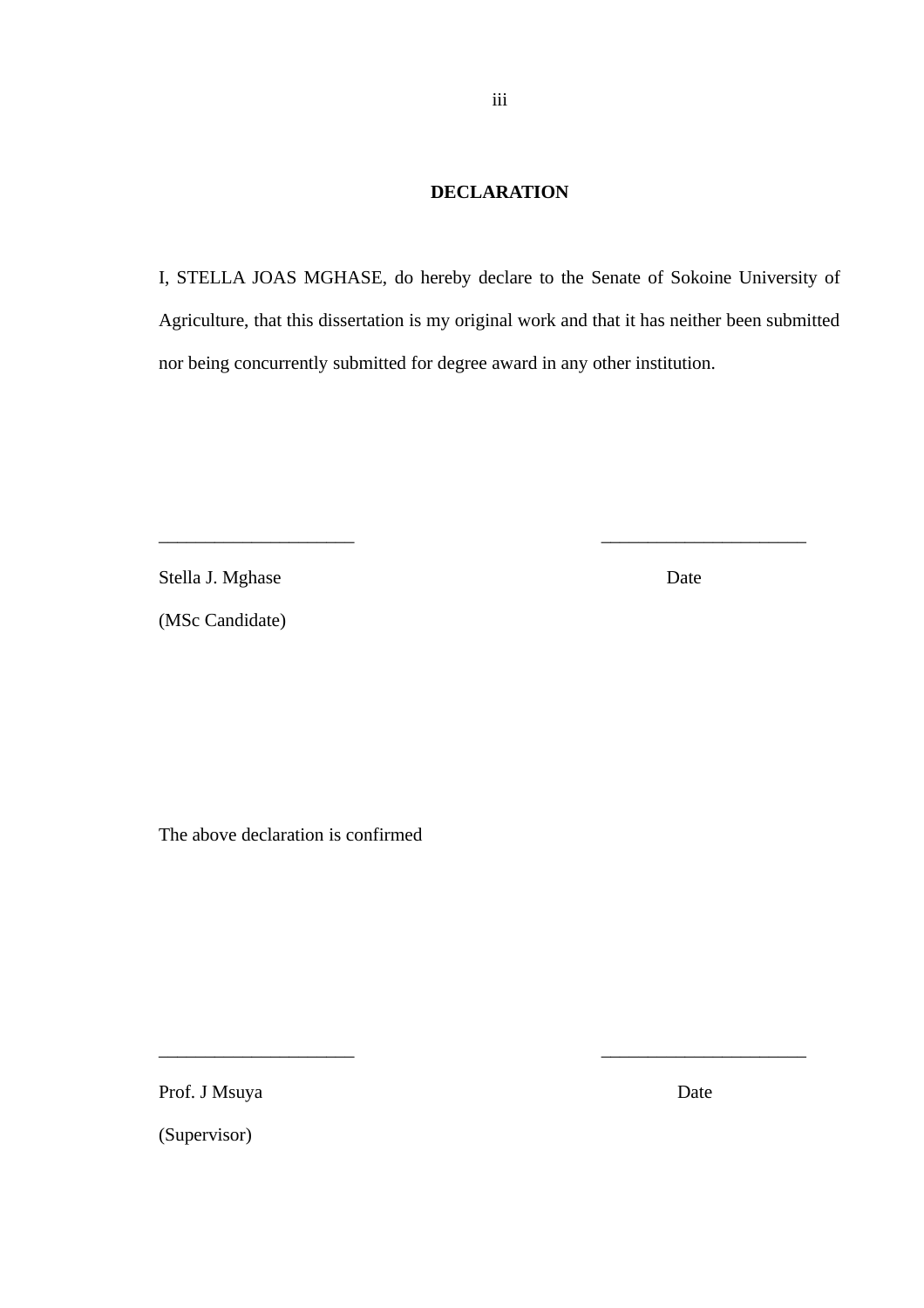# DECLARATION

I, STELLA JOAS MGHASE, do hereby declare to the Senate of Sokoine University of Agriculture, that this dissertation is my original work and that it has neither been submitted nor being concurrently submitted for degree award in any other institution.

\_\_\_\_\_\_\_\_\_\_\_\_\_\_\_\_\_\_\_\_\_ \_\_\_\_\_\_\_\_\_\_\_\_\_\_\_\_\_\_\_\_\_\_

Stella J. Mghase Date

(MSc Candidate)

The above declaration is confirmed

\_\_\_\_\_\_\_\_\_\_\_\_\_\_\_\_\_\_\_\_\_ \_\_\_\_\_\_\_\_\_\_\_\_\_\_\_\_\_\_\_\_\_\_

Prof. J Msuya Date

(Supervisor)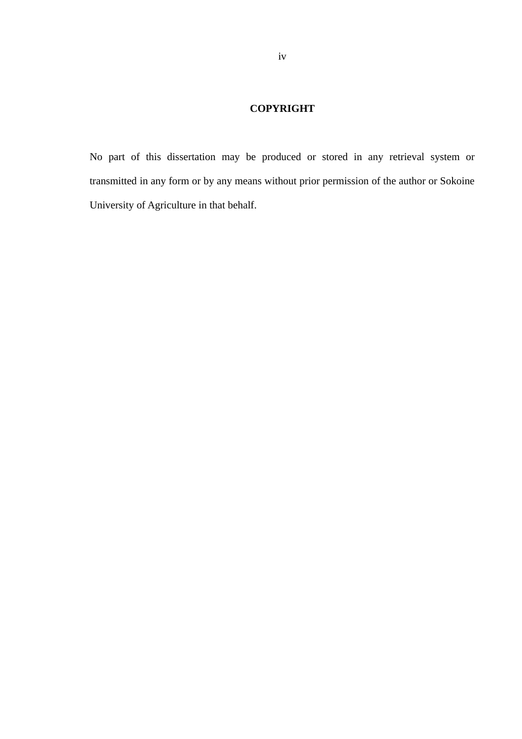# COPYRIGHT

No part of this dissertation may be produced or stored in any retrieval system or transmitted in any form or by any means without prior permission of the author or Sokoine University of Agriculture in that behalf.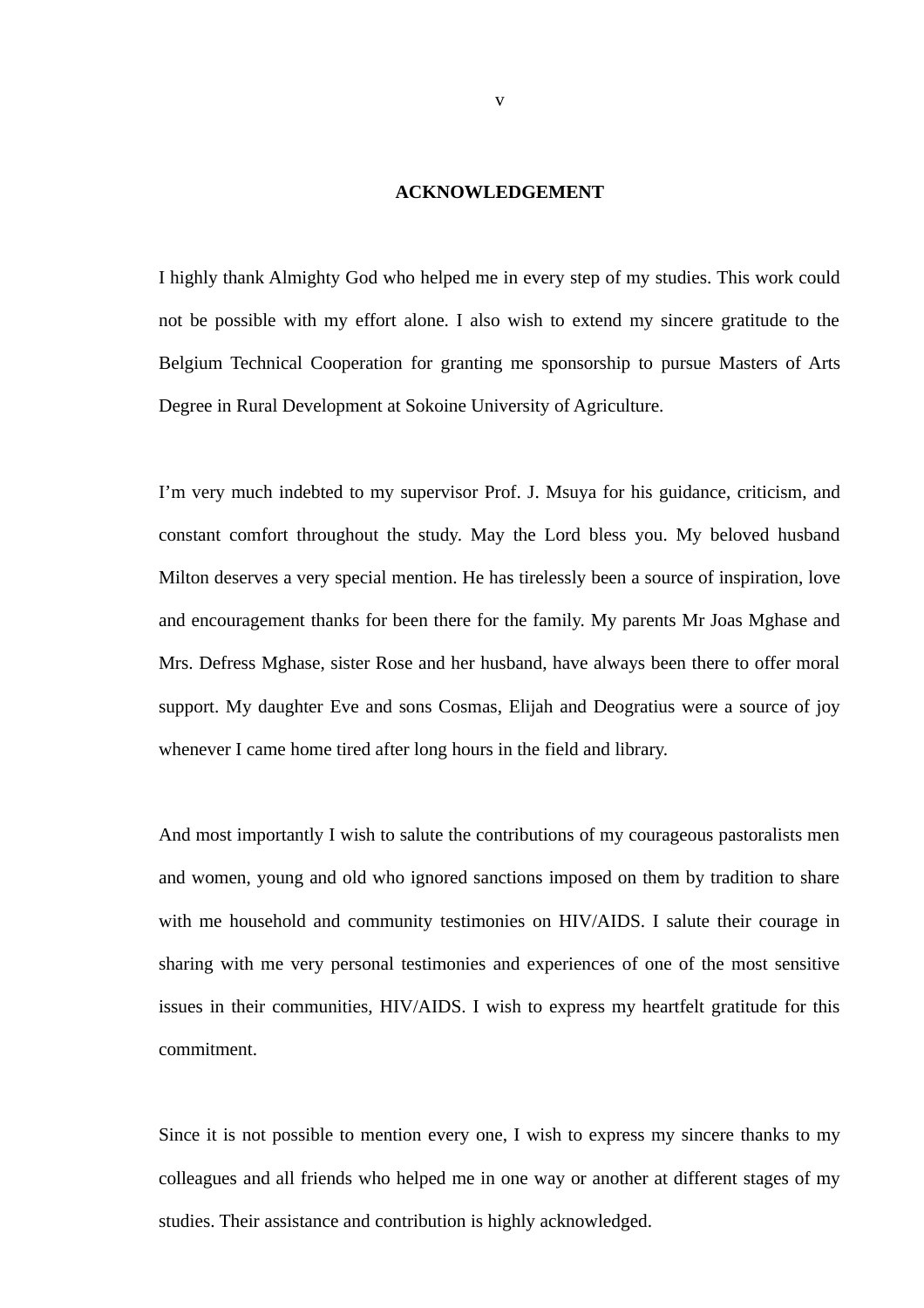# ACKNOWLEDGEMENT

I highly thank Almighty God who helped me in every step of my studies. This work could not be possible with my effort alone. I also wish to extend my sincere gratitude to the Belgium Technical Cooperation for granting me sponsorship to pursue Masters of Arts Degree in Rural Development at Sokoine University of Agriculture.

I'm very much indebted to my supervisor Prof. J. Msuya for his guidance, criticism, and constant comfort throughout the study. May the Lord bless you. My beloved husband Milton deserves a very special mention. He has tirelessly been a source of inspiration, love and encouragement thanks for been there for the family. My parents Mr Joas Mghase and Mrs. Defress Mghase, sister Rose and her husband, have always been there to offer moral support. My daughter Eve and sons Cosmas, Elijah and Deogratius were a source of joy whenever I came home tired after long hours in the field and library.

And most importantly I wish to salute the contributions of my courageous pastoralists men and women, young and old who ignored sanctions imposed on them by tradition to share with me household and community testimonies on HIV/AIDS. I salute their courage in sharing with me very personal testimonies and experiences of one of the most sensitive issues in their communities, HIV/AIDS. I wish to express my heartfelt gratitude for this commitment.

Since it is not possible to mention every one, I wish to express my sincere thanks to my colleagues and all friends who helped me in one way or another at different stages of my studies. Their assistance and contribution is highly acknowledged.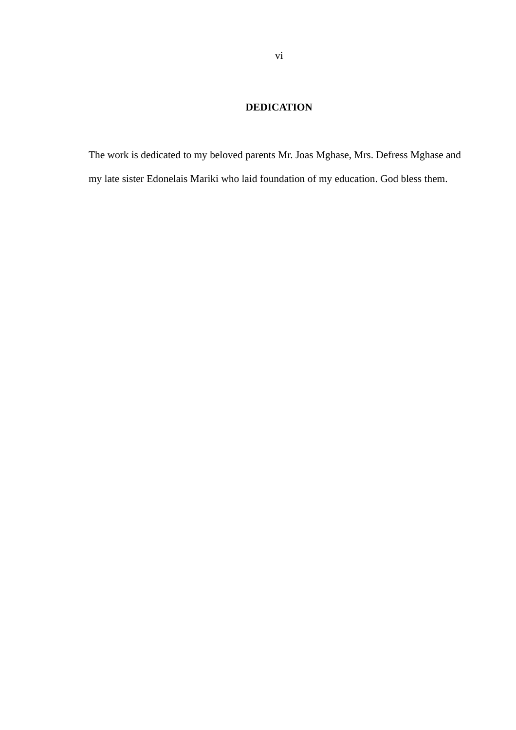# DEDICATION

The work is dedicated to my beloved parents Mr. Joas Mghase, Mrs. Defress Mghase and my late sister Edonelais Mariki who laid foundation of my education. God bless them.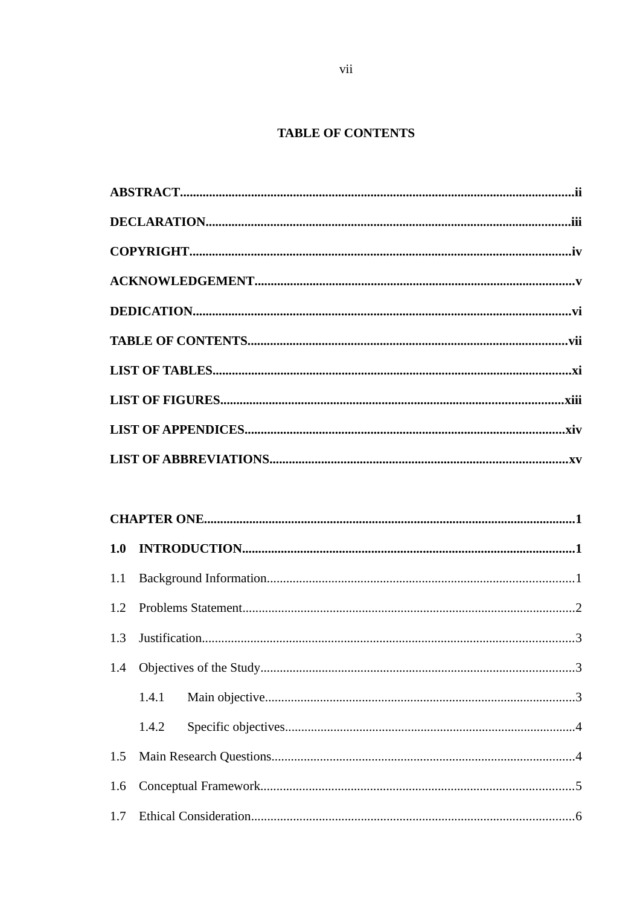# TABLE OF CONTENTS

**ABSTRACT**......................................................................................................................**ii**

**DECLARATION**..............................................................................................................**iii**

**COPYRIGHT**....................................................................................................................**iv**

**ACKNOWLEDGEMENT**.................................................................................................**v**

**DEDICATION**..................................................................................................................**vi**

**TABLE OF CONTENTS**.................................................................................................**vii**

**LIST OF TABLES**.............................................................................................................**xi**

**LIST OF FIGURES**.........................................................................................................**xiii**

**LIST OF APPENDICES**..................................................................................................**xiv**

**LIST OF ABBREVIATIONS**..........................................................................................**xv**

**CHAPTER ONE**.................................................................................................................**1**

**1.0 INTRODUCTION**.......................................................................................................**1**

1.1 Background Information.................................................................................................1

1.2 Problems Statement.........................................................................................................2

1.3 Justification......................................................................................................................3

1.4 Objectives of the Study...................................................................................................3

1.4.1 Main objective..........................................................................................................3

1.4.2 Specific objectives....................................................................................................4

1.5 Main Research Questions................................................................................................4

1.6 Conceptual Framework...................................................................................................5

1.7 Ethical Consideration......................................................................................................6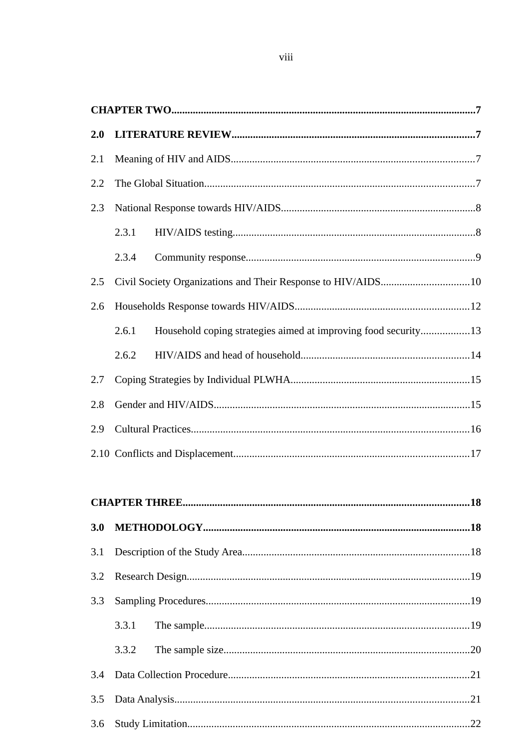**CHAPTER TWO** ........................................................................................................ **7**

**2.0 LITERATURE REVIEW** ............................................................................... **7**

2.1 Meaning of HIV and AIDS .............................................................................. 7

2.2 The Global Situation ........................................................................................ 7

2.3 National Response towards HIV/AIDS ............................................................ 8

  2.3.1 HIV/AIDS testing ............................................................................. 8

  2.3.4 Community response ......................................................................... 9

2.5 Civil Society Organizations and Their Response to HIV/AIDS ....................... 10

2.6 Households Response towards HIV/AIDS ....................................................... 12

  2.6.1 Household coping strategies aimed at improving food security ........ 13

  2.6.2 HIV/AIDS and head of household ..................................................... 14

2.7 Coping Strategies by Individual PLWHA ......................................................... 15

2.8 Gender and HIV/AIDS ..................................................................................... 15

2.9 Cultural Practices .............................................................................................. 16

2.10 Conflicts and Displacement ............................................................................. 17

**CHAPTER THREE** ................................................................................................. **18**

**3.0 METHODOLOGY** ........................................................................................... **18**

3.1 Description of the Study Area ........................................................................... 18

3.2 Research Design ................................................................................................ 19

3.3 Sampling Procedures ......................................................................................... 19

  3.3.1 The sample ......................................................................................... 19

  3.3.2 The sample size .................................................................................. 20

3.4 Data Collection Procedure ................................................................................. 21

3.5 Data Analysis ..................................................................................................... 21

3.6 Study Limitation ................................................................................................ 22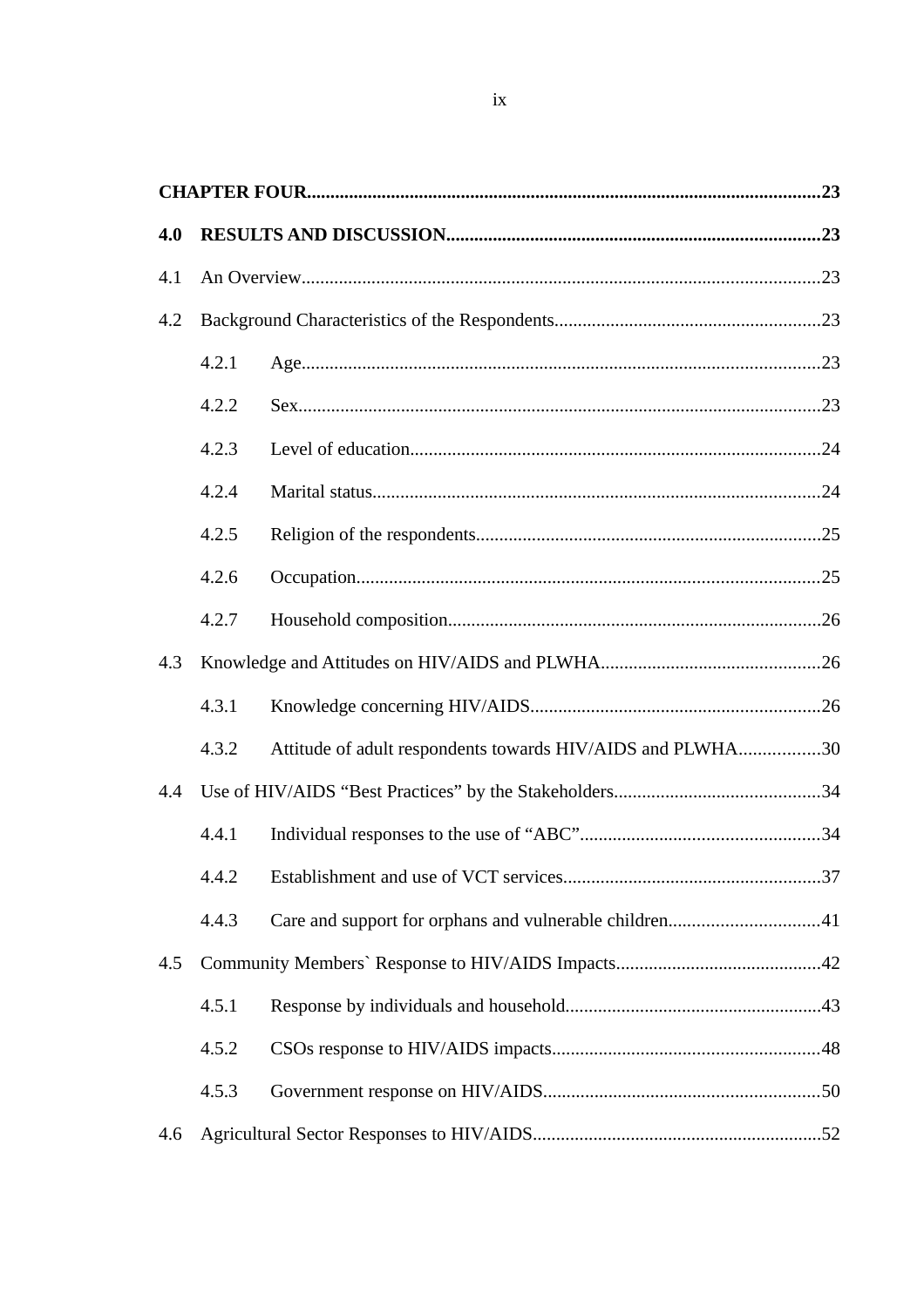**CHAPTER FOUR**............................................................................................................**23**

**4.0 RESULTS AND DISCUSSION**................................................................................**23**

4.1 An Overview...............................................................................................................23

4.2 Background Characteristics of the Respondents.........................................................23

4.2.1 Age...............................................................................................................23

4.2.2 Sex................................................................................................................23

4.2.3 Level of education........................................................................................24

4.2.4 Marital status................................................................................................24

4.2.5 Religion of the respondents..........................................................................25

4.2.6 Occupation....................................................................................................25

4.2.7 Household composition................................................................................26

4.3 Knowledge and Attitudes on HIV/AIDS and PLWHA...............................................26

4.3.1 Knowledge concerning HIV/AIDS..............................................................26

4.3.2 Attitude of adult respondents towards HIV/AIDS and PLWHA.................30

4.4 Use of HIV/AIDS “Best Practices” by the Stakeholders............................................34

4.4.1 Individual responses to the use of “ABC”...................................................34

4.4.2 Establishment and use of VCT services.......................................................37

4.4.3 Care and support for orphans and vulnerable children................................41

4.5 Community Members` Response to HIV/AIDS Impacts............................................42

4.5.1 Response by individuals and household.......................................................43

4.5.2 CSOs response to HIV/AIDS impacts..........................................................48

4.5.3 Government response on HIV/AIDS...........................................................50

4.6 Agricultural Sector Responses to HIV/AIDS.............................................................52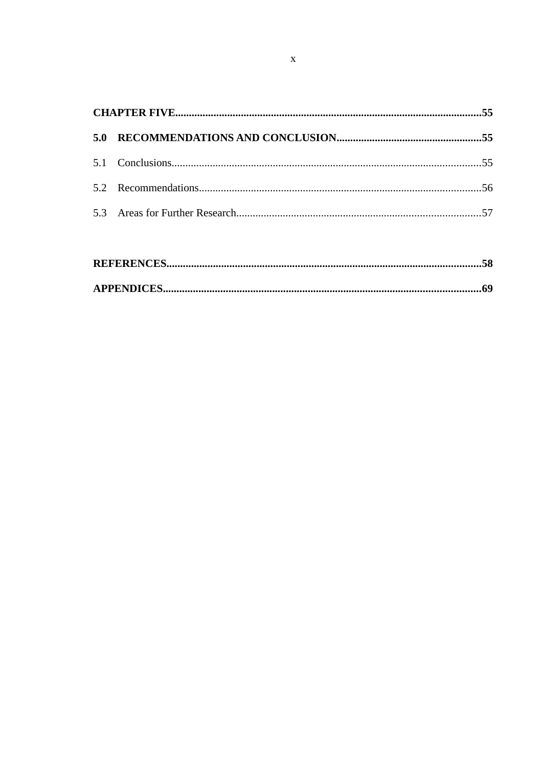**CHAPTER FIVE................................................................................................................55**

**5.0 RECOMMENDATIONS AND CONCLUSION.....................................................55**

5.1 Conclusions.................................................................................................................55

5.2 Recommendations.......................................................................................................56

5.3 Areas for Further Research.........................................................................................57

**REFERENCES..................................................................................................................58**

**APPENDICES....................................................................................................................69**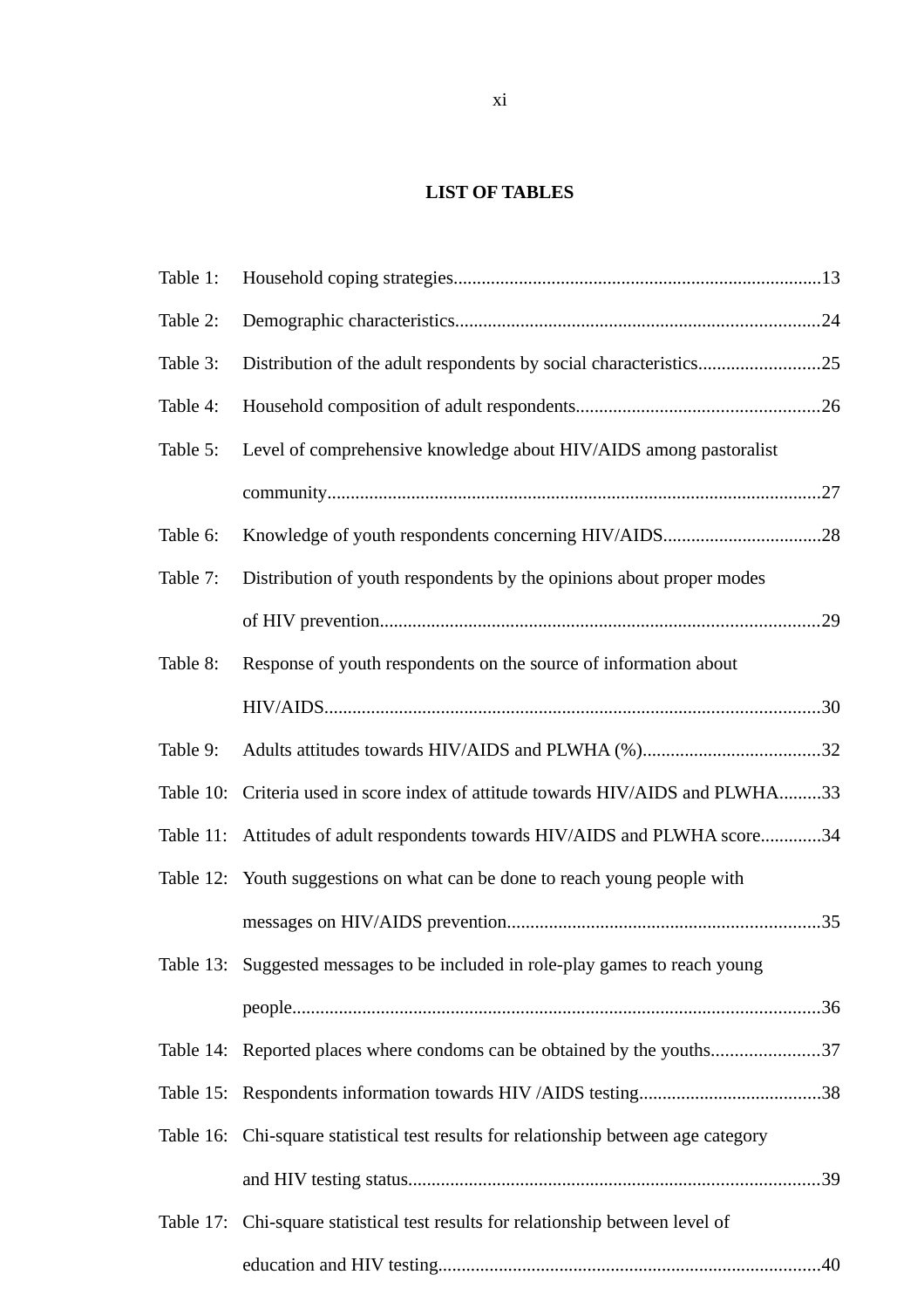## LIST OF TABLES

Table 1: Household coping strategies..............................................................................13

Table 2: Demographic characteristics..............................................................................24

Table 3: Distribution of the adult respondents by social characteristics..........................25

Table 4: Household composition of adult respondents....................................................26

Table 5: Level of comprehensive knowledge about HIV/AIDS among pastoralist community..........................................................................................................27

Table 6: Knowledge of youth respondents concerning HIV/AIDS..................................28

Table 7: Distribution of youth respondents by the opinions about proper modes of HIV prevention..............................................................................................29

Table 8: Response of youth respondents on the source of information about HIV/AIDS..........................................................................................................30

Table 9: Adults attitudes towards HIV/AIDS and PLWHA (%)......................................32

Table 10: Criteria used in score index of attitude towards HIV/AIDS and PLWHA.........33

Table 11: Attitudes of adult respondents towards HIV/AIDS and PLWHA score.............34

Table 12: Youth suggestions on what can be done to reach young people with messages on HIV/AIDS prevention...................................................................35

Table 13: Suggested messages to be included in role-play games to reach young people.................................................................................................................36

Table 14: Reported places where condoms can be obtained by the youths.......................37

Table 15: Respondents information towards HIV /AIDS testing.......................................38

Table 16: Chi-square statistical test results for relationship between age category and HIV testing status........................................................................................39

Table 17: Chi-square statistical test results for relationship between level of education and HIV testing.................................................................................40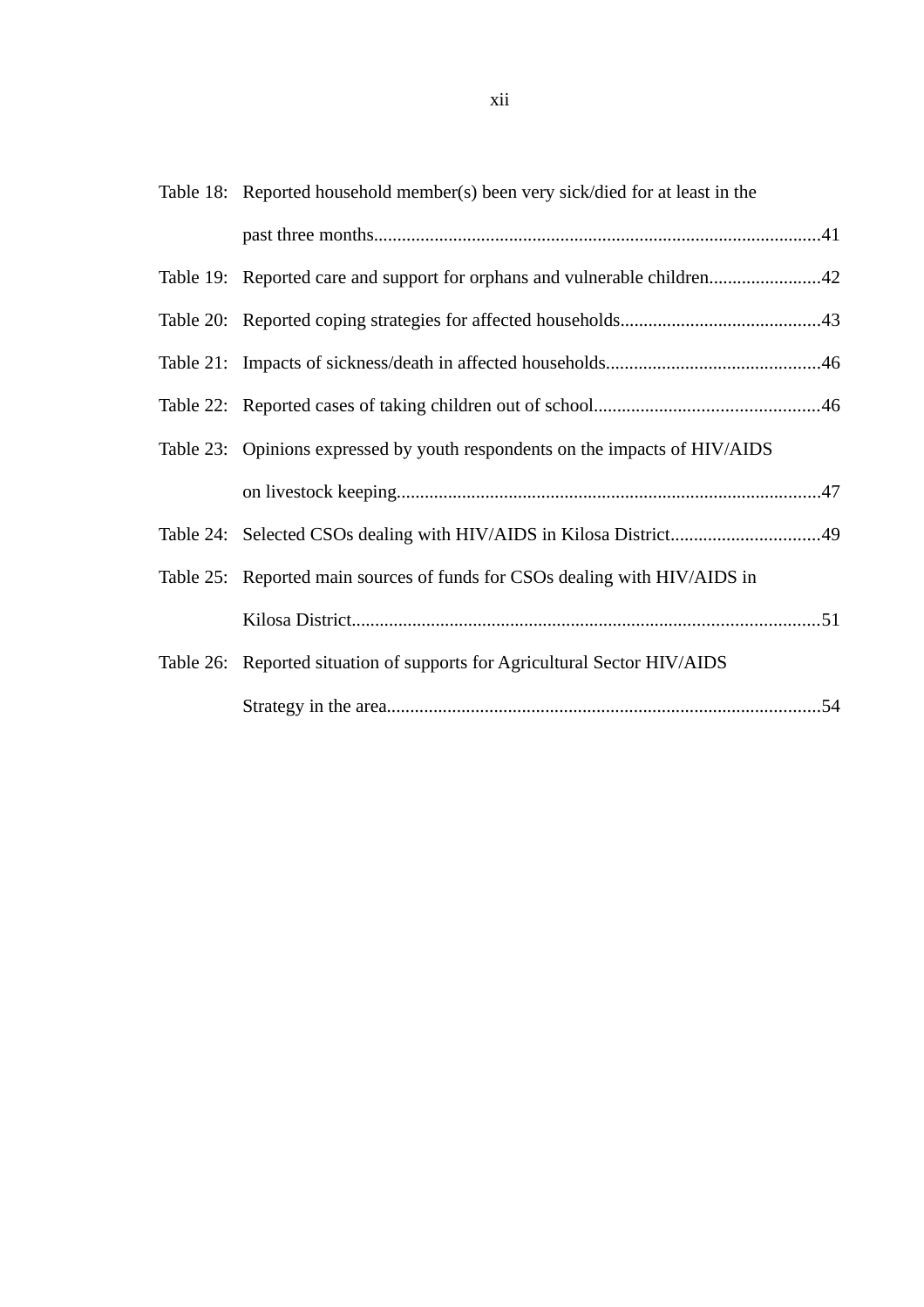Table 18: Reported household member(s) been very sick/died for at least in the past three months....................................................................................................41

Table 19: Reported care and support for orphans and vulnerable children........................42

Table 20: Reported coping strategies for affected households...........................................43

Table 21: Impacts of sickness/death in affected households.............................................46

Table 22: Reported cases of taking children out of school................................................46

Table 23: Opinions expressed by youth respondents on the impacts of HIV/AIDS on livestock keeping...........................................................................................47

Table 24: Selected CSOs dealing with HIV/AIDS in Kilosa District................................49

Table 25: Reported main sources of funds for CSOs dealing with HIV/AIDS in Kilosa District....................................................................................................51

Table 26: Reported situation of supports for Agricultural Sector HIV/AIDS Strategy in the area............................................................................................54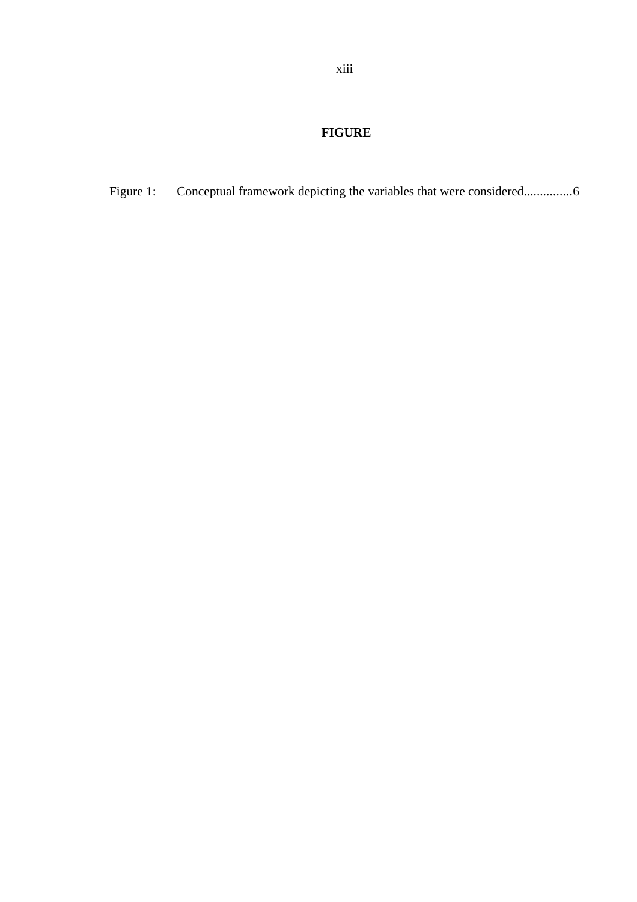# FIGURE

Figure 1: Conceptual framework depicting the variables that were considered...............6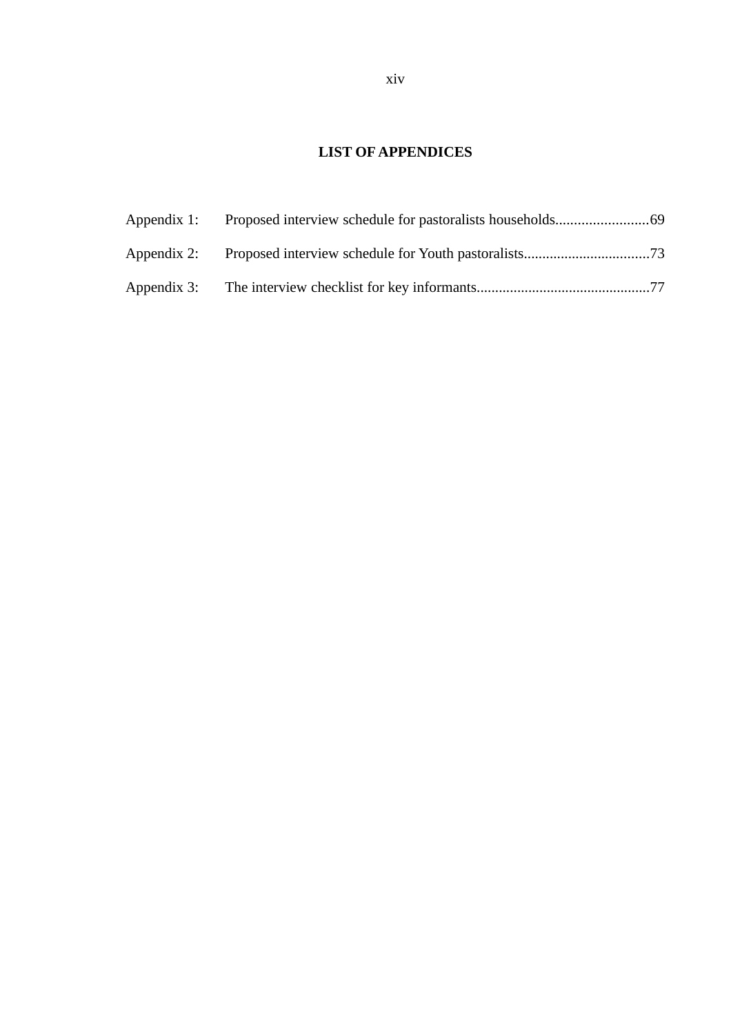## LIST OF APPENDICES

Appendix 1: Proposed interview schedule for pastoralists households.........................69

Appendix 2: Proposed interview schedule for Youth pastoralists..................................73

Appendix 3: The interview checklist for key informants...............................................77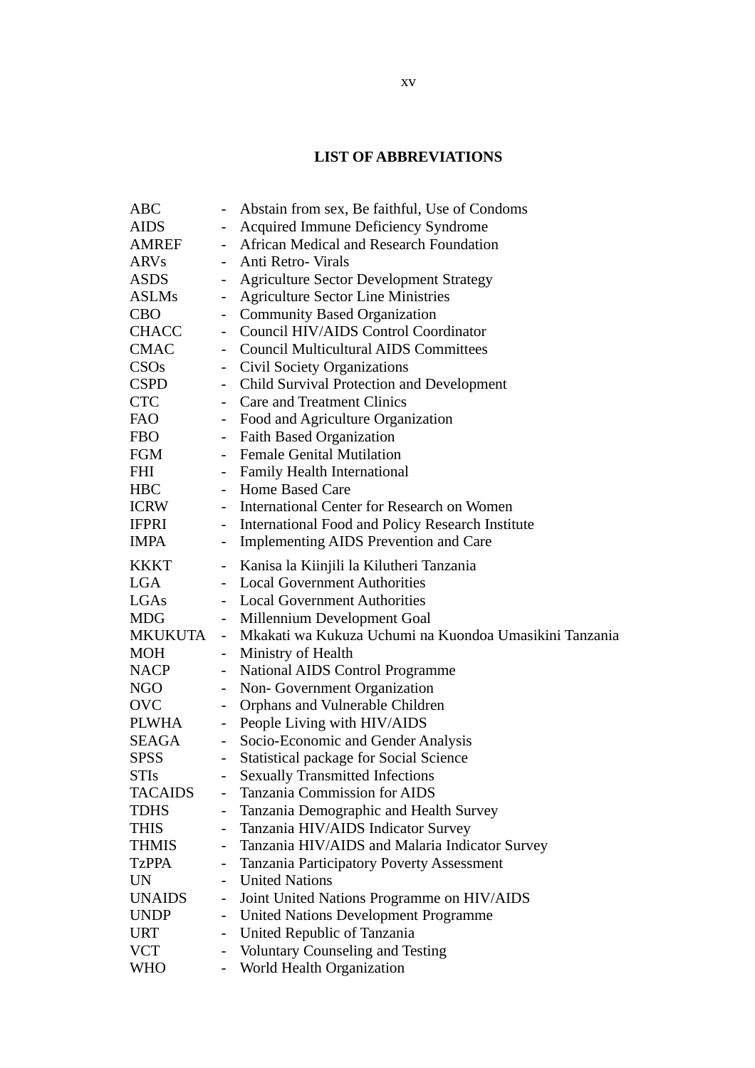# LIST OF ABBREVIATIONS

ABC - Abstain from sex, Be faithful, Use of Condoms
AIDS - Acquired Immune Deficiency Syndrome
AMREF - African Medical and Research Foundation
ARVs - Anti Retro- Virals
ASDS - Agriculture Sector Development Strategy
ASLMs - Agriculture Sector Line Ministries
CBO - Community Based Organization
CHACC - Council HIV/AIDS Control Coordinator
CMAC - Council Multicultural AIDS Committees
CSOs - Civil Society Organizations
CSPD - Child Survival Protection and Development
CTC - Care and Treatment Clinics
FAO - Food and Agriculture Organization
FBO - Faith Based Organization
FGM - Female Genital Mutilation
FHI - Family Health International
HBC - Home Based Care
ICRW - International Center for Research on Women
IFPRI - International Food and Policy Research Institute
IMPA - Implementing AIDS Prevention and Care
KKKT - Kanisa la Kiinjili la Kilutheri Tanzania
LGA - Local Government Authorities
LGAs - Local Government Authorities
MDG - Millennium Development Goal
MKUKUTA - Mkakati wa Kukuza Uchumi na Kuondoa Umasikini Tanzania
MOH - Ministry of Health
NACP - National AIDS Control Programme
NGO - Non- Government Organization
OVC - Orphans and Vulnerable Children
PLWHA - People Living with HIV/AIDS
SEAGA - Socio-Economic and Gender Analysis
SPSS - Statistical package for Social Science
STIs - Sexually Transmitted Infections
TACAIDS - Tanzania Commission for AIDS
TDHS - Tanzania Demographic and Health Survey
THIS - Tanzania HIV/AIDS Indicator Survey
THMIS - Tanzania HIV/AIDS and Malaria Indicator Survey
TzPPA - Tanzania Participatory Poverty Assessment
UN - United Nations
UNAIDS - Joint United Nations Programme on HIV/AIDS
UNDP - United Nations Development Programme
URT - United Republic of Tanzania
VCT - Voluntary Counseling and Testing
WHO - World Health Organization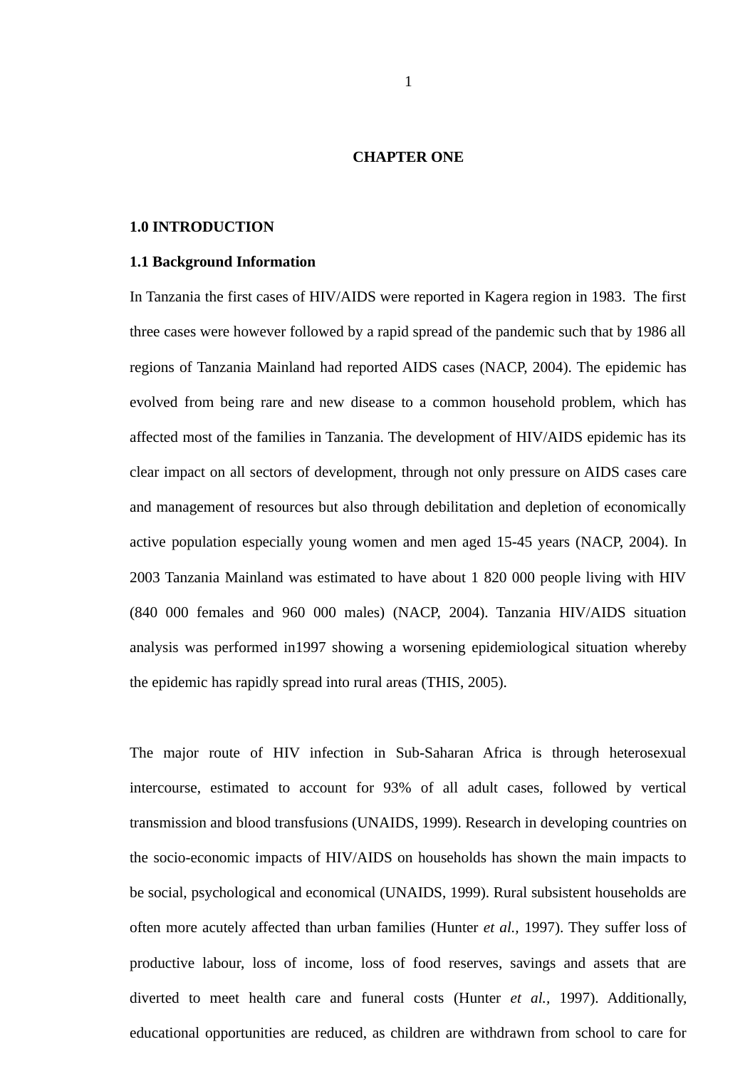# CHAPTER ONE

## 1.0 INTRODUCTION

### 1.1 Background Information

In Tanzania the first cases of HIV/AIDS were reported in Kagera region in 1983. The first three cases were however followed by a rapid spread of the pandemic such that by 1986 all regions of Tanzania Mainland had reported AIDS cases (NACP, 2004). The epidemic has evolved from being rare and new disease to a common household problem, which has affected most of the families in Tanzania. The development of HIV/AIDS epidemic has its clear impact on all sectors of development, through not only pressure on AIDS cases care and management of resources but also through debilitation and depletion of economically active population especially young women and men aged 15-45 years (NACP, 2004). In 2003 Tanzania Mainland was estimated to have about 1 820 000 people living with HIV (840 000 females and 960 000 males) (NACP, 2004). Tanzania HIV/AIDS situation analysis was performed in1997 showing a worsening epidemiological situation whereby the epidemic has rapidly spread into rural areas (THIS, 2005).

The major route of HIV infection in Sub-Saharan Africa is through heterosexual intercourse, estimated to account for 93% of all adult cases, followed by vertical transmission and blood transfusions (UNAIDS, 1999). Research in developing countries on the socio-economic impacts of HIV/AIDS on households has shown the main impacts to be social, psychological and economical (UNAIDS, 1999). Rural subsistent households are often more acutely affected than urban families (Hunter *et al.,* 1997). They suffer loss of productive labour, loss of income, loss of food reserves, savings and assets that are diverted to meet health care and funeral costs (Hunter *et al.,* 1997). Additionally, educational opportunities are reduced, as children are withdrawn from school to care for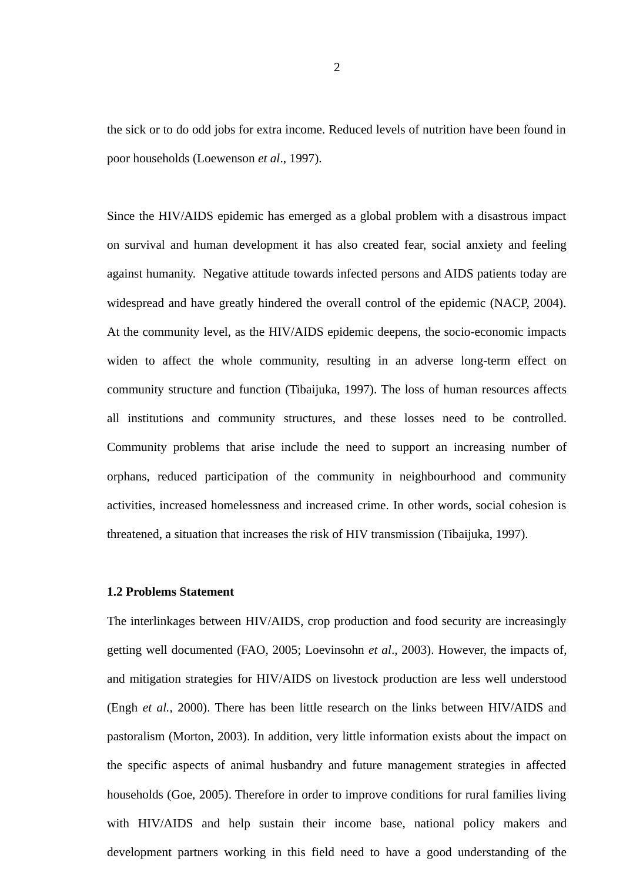the sick or to do odd jobs for extra income. Reduced levels of nutrition have been found in poor households (Loewenson *et al*., 1997).

Since the HIV/AIDS epidemic has emerged as a global problem with a disastrous impact on survival and human development it has also created fear, social anxiety and feeling against humanity. Negative attitude towards infected persons and AIDS patients today are widespread and have greatly hindered the overall control of the epidemic (NACP, 2004). At the community level, as the HIV/AIDS epidemic deepens, the socio-economic impacts widen to affect the whole community, resulting in an adverse long-term effect on community structure and function (Tibaijuka, 1997). The loss of human resources affects all institutions and community structures, and these losses need to be controlled. Community problems that arise include the need to support an increasing number of orphans, reduced participation of the community in neighbourhood and community activities, increased homelessness and increased crime. In other words, social cohesion is threatened, a situation that increases the risk of HIV transmission (Tibaijuka, 1997).

## 1.2 Problems Statement

The interlinkages between HIV/AIDS, crop production and food security are increasingly getting well documented (FAO, 2005; Loevinsohn *et al*., 2003). However, the impacts of, and mitigation strategies for HIV/AIDS on livestock production are less well understood (Engh *et al.,* 2000). There has been little research on the links between HIV/AIDS and pastoralism (Morton, 2003). In addition, very little information exists about the impact on the specific aspects of animal husbandry and future management strategies in affected households (Goe, 2005). Therefore in order to improve conditions for rural families living with HIV/AIDS and help sustain their income base, national policy makers and development partners working in this field need to have a good understanding of the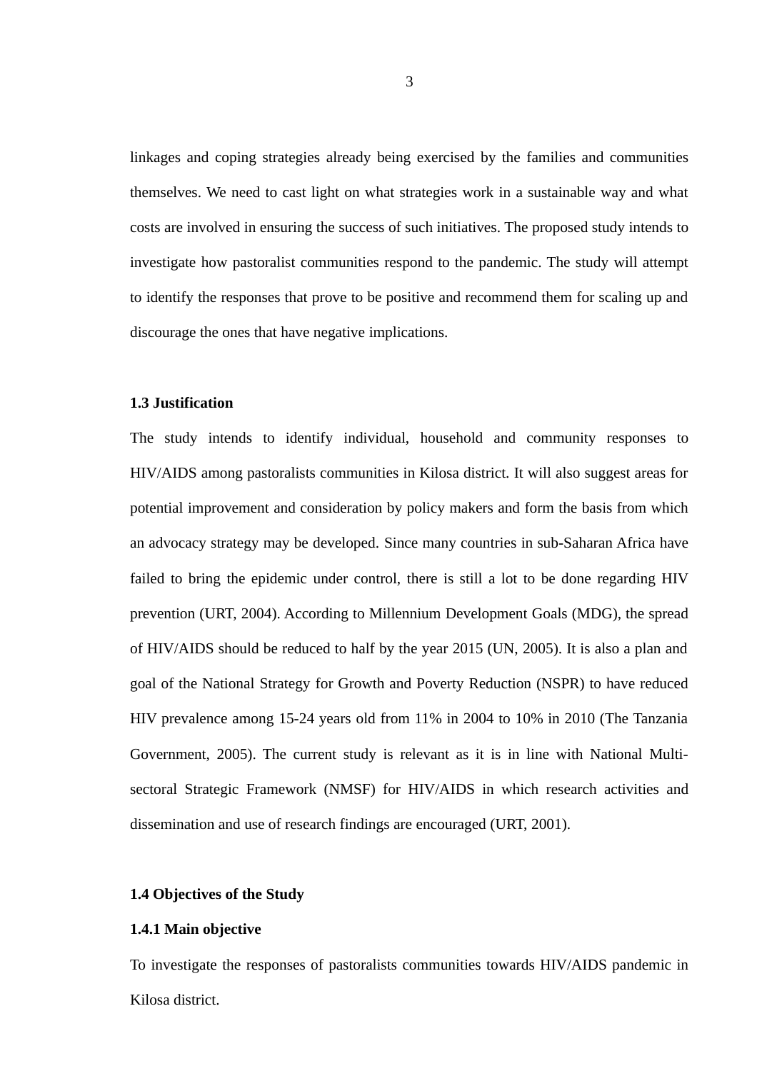linkages and coping strategies already being exercised by the families and communities themselves. We need to cast light on what strategies work in a sustainable way and what costs are involved in ensuring the success of such initiatives. The proposed study intends to investigate how pastoralist communities respond to the pandemic. The study will attempt to identify the responses that prove to be positive and recommend them for scaling up and discourage the ones that have negative implications.

### 1.3 Justification

The study intends to identify individual, household and community responses to HIV/AIDS among pastoralists communities in Kilosa district. It will also suggest areas for potential improvement and consideration by policy makers and form the basis from which an advocacy strategy may be developed. Since many countries in sub-Saharan Africa have failed to bring the epidemic under control, there is still a lot to be done regarding HIV prevention (URT, 2004). According to Millennium Development Goals (MDG), the spread of HIV/AIDS should be reduced to half by the year 2015 (UN, 2005). It is also a plan and goal of the National Strategy for Growth and Poverty Reduction (NSPR) to have reduced HIV prevalence among 15-24 years old from 11% in 2004 to 10% in 2010 (The Tanzania Government, 2005). The current study is relevant as it is in line with National Multi-sectoral Strategic Framework (NMSF) for HIV/AIDS in which research activities and dissemination and use of research findings are encouraged (URT, 2001).

### 1.4 Objectives of the Study

#### 1.4.1 Main objective

To investigate the responses of pastoralists communities towards HIV/AIDS pandemic in Kilosa district.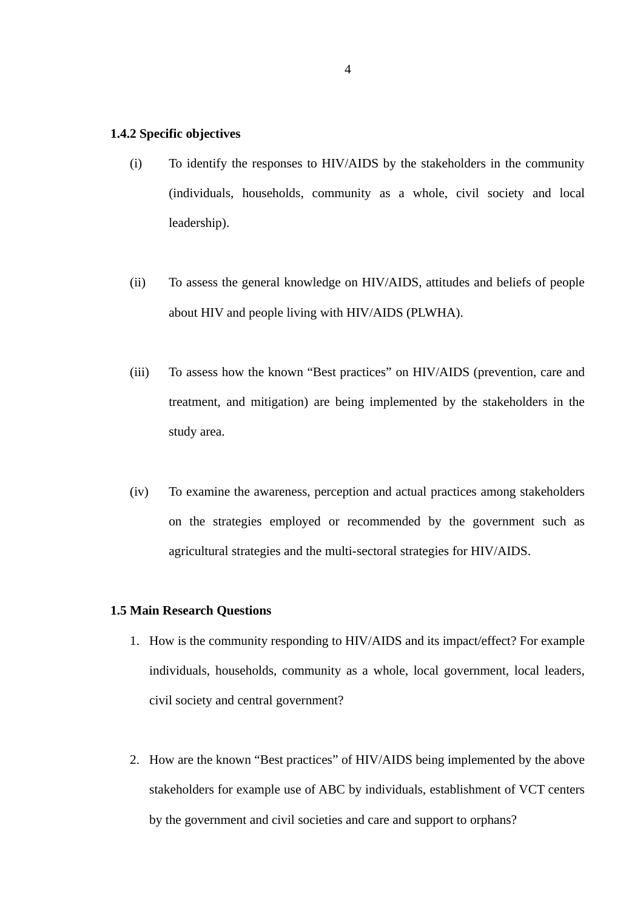### 1.4.2 Specific objectives

(i) To identify the responses to HIV/AIDS by the stakeholders in the community (individuals, households, community as a whole, civil society and local leadership).

(ii) To assess the general knowledge on HIV/AIDS, attitudes and beliefs of people about HIV and people living with HIV/AIDS (PLWHA).

(iii) To assess how the known "Best practices" on HIV/AIDS (prevention, care and treatment, and mitigation) are being implemented by the stakeholders in the study area.

(iv) To examine the awareness, perception and actual practices among stakeholders on the strategies employed or recommended by the government such as agricultural strategies and the multi-sectoral strategies for HIV/AIDS.

## 1.5 Main Research Questions

1. How is the community responding to HIV/AIDS and its impact/effect? For example individuals, households, community as a whole, local government, local leaders, civil society and central government?

2. How are the known "Best practices" of HIV/AIDS being implemented by the above stakeholders for example use of ABC by individuals, establishment of VCT centers by the government and civil societies and care and support to orphans?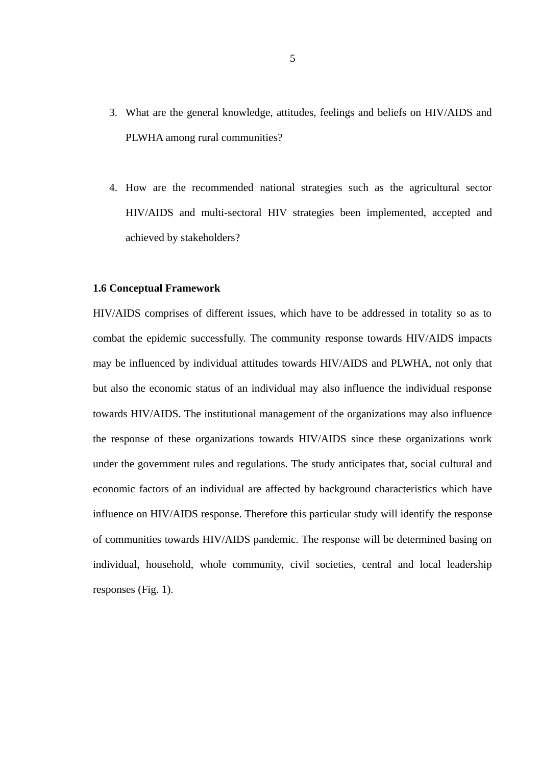3. What are the general knowledge, attitudes, feelings and beliefs on HIV/AIDS and PLWHA among rural communities?

4. How are the recommended national strategies such as the agricultural sector HIV/AIDS and multi-sectoral HIV strategies been implemented, accepted and achieved by stakeholders?

### 1.6 Conceptual Framework

HIV/AIDS comprises of different issues, which have to be addressed in totality so as to combat the epidemic successfully. The community response towards HIV/AIDS impacts may be influenced by individual attitudes towards HIV/AIDS and PLWHA, not only that but also the economic status of an individual may also influence the individual response towards HIV/AIDS. The institutional management of the organizations may also influence the response of these organizations towards HIV/AIDS since these organizations work under the government rules and regulations. The study anticipates that, social cultural and economic factors of an individual are affected by background characteristics which have influence on HIV/AIDS response. Therefore this particular study will identify the response of communities towards HIV/AIDS pandemic. The response will be determined basing on individual, household, whole community, civil societies, central and local leadership responses (Fig. 1).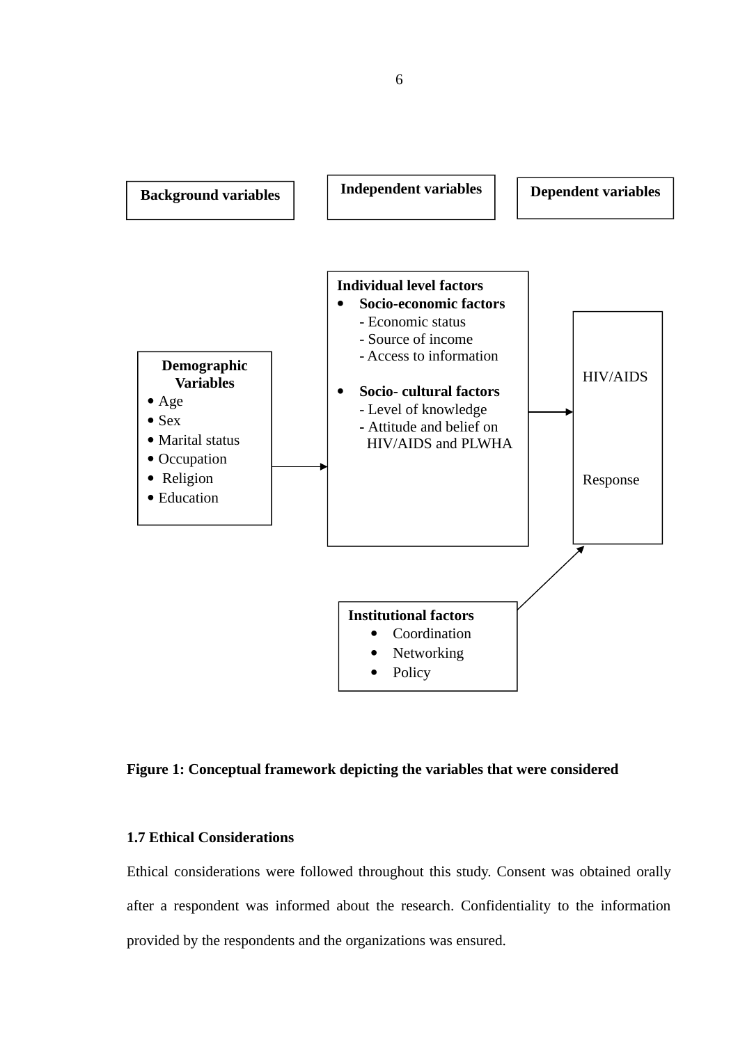**Background variables** | **Independent variables** | **Dependent variables**

**Demographic Variables**
- Age
- Sex
- Marital status
- Occupation
- Religion
- Education

**Individual level factors**
- **Socio-economic factors**
  - Economic status
  - Source of income
  - Access to information
- **Socio- cultural factors**
  - Level of knowledge
  - Attitude and belief on HIV/AIDS and PLWHA

**Institutional factors**
- Coordination
- Networking
- Policy

HIV/AIDS Response

**Figure 1: Conceptual framework depicting the variables that were considered**

### 1.7 Ethical Considerations

Ethical considerations were followed throughout this study. Consent was obtained orally after a respondent was informed about the research. Confidentiality to the information provided by the respondents and the organizations was ensured.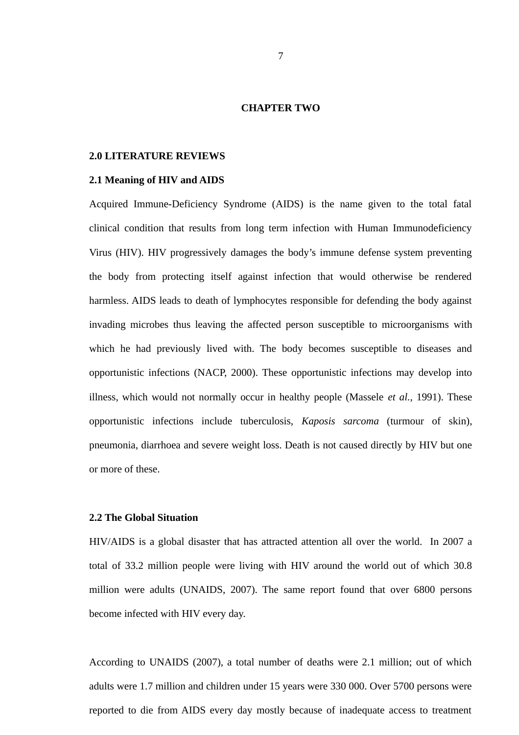# CHAPTER TWO

## 2.0 LITERATURE REVIEWS

### 2.1 Meaning of HIV and AIDS

Acquired Immune-Deficiency Syndrome (AIDS) is the name given to the total fatal clinical condition that results from long term infection with Human Immunodeficiency Virus (HIV). HIV progressively damages the body's immune defense system preventing the body from protecting itself against infection that would otherwise be rendered harmless. AIDS leads to death of lymphocytes responsible for defending the body against invading microbes thus leaving the affected person susceptible to microorganisms with which he had previously lived with. The body becomes susceptible to diseases and opportunistic infections (NACP, 2000). These opportunistic infections may develop into illness, which would not normally occur in healthy people (Massele *et al.,* 1991). These opportunistic infections include tuberculosis, *Kaposis sarcoma* (turmour of skin), pneumonia, diarrhoea and severe weight loss. Death is not caused directly by HIV but one or more of these.

### 2.2 The Global Situation

HIV/AIDS is a global disaster that has attracted attention all over the world. In 2007 a total of 33.2 million people were living with HIV around the world out of which 30.8 million were adults (UNAIDS, 2007). The same report found that over 6800 persons become infected with HIV every day.

According to UNAIDS (2007), a total number of deaths were 2.1 million; out of which adults were 1.7 million and children under 15 years were 330 000. Over 5700 persons were reported to die from AIDS every day mostly because of inadequate access to treatment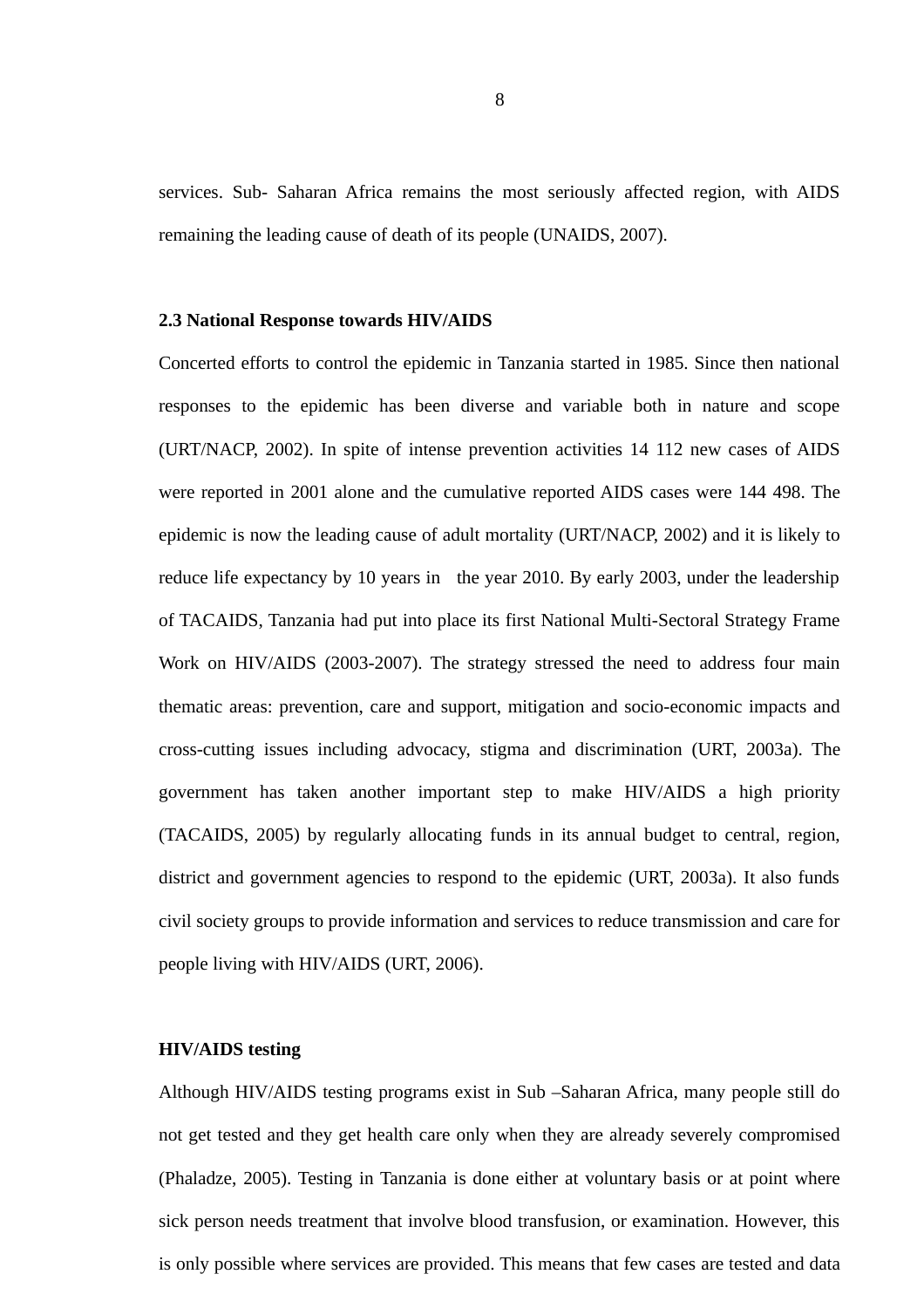services. Sub- Saharan Africa remains the most seriously affected region, with AIDS remaining the leading cause of death of its people (UNAIDS, 2007).

### 2.3 National Response towards HIV/AIDS

Concerted efforts to control the epidemic in Tanzania started in 1985. Since then national responses to the epidemic has been diverse and variable both in nature and scope (URT/NACP, 2002). In spite of intense prevention activities 14 112 new cases of AIDS were reported in 2001 alone and the cumulative reported AIDS cases were 144 498. The epidemic is now the leading cause of adult mortality (URT/NACP, 2002) and it is likely to reduce life expectancy by 10 years in  the year 2010. By early 2003, under the leadership of TACAIDS, Tanzania had put into place its first National Multi-Sectoral Strategy Frame Work on HIV/AIDS (2003-2007). The strategy stressed the need to address four main thematic areas: prevention, care and support, mitigation and socio-economic impacts and cross-cutting issues including advocacy, stigma and discrimination (URT, 2003a). The government has taken another important step to make HIV/AIDS a high priority (TACAIDS, 2005) by regularly allocating funds in its annual budget to central, region, district and government agencies to respond to the epidemic (URT, 2003a). It also funds civil society groups to provide information and services to reduce transmission and care for people living with HIV/AIDS (URT, 2006).

**HIV/AIDS testing**

Although HIV/AIDS testing programs exist in Sub –Saharan Africa, many people still do not get tested and they get health care only when they are already severely compromised (Phaladze, 2005). Testing in Tanzania is done either at voluntary basis or at point where sick person needs treatment that involve blood transfusion, or examination. However, this is only possible where services are provided. This means that few cases are tested and data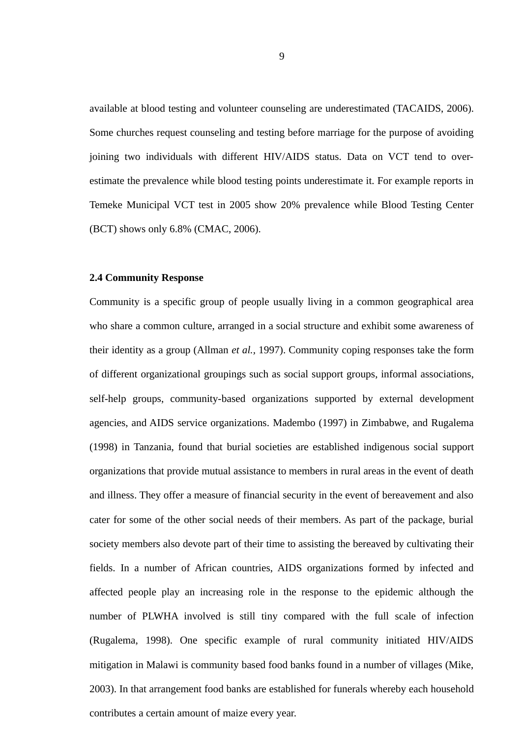available at blood testing and volunteer counseling are underestimated (TACAIDS, 2006). Some churches request counseling and testing before marriage for the purpose of avoiding joining two individuals with different HIV/AIDS status. Data on VCT tend to over-estimate the prevalence while blood testing points underestimate it. For example reports in Temeke Municipal VCT test in 2005 show 20% prevalence while Blood Testing Center (BCT) shows only 6.8% (CMAC, 2006).

### 2.4 Community Response

Community is a specific group of people usually living in a common geographical area who share a common culture, arranged in a social structure and exhibit some awareness of their identity as a group (Allman *et al.*, 1997). Community coping responses take the form of different organizational groupings such as social support groups, informal associations, self-help groups, community-based organizations supported by external development agencies, and AIDS service organizations. Madembo (1997) in Zimbabwe, and Rugalema (1998) in Tanzania, found that burial societies are established indigenous social support organizations that provide mutual assistance to members in rural areas in the event of death and illness. They offer a measure of financial security in the event of bereavement and also cater for some of the other social needs of their members. As part of the package, burial society members also devote part of their time to assisting the bereaved by cultivating their fields. In a number of African countries, AIDS organizations formed by infected and affected people play an increasing role in the response to the epidemic although the number of PLWHA involved is still tiny compared with the full scale of infection (Rugalema, 1998). One specific example of rural community initiated HIV/AIDS mitigation in Malawi is community based food banks found in a number of villages (Mike, 2003). In that arrangement food banks are established for funerals whereby each household contributes a certain amount of maize every year.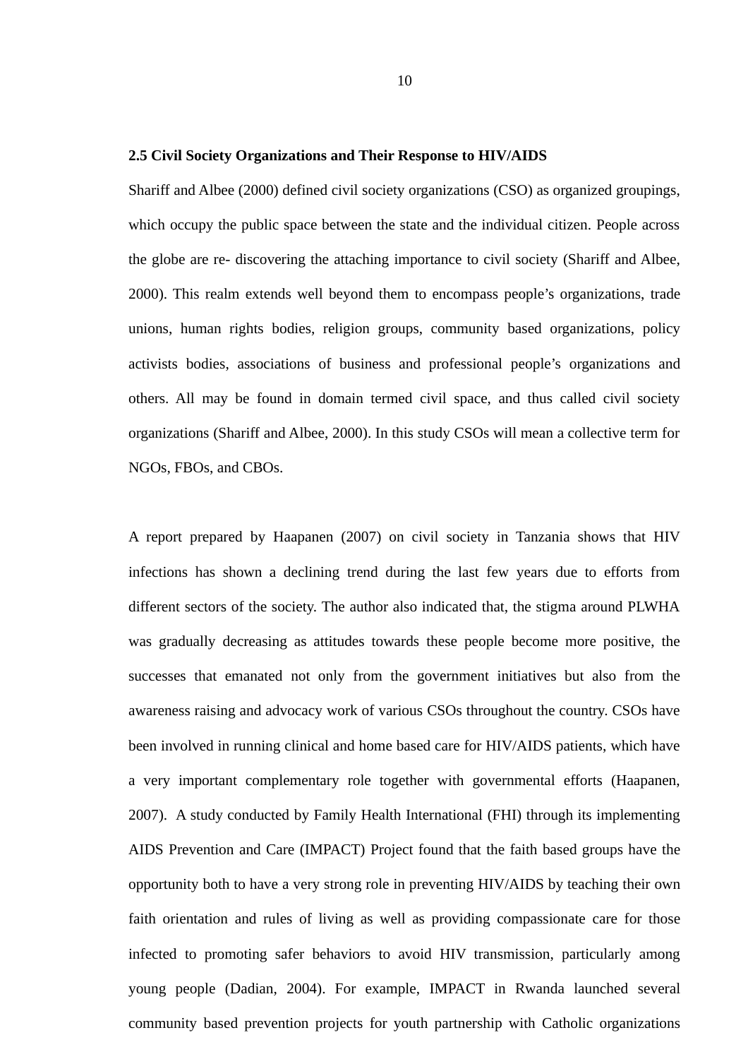## 2.5 Civil Society Organizations and Their Response to HIV/AIDS

Shariff and Albee (2000) defined civil society organizations (CSO) as organized groupings, which occupy the public space between the state and the individual citizen. People across the globe are re- discovering the attaching importance to civil society (Shariff and Albee, 2000). This realm extends well beyond them to encompass people's organizations, trade unions, human rights bodies, religion groups, community based organizations, policy activists bodies, associations of business and professional people's organizations and others. All may be found in domain termed civil space, and thus called civil society organizations (Shariff and Albee, 2000). In this study CSOs will mean a collective term for NGOs, FBOs, and CBOs.

A report prepared by Haapanen (2007) on civil society in Tanzania shows that HIV infections has shown a declining trend during the last few years due to efforts from different sectors of the society. The author also indicated that, the stigma around PLWHA was gradually decreasing as attitudes towards these people become more positive, the successes that emanated not only from the government initiatives but also from the awareness raising and advocacy work of various CSOs throughout the country. CSOs have been involved in running clinical and home based care for HIV/AIDS patients, which have a very important complementary role together with governmental efforts (Haapanen, 2007). A study conducted by Family Health International (FHI) through its implementing AIDS Prevention and Care (IMPACT) Project found that the faith based groups have the opportunity both to have a very strong role in preventing HIV/AIDS by teaching their own faith orientation and rules of living as well as providing compassionate care for those infected to promoting safer behaviors to avoid HIV transmission, particularly among young people (Dadian, 2004). For example, IMPACT in Rwanda launched several community based prevention projects for youth partnership with Catholic organizations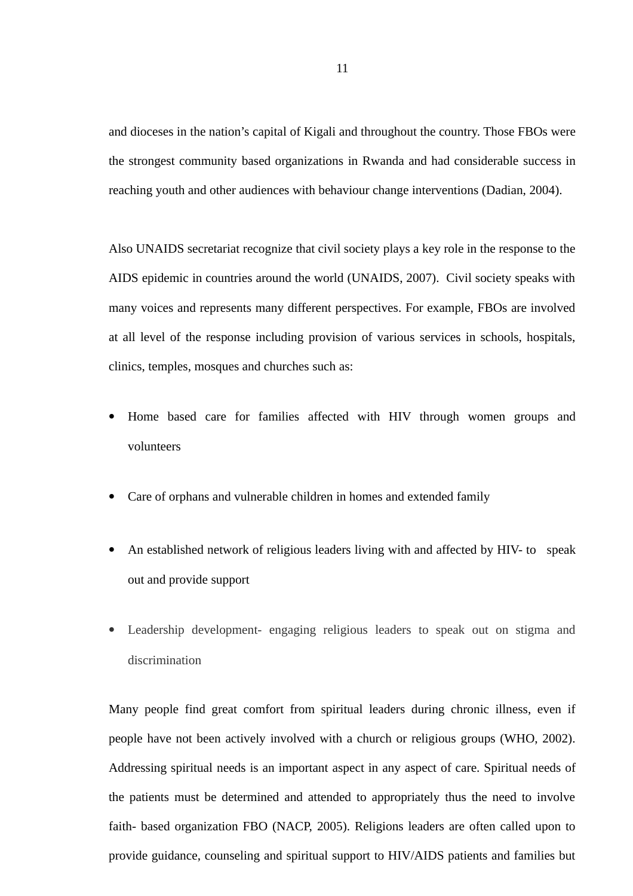and dioceses in the nation’s capital of Kigali and throughout the country. Those FBOs were the strongest community based organizations in Rwanda and had considerable success in reaching youth and other audiences with behaviour change interventions (Dadian, 2004).

Also UNAIDS secretariat recognize that civil society plays a key role in the response to the AIDS epidemic in countries around the world (UNAIDS, 2007). Civil society speaks with many voices and represents many different perspectives. For example, FBOs are involved at all level of the response including provision of various services in schools, hospitals, clinics, temples, mosques and churches such as:

- Home based care for families affected with HIV through women groups and volunteers
- Care of orphans and vulnerable children in homes and extended family
- An established network of religious leaders living with and affected by HIV- to speak out and provide support
- Leadership development- engaging religious leaders to speak out on stigma and discrimination

Many people find great comfort from spiritual leaders during chronic illness, even if people have not been actively involved with a church or religious groups (WHO, 2002). Addressing spiritual needs is an important aspect in any aspect of care. Spiritual needs of the patients must be determined and attended to appropriately thus the need to involve faith- based organization FBO (NACP, 2005). Religions leaders are often called upon to provide guidance, counseling and spiritual support to HIV/AIDS patients and families but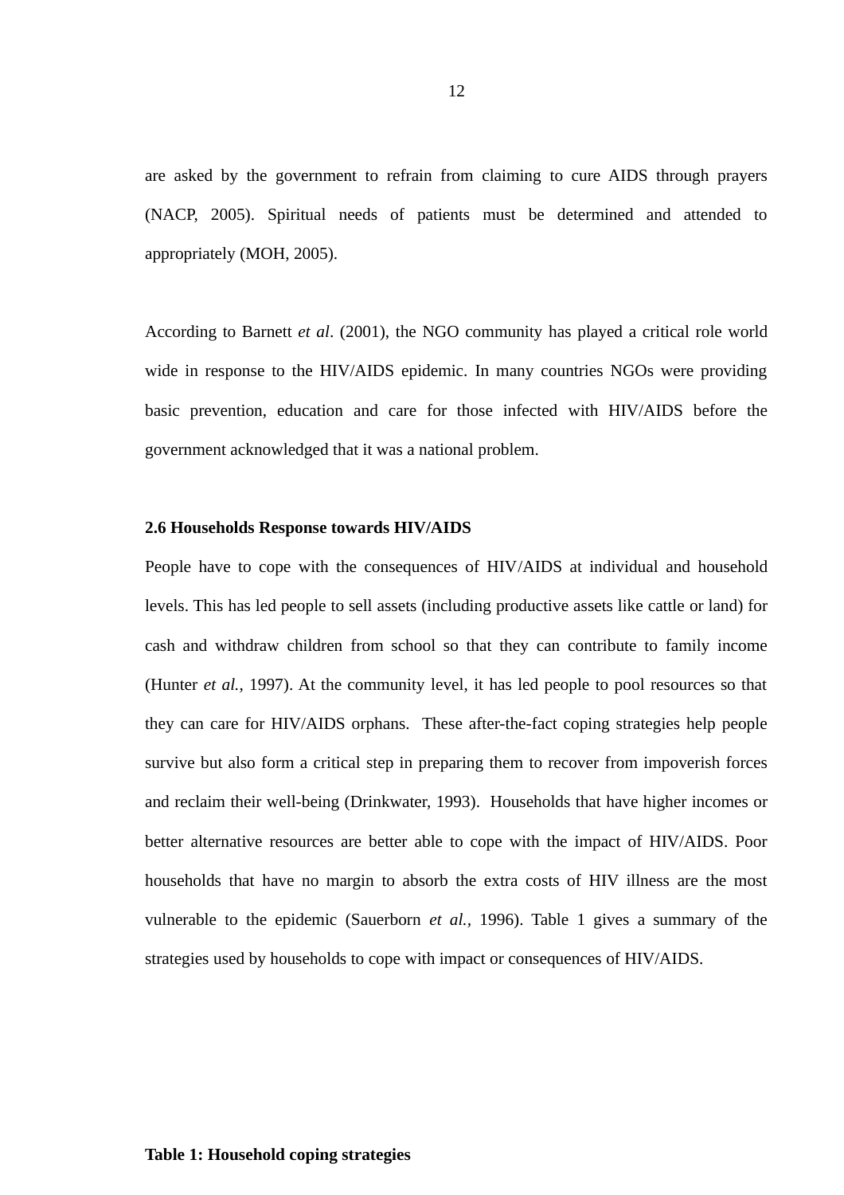are asked by the government to refrain from claiming to cure AIDS through prayers (NACP, 2005). Spiritual needs of patients must be determined and attended to appropriately (MOH, 2005).

According to Barnett *et al*. (2001), the NGO community has played a critical role world wide in response to the HIV/AIDS epidemic. In many countries NGOs were providing basic prevention, education and care for those infected with HIV/AIDS before the government acknowledged that it was a national problem.

**2.6 Households Response towards HIV/AIDS**

People have to cope with the consequences of HIV/AIDS at individual and household levels. This has led people to sell assets (including productive assets like cattle or land) for cash and withdraw children from school so that they can contribute to family income (Hunter *et al.*, 1997). At the community level, it has led people to pool resources so that they can care for HIV/AIDS orphans. These after-the-fact coping strategies help people survive but also form a critical step in preparing them to recover from impoverish forces and reclaim their well-being (Drinkwater, 1993). Households that have higher incomes or better alternative resources are better able to cope with the impact of HIV/AIDS. Poor households that have no margin to absorb the extra costs of HIV illness are the most vulnerable to the epidemic (Sauerborn *et al.*, 1996). Table 1 gives a summary of the strategies used by households to cope with impact or consequences of HIV/AIDS.

**Table 1: Household coping strategies**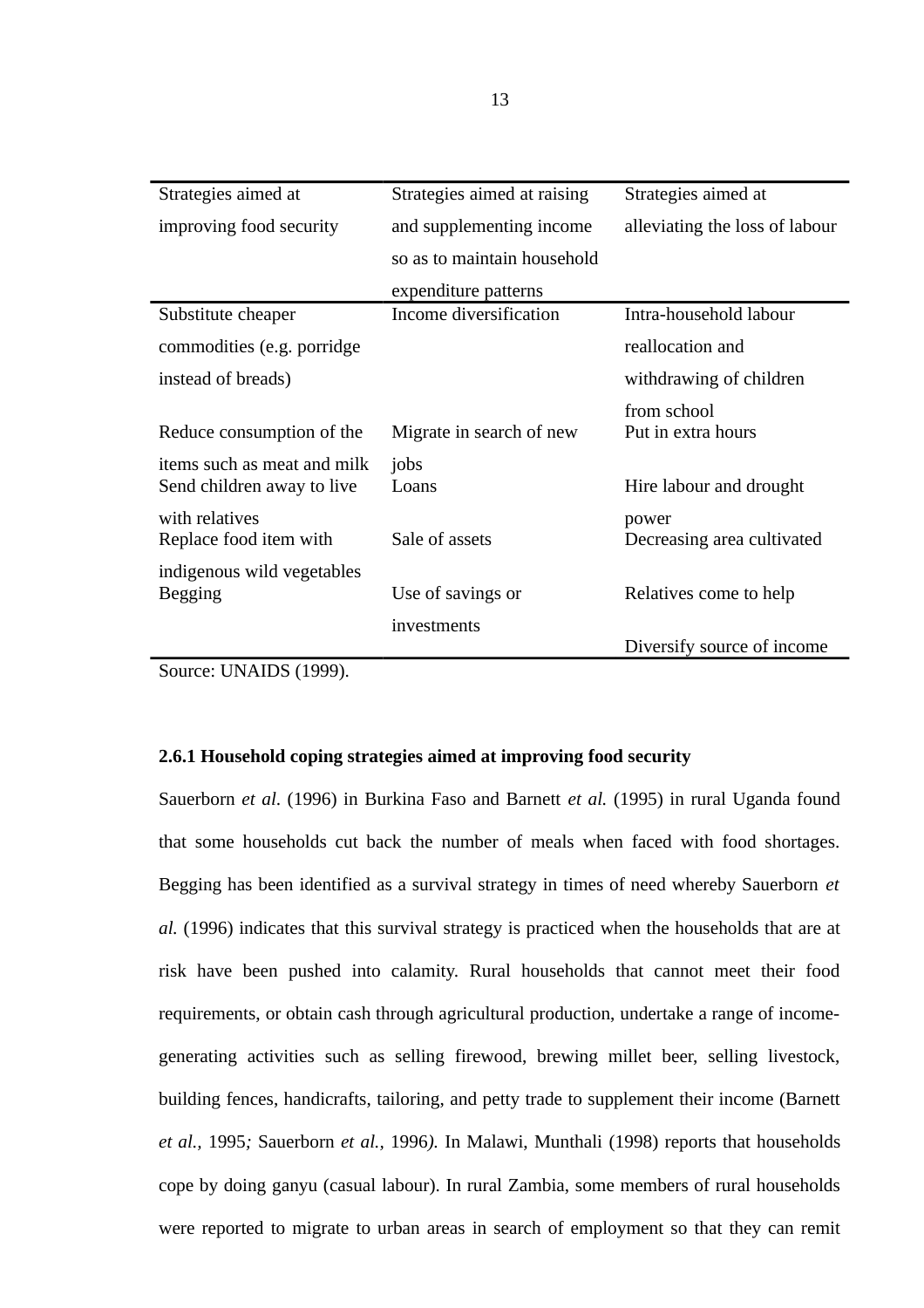| Strategies aimed at improving food security | Strategies aimed at raising and supplementing income so as to maintain household expenditure patterns | Strategies aimed at alleviating the loss of labour |
|---|---|---|
| Substitute cheaper commodities (e.g. porridge instead of breads) | Income diversification | Intra-household labour reallocation and withdrawing of children from school |
| Reduce consumption of the items such as meat and milk | Migrate in search of new jobs | Put in extra hours |
| Send children away to live with relatives | Loans | Hire labour and drought power |
| Replace food item with indigenous wild vegetables | Sale of assets | Decreasing area cultivated |
| Begging | Use of savings or investments | Relatives come to help |
| | | Diversify source of income |

Source: UNAIDS (1999).

### 2.6.1 Household coping strategies aimed at improving food security

Sauerborn *et al*. (1996) in Burkina Faso and Barnett *et al.* (1995) in rural Uganda found that some households cut back the number of meals when faced with food shortages. Begging has been identified as a survival strategy in times of need whereby Sauerborn *et al.* (1996) indicates that this survival strategy is practiced when the households that are at risk have been pushed into calamity. Rural households that cannot meet their food requirements, or obtain cash through agricultural production, undertake a range of income-generating activities such as selling firewood, brewing millet beer, selling livestock, building fences, handicrafts, tailoring, and petty trade to supplement their income (Barnett *et al.,* 1995*;* Sauerborn *et al.,* 1996*).* In Malawi, Munthali (1998) reports that households cope by doing ganyu (casual labour). In rural Zambia, some members of rural households were reported to migrate to urban areas in search of employment so that they can remit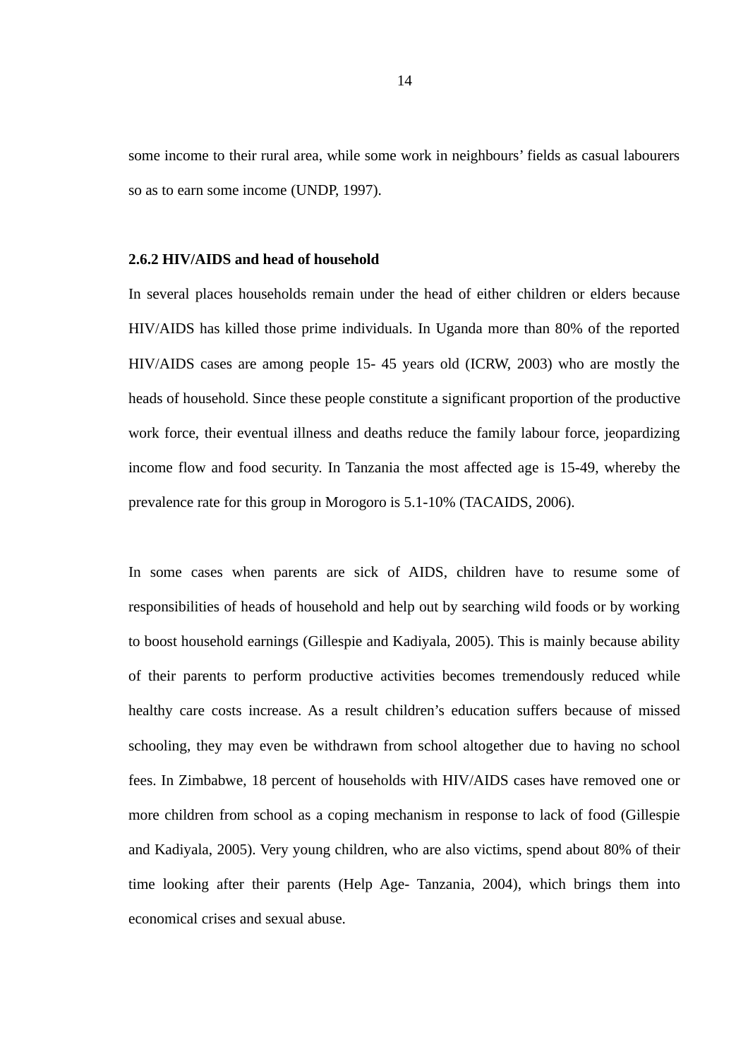some income to their rural area, while some work in neighbours' fields as casual labourers so as to earn some income (UNDP, 1997).

### 2.6.2 HIV/AIDS and head of household

In several places households remain under the head of either children or elders because HIV/AIDS has killed those prime individuals. In Uganda more than 80% of the reported HIV/AIDS cases are among people 15- 45 years old (ICRW, 2003) who are mostly the heads of household. Since these people constitute a significant proportion of the productive work force, their eventual illness and deaths reduce the family labour force, jeopardizing income flow and food security. In Tanzania the most affected age is 15-49, whereby the prevalence rate for this group in Morogoro is 5.1-10% (TACAIDS, 2006).

In some cases when parents are sick of AIDS, children have to resume some of responsibilities of heads of household and help out by searching wild foods or by working to boost household earnings (Gillespie and Kadiyala, 2005). This is mainly because ability of their parents to perform productive activities becomes tremendously reduced while healthy care costs increase. As a result children's education suffers because of missed schooling, they may even be withdrawn from school altogether due to having no school fees. In Zimbabwe, 18 percent of households with HIV/AIDS cases have removed one or more children from school as a coping mechanism in response to lack of food (Gillespie and Kadiyala, 2005). Very young children, who are also victims, spend about 80% of their time looking after their parents (Help Age- Tanzania, 2004), which brings them into economical crises and sexual abuse.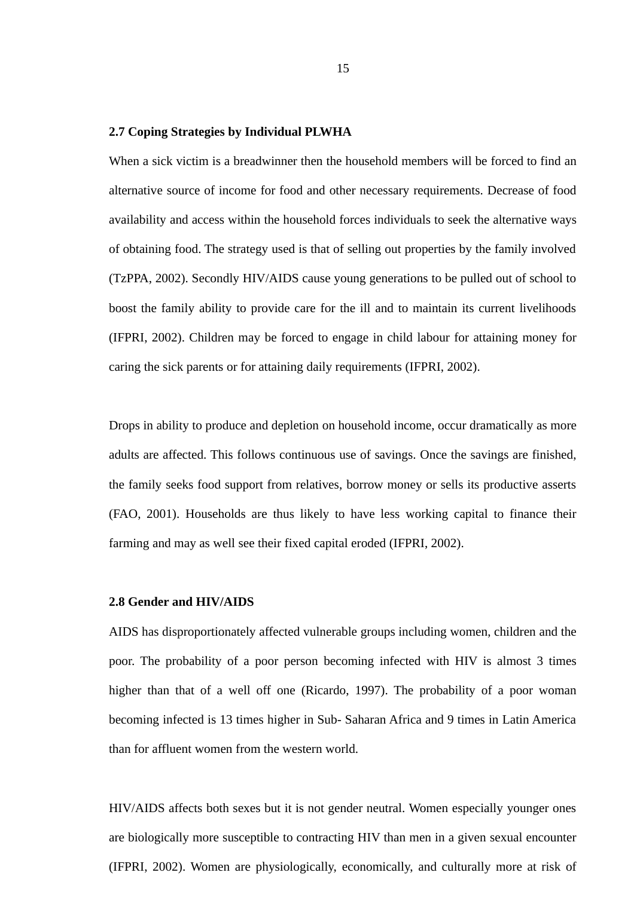## 2.7 Coping Strategies by Individual PLWHA

When a sick victim is a breadwinner then the household members will be forced to find an alternative source of income for food and other necessary requirements. Decrease of food availability and access within the household forces individuals to seek the alternative ways of obtaining food. The strategy used is that of selling out properties by the family involved (TzPPA, 2002). Secondly HIV/AIDS cause young generations to be pulled out of school to boost the family ability to provide care for the ill and to maintain its current livelihoods (IFPRI, 2002). Children may be forced to engage in child labour for attaining money for caring the sick parents or for attaining daily requirements (IFPRI, 2002).

Drops in ability to produce and depletion on household income, occur dramatically as more adults are affected. This follows continuous use of savings. Once the savings are finished, the family seeks food support from relatives, borrow money or sells its productive asserts (FAO, 2001). Households are thus likely to have less working capital to finance their farming and may as well see their fixed capital eroded (IFPRI, 2002).

## 2.8 Gender and HIV/AIDS

AIDS has disproportionately affected vulnerable groups including women, children and the poor. The probability of a poor person becoming infected with HIV is almost 3 times higher than that of a well off one (Ricardo, 1997). The probability of a poor woman becoming infected is 13 times higher in Sub- Saharan Africa and 9 times in Latin America than for affluent women from the western world.

HIV/AIDS affects both sexes but it is not gender neutral. Women especially younger ones are biologically more susceptible to contracting HIV than men in a given sexual encounter (IFPRI, 2002). Women are physiologically, economically, and culturally more at risk of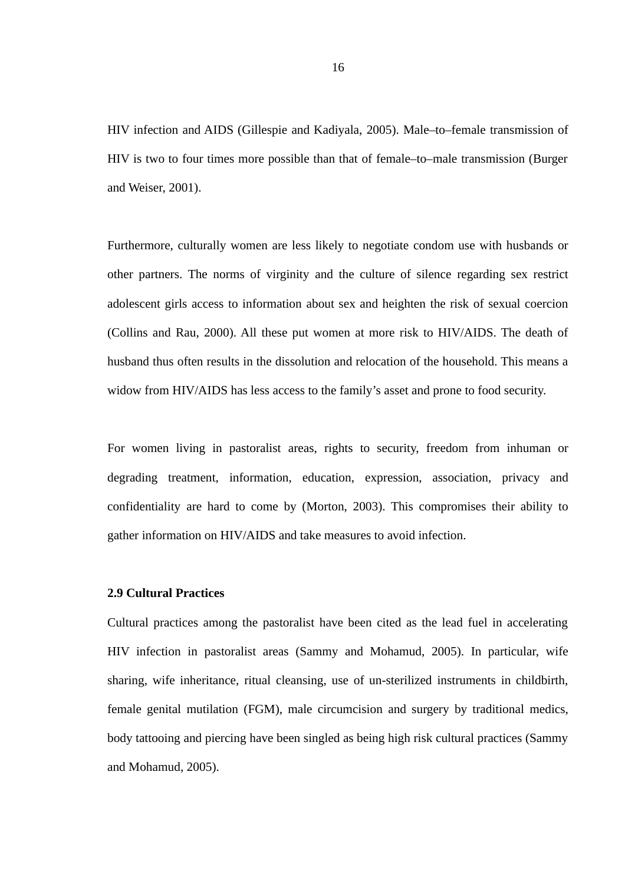HIV infection and AIDS (Gillespie and Kadiyala, 2005). Male–to–female transmission of HIV is two to four times more possible than that of female–to–male transmission (Burger and Weiser, 2001).

Furthermore, culturally women are less likely to negotiate condom use with husbands or other partners. The norms of virginity and the culture of silence regarding sex restrict adolescent girls access to information about sex and heighten the risk of sexual coercion (Collins and Rau, 2000). All these put women at more risk to HIV/AIDS. The death of husband thus often results in the dissolution and relocation of the household. This means a widow from HIV/AIDS has less access to the family's asset and prone to food security.

For women living in pastoralist areas, rights to security, freedom from inhuman or degrading treatment, information, education, expression, association, privacy and confidentiality are hard to come by (Morton, 2003). This compromises their ability to gather information on HIV/AIDS and take measures to avoid infection.

### 2.9 Cultural Practices

Cultural practices among the pastoralist have been cited as the lead fuel in accelerating HIV infection in pastoralist areas (Sammy and Mohamud, 2005). In particular, wife sharing, wife inheritance, ritual cleansing, use of un-sterilized instruments in childbirth, female genital mutilation (FGM), male circumcision and surgery by traditional medics, body tattooing and piercing have been singled as being high risk cultural practices (Sammy and Mohamud, 2005).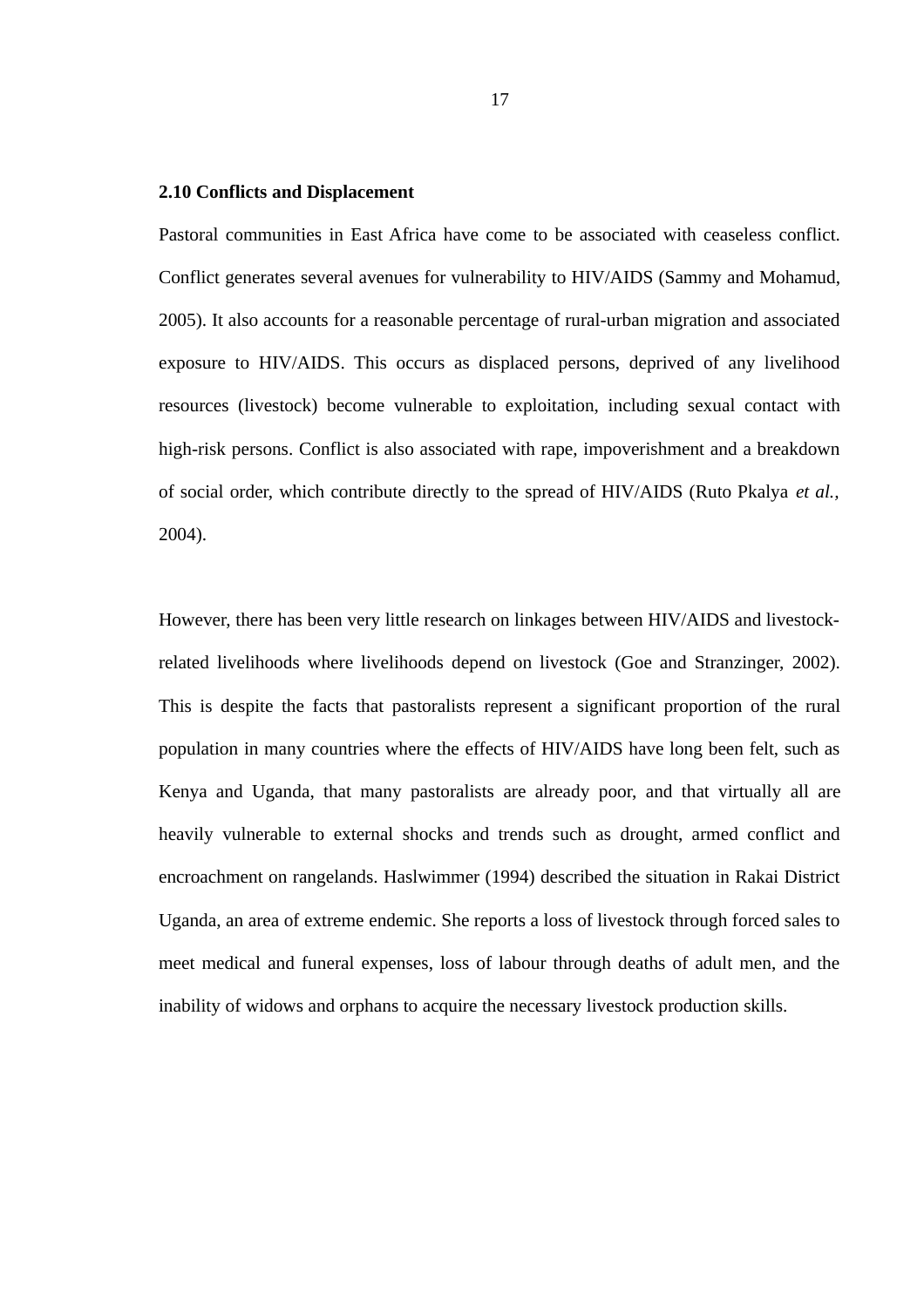### 2.10 Conflicts and Displacement

Pastoral communities in East Africa have come to be associated with ceaseless conflict. Conflict generates several avenues for vulnerability to HIV/AIDS (Sammy and Mohamud, 2005). It also accounts for a reasonable percentage of rural-urban migration and associated exposure to HIV/AIDS. This occurs as displaced persons, deprived of any livelihood resources (livestock) become vulnerable to exploitation, including sexual contact with high-risk persons. Conflict is also associated with rape, impoverishment and a breakdown of social order, which contribute directly to the spread of HIV/AIDS (Ruto Pkalya *et al.,* 2004).

However, there has been very little research on linkages between HIV/AIDS and livestock-related livelihoods where livelihoods depend on livestock (Goe and Stranzinger, 2002). This is despite the facts that pastoralists represent a significant proportion of the rural population in many countries where the effects of HIV/AIDS have long been felt, such as Kenya and Uganda, that many pastoralists are already poor, and that virtually all are heavily vulnerable to external shocks and trends such as drought, armed conflict and encroachment on rangelands. Haslwimmer (1994) described the situation in Rakai District Uganda, an area of extreme endemic. She reports a loss of livestock through forced sales to meet medical and funeral expenses, loss of labour through deaths of adult men, and the inability of widows and orphans to acquire the necessary livestock production skills.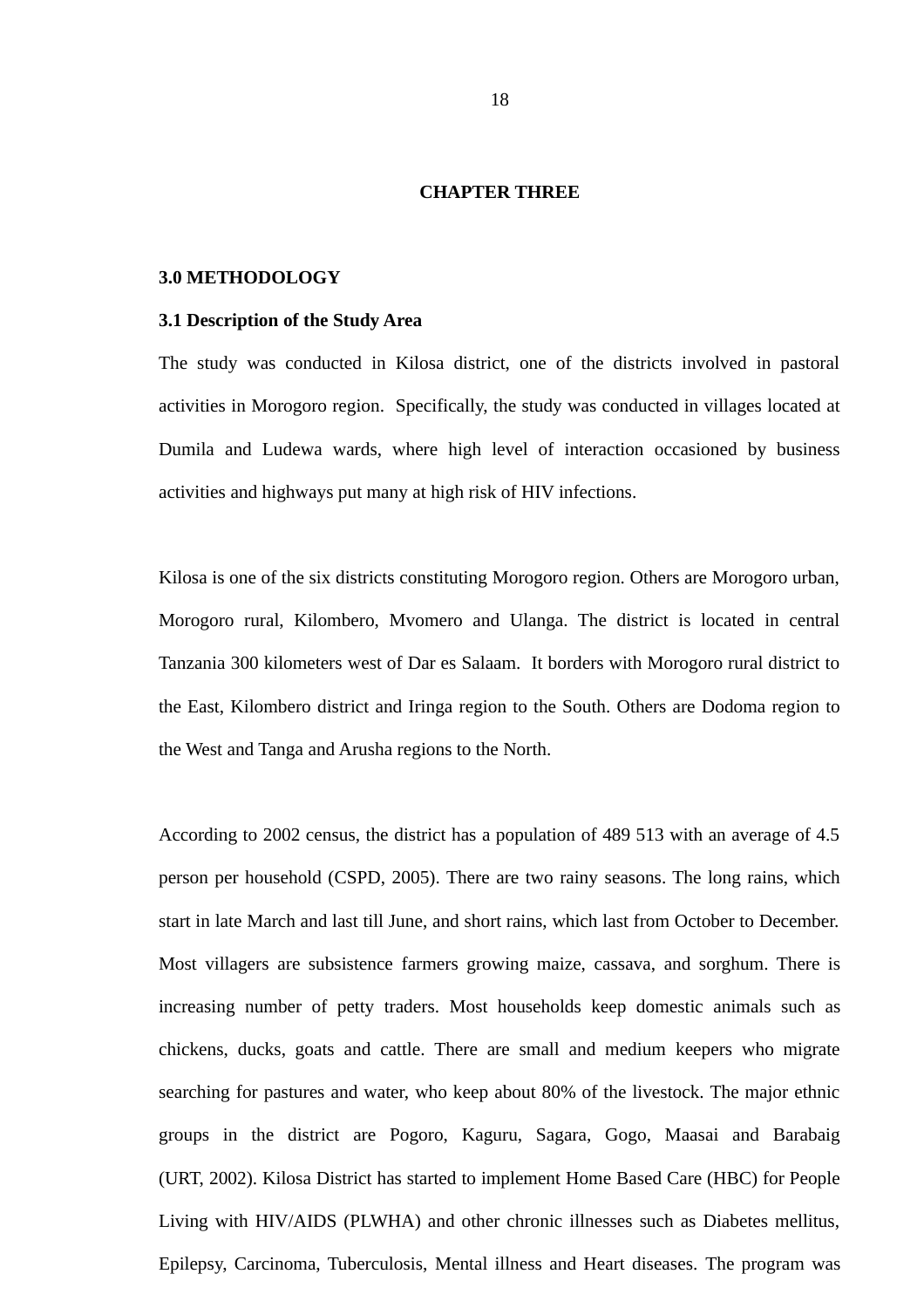# CHAPTER THREE

## 3.0 METHODOLOGY

### 3.1 Description of the Study Area

The study was conducted in Kilosa district, one of the districts involved in pastoral activities in Morogoro region. Specifically, the study was conducted in villages located at Dumila and Ludewa wards, where high level of interaction occasioned by business activities and highways put many at high risk of HIV infections.

Kilosa is one of the six districts constituting Morogoro region. Others are Morogoro urban, Morogoro rural, Kilombero, Mvomero and Ulanga. The district is located in central Tanzania 300 kilometers west of Dar es Salaam. It borders with Morogoro rural district to the East, Kilombero district and Iringa region to the South. Others are Dodoma region to the West and Tanga and Arusha regions to the North.

According to 2002 census, the district has a population of 489 513 with an average of 4.5 person per household (CSPD, 2005). There are two rainy seasons. The long rains, which start in late March and last till June, and short rains, which last from October to December. Most villagers are subsistence farmers growing maize, cassava, and sorghum. There is increasing number of petty traders. Most households keep domestic animals such as chickens, ducks, goats and cattle. There are small and medium keepers who migrate searching for pastures and water, who keep about 80% of the livestock. The major ethnic groups in the district are Pogoro, Kaguru, Sagara, Gogo, Maasai and Barabaig (URT, 2002). Kilosa District has started to implement Home Based Care (HBC) for People Living with HIV/AIDS (PLWHA) and other chronic illnesses such as Diabetes mellitus, Epilepsy, Carcinoma, Tuberculosis, Mental illness and Heart diseases. The program was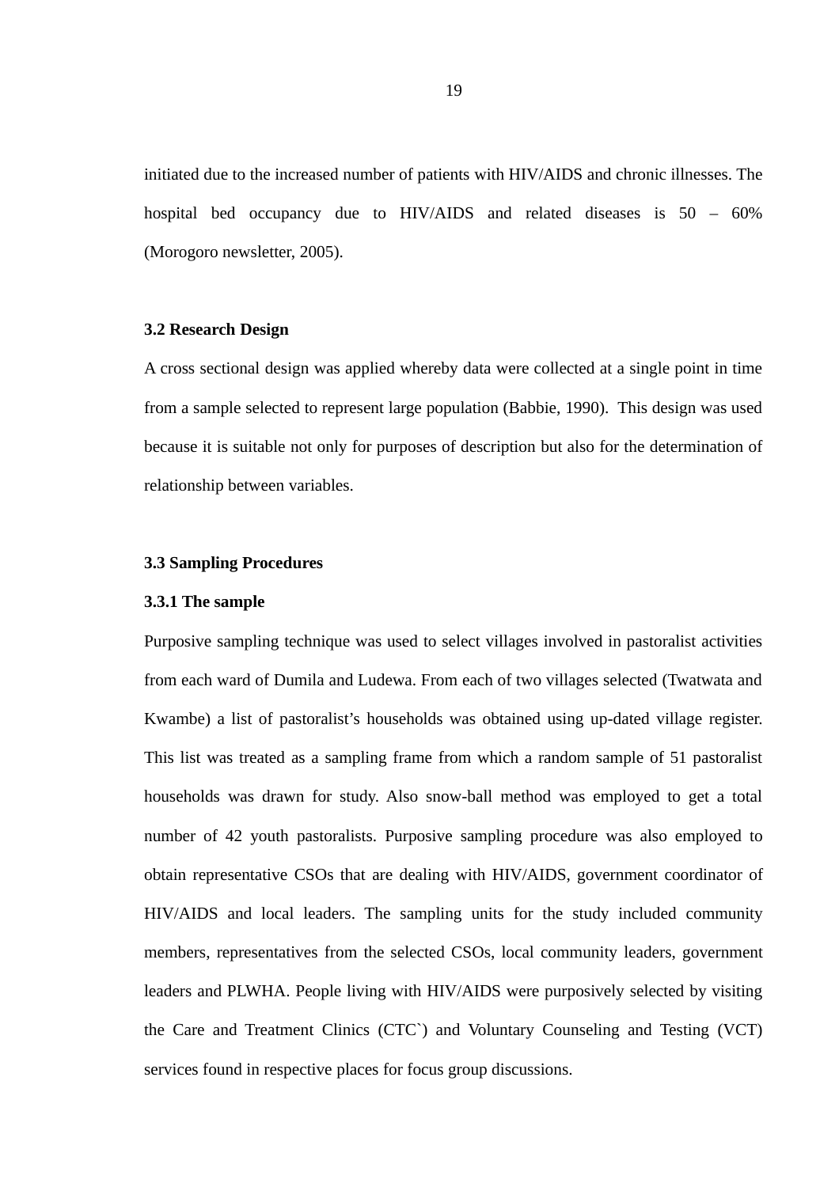initiated due to the increased number of patients with HIV/AIDS and chronic illnesses. The hospital bed occupancy due to HIV/AIDS and related diseases is 50 – 60% (Morogoro newsletter, 2005).

### 3.2 Research Design

A cross sectional design was applied whereby data were collected at a single point in time from a sample selected to represent large population (Babbie, 1990). This design was used because it is suitable not only for purposes of description but also for the determination of relationship between variables.

### 3.3 Sampling Procedures

#### 3.3.1 The sample

Purposive sampling technique was used to select villages involved in pastoralist activities from each ward of Dumila and Ludewa. From each of two villages selected (Twatwata and Kwambe) a list of pastoralist's households was obtained using up-dated village register. This list was treated as a sampling frame from which a random sample of 51 pastoralist households was drawn for study. Also snow-ball method was employed to get a total number of 42 youth pastoralists. Purposive sampling procedure was also employed to obtain representative CSOs that are dealing with HIV/AIDS, government coordinator of HIV/AIDS and local leaders. The sampling units for the study included community members, representatives from the selected CSOs, local community leaders, government leaders and PLWHA. People living with HIV/AIDS were purposively selected by visiting the Care and Treatment Clinics (CTC`) and Voluntary Counseling and Testing (VCT) services found in respective places for focus group discussions.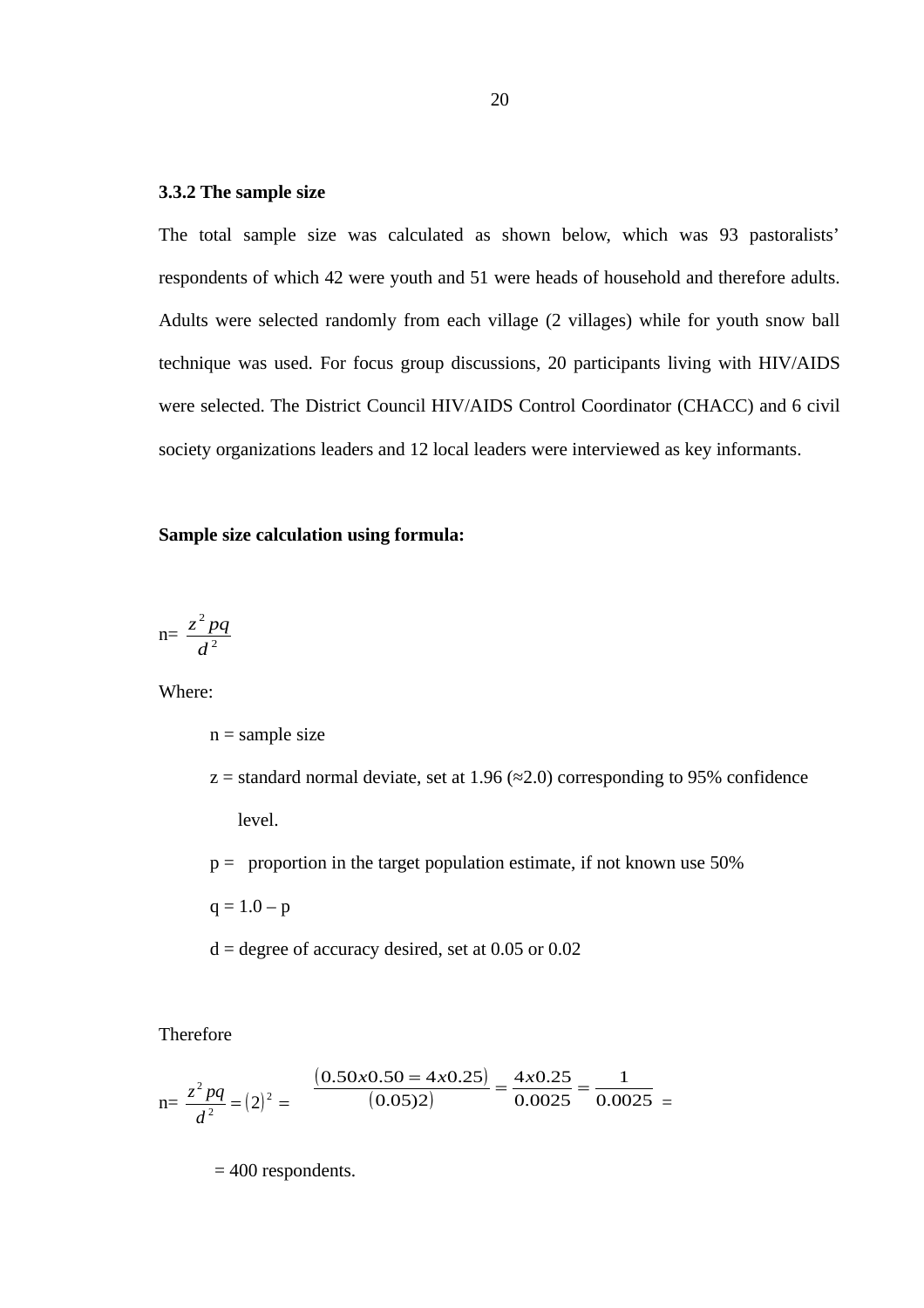### 3.3.2 The sample size

The total sample size was calculated as shown below, which was 93 pastoralists' respondents of which 42 were youth and 51 were heads of household and therefore adults. Adults were selected randomly from each village (2 villages) while for youth snow ball technique was used. For focus group discussions, 20 participants living with HIV/AIDS were selected. The District Council HIV/AIDS Control Coordinator (CHACC) and 6 civil society organizations leaders and 12 local leaders were interviewed as key informants.

**Sample size calculation using formula:**

n= $\frac{z^2 pq}{d^2}$

Where:

n = sample size

z = standard normal deviate, set at 1.96 (≈2.0) corresponding to 95% confidence level.

p = proportion in the target population estimate, if not known use 50%

q = 1.0 – p

d = degree of accuracy desired, set at 0.05 or 0.02

Therefore

n= $\frac{z^2 pq}{d^2} = (2)^2 = \frac{(0.50x0.50 = 4x0.25)}{(0.05)2)} = \frac{4x0.25}{0.0025} = \frac{1}{0.0025} =$

= 400 respondents.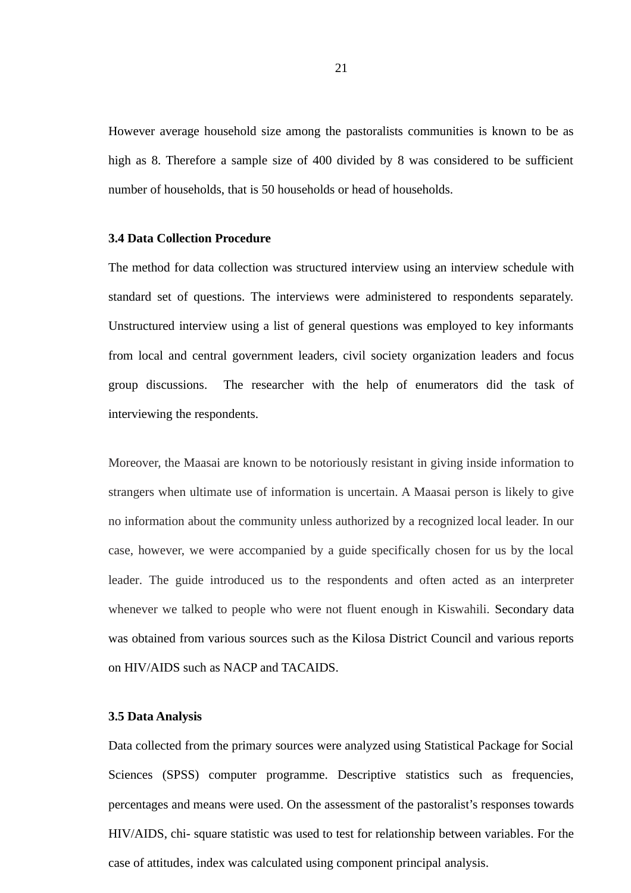However average household size among the pastoralists communities is known to be as high as 8. Therefore a sample size of 400 divided by 8 was considered to be sufficient number of households, that is 50 households or head of households.

### 3.4 Data Collection Procedure

The method for data collection was structured interview using an interview schedule with standard set of questions. The interviews were administered to respondents separately. Unstructured interview using a list of general questions was employed to key informants from local and central government leaders, civil society organization leaders and focus group discussions. The researcher with the help of enumerators did the task of interviewing the respondents.

Moreover, the Maasai are known to be notoriously resistant in giving inside information to strangers when ultimate use of information is uncertain. A Maasai person is likely to give no information about the community unless authorized by a recognized local leader. In our case, however, we were accompanied by a guide specifically chosen for us by the local leader. The guide introduced us to the respondents and often acted as an interpreter whenever we talked to people who were not fluent enough in Kiswahili. Secondary data was obtained from various sources such as the Kilosa District Council and various reports on HIV/AIDS such as NACP and TACAIDS.

### 3.5 Data Analysis

Data collected from the primary sources were analyzed using Statistical Package for Social Sciences (SPSS) computer programme. Descriptive statistics such as frequencies, percentages and means were used. On the assessment of the pastoralist's responses towards HIV/AIDS, chi- square statistic was used to test for relationship between variables. For the case of attitudes, index was calculated using component principal analysis.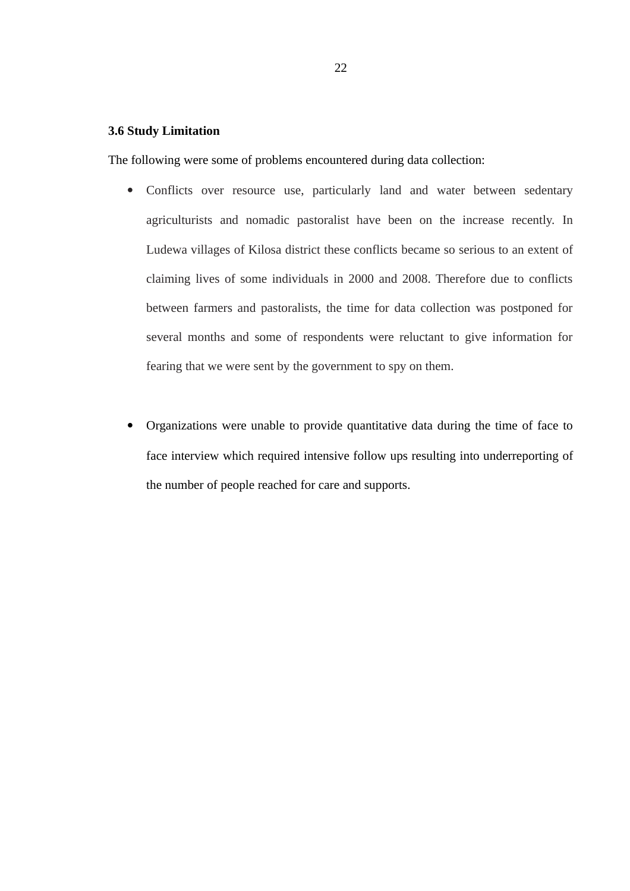### 3.6 Study Limitation

The following were some of problems encountered during data collection:

- Conflicts over resource use, particularly land and water between sedentary agriculturists and nomadic pastoralist have been on the increase recently. In Ludewa villages of Kilosa district these conflicts became so serious to an extent of claiming lives of some individuals in 2000 and 2008. Therefore due to conflicts between farmers and pastoralists, the time for data collection was postponed for several months and some of respondents were reluctant to give information for fearing that we were sent by the government to spy on them.

- Organizations were unable to provide quantitative data during the time of face to face interview which required intensive follow ups resulting into underreporting of the number of people reached for care and supports.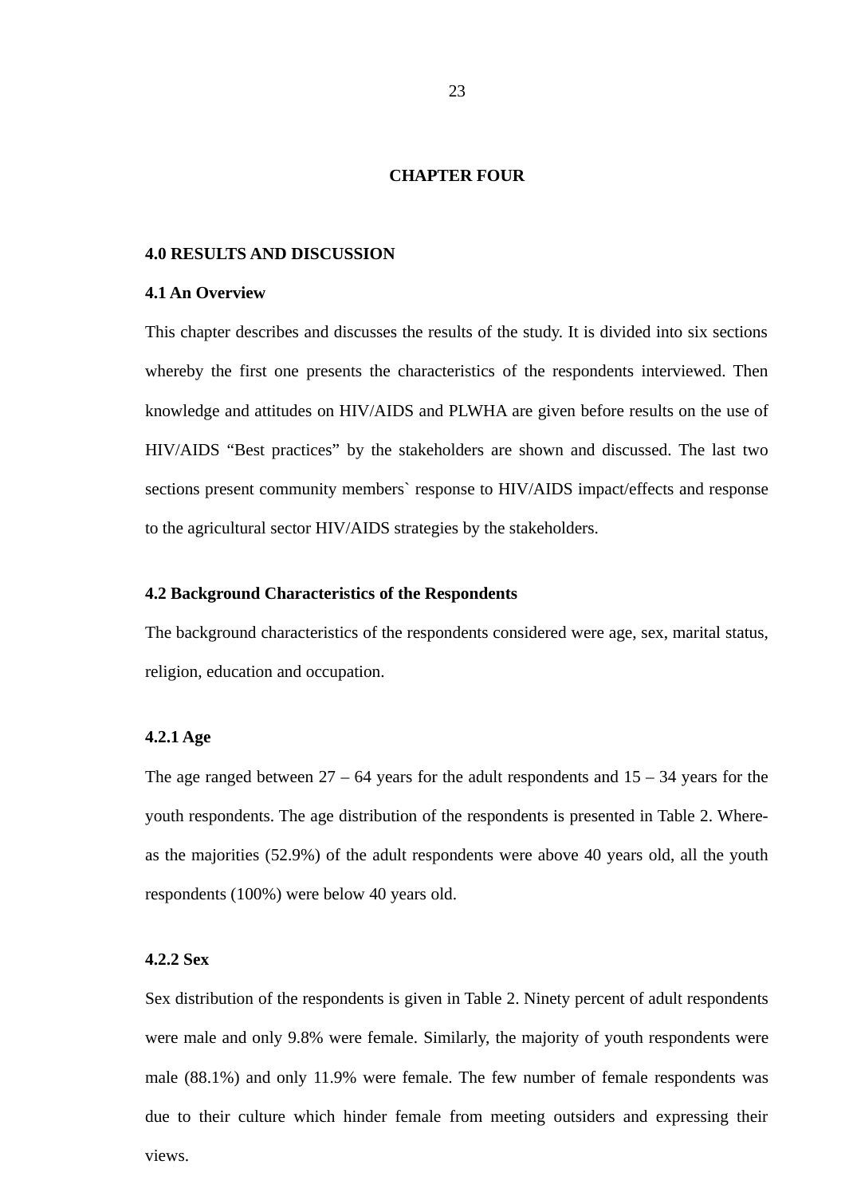# CHAPTER FOUR

## 4.0 RESULTS AND DISCUSSION

### 4.1 An Overview

This chapter describes and discusses the results of the study. It is divided into six sections whereby the first one presents the characteristics of the respondents interviewed. Then knowledge and attitudes on HIV/AIDS and PLWHA are given before results on the use of HIV/AIDS "Best practices" by the stakeholders are shown and discussed. The last two sections present community members` response to HIV/AIDS impact/effects and response to the agricultural sector HIV/AIDS strategies by the stakeholders.

### 4.2 Background Characteristics of the Respondents

The background characteristics of the respondents considered were age, sex, marital status, religion, education and occupation.

#### 4.2.1 Age

The age ranged between 27 – 64 years for the adult respondents and 15 – 34 years for the youth respondents. The age distribution of the respondents is presented in Table 2. Whereas the majorities (52.9%) of the adult respondents were above 40 years old, all the youth respondents (100%) were below 40 years old.

#### 4.2.2 Sex

Sex distribution of the respondents is given in Table 2. Ninety percent of adult respondents were male and only 9.8% were female. Similarly, the majority of youth respondents were male (88.1%) and only 11.9% were female. The few number of female respondents was due to their culture which hinder female from meeting outsiders and expressing their views.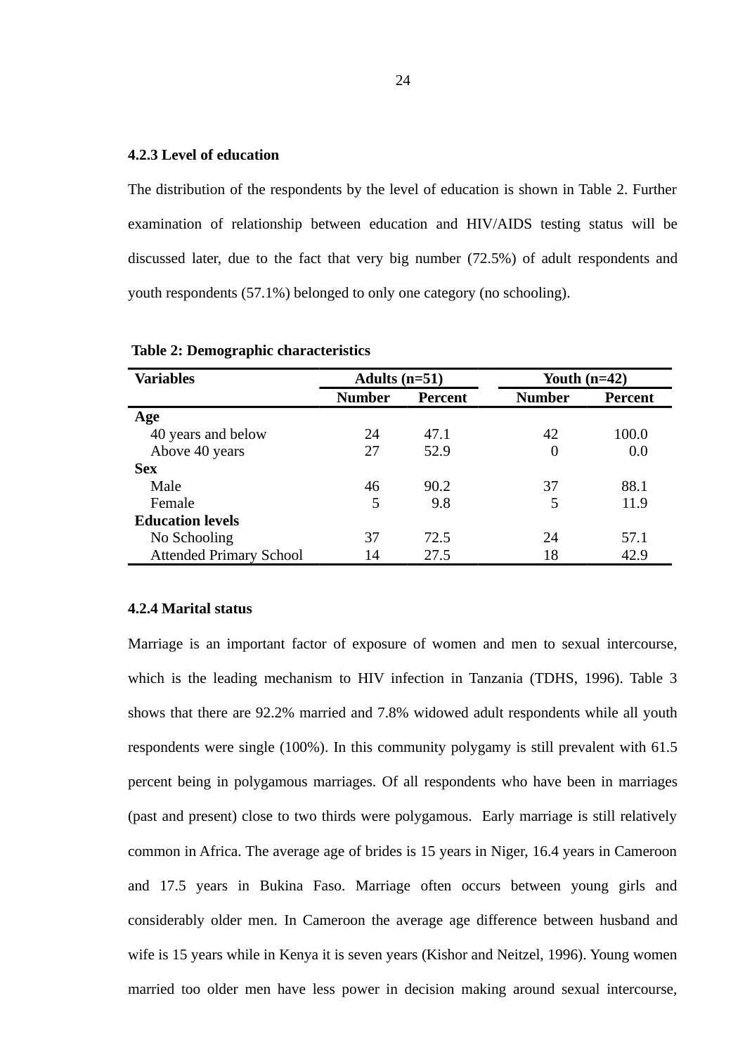### 4.2.3 Level of education

The distribution of the respondents by the level of education is shown in Table 2. Further examination of relationship between education and HIV/AIDS testing status will be discussed later, due to the fact that very big number (72.5%) of adult respondents and youth respondents (57.1%) belonged to only one category (no schooling).

**Table 2: Demographic characteristics**

| Variables | Adults (n=51) | | Youth (n=42) | |
|---|---|---|---|---|
| | Number | Percent | Number | Percent |
| **Age** | | | | |
| 40 years and below | 24 | 47.1 | 42 | 100.0 |
| Above 40 years | 27 | 52.9 | 0 | 0.0 |
| **Sex** | | | | |
| Male | 46 | 90.2 | 37 | 88.1 |
| Female | 5 | 9.8 | 5 | 11.9 |
| **Education levels** | | | | |
| No Schooling | 37 | 72.5 | 24 | 57.1 |
| Attended Primary School | 14 | 27.5 | 18 | 42.9 |

### 4.2.4 Marital status

Marriage is an important factor of exposure of women and men to sexual intercourse, which is the leading mechanism to HIV infection in Tanzania (TDHS, 1996). Table 3 shows that there are 92.2% married and 7.8% widowed adult respondents while all youth respondents were single (100%). In this community polygamy is still prevalent with 61.5 percent being in polygamous marriages. Of all respondents who have been in marriages (past and present) close to two thirds were polygamous. Early marriage is still relatively common in Africa. The average age of brides is 15 years in Niger, 16.4 years in Cameroon and 17.5 years in Bukina Faso. Marriage often occurs between young girls and considerably older men. In Cameroon the average age difference between husband and wife is 15 years while in Kenya it is seven years (Kishor and Neitzel, 1996). Young women married too older men have less power in decision making around sexual intercourse,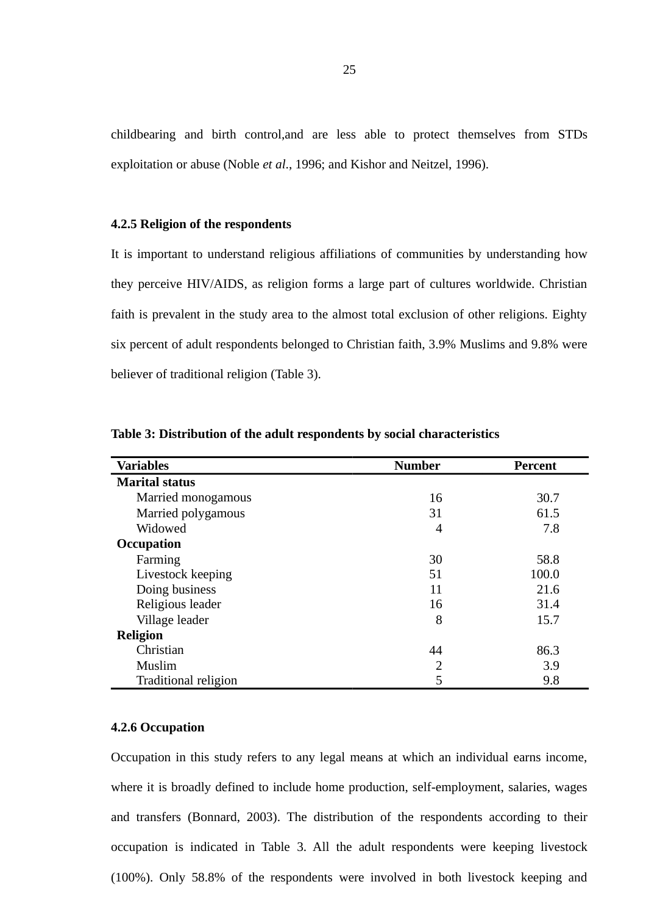childbearing and birth control,and are less able to protect themselves from STDs exploitation or abuse (Noble *et al*., 1996; and Kishor and Neitzel, 1996).

### 4.2.5 Religion of the respondents

It is important to understand religious affiliations of communities by understanding how they perceive HIV/AIDS, as religion forms a large part of cultures worldwide. Christian faith is prevalent in the study area to the almost total exclusion of other religions. Eighty six percent of adult respondents belonged to Christian faith, 3.9% Muslims and 9.8% were believer of traditional religion (Table 3).

**Table 3: Distribution of the adult respondents by social characteristics**

| Variables | Number | Percent |
|---|---|---|
| **Marital status** | | |
| Married monogamous | 16 | 30.7 |
| Married polygamous | 31 | 61.5 |
| Widowed | 4 | 7.8 |
| **Occupation** | | |
| Farming | 30 | 58.8 |
| Livestock keeping | 51 | 100.0 |
| Doing business | 11 | 21.6 |
| Religious leader | 16 | 31.4 |
| Village leader | 8 | 15.7 |
| **Religion** | | |
| Christian | 44 | 86.3 |
| Muslim | 2 | 3.9 |
| Traditional religion | 5 | 9.8 |

### 4.2.6 Occupation

Occupation in this study refers to any legal means at which an individual earns income, where it is broadly defined to include home production, self-employment, salaries, wages and transfers (Bonnard, 2003). The distribution of the respondents according to their occupation is indicated in Table 3. All the adult respondents were keeping livestock (100%). Only 58.8% of the respondents were involved in both livestock keeping and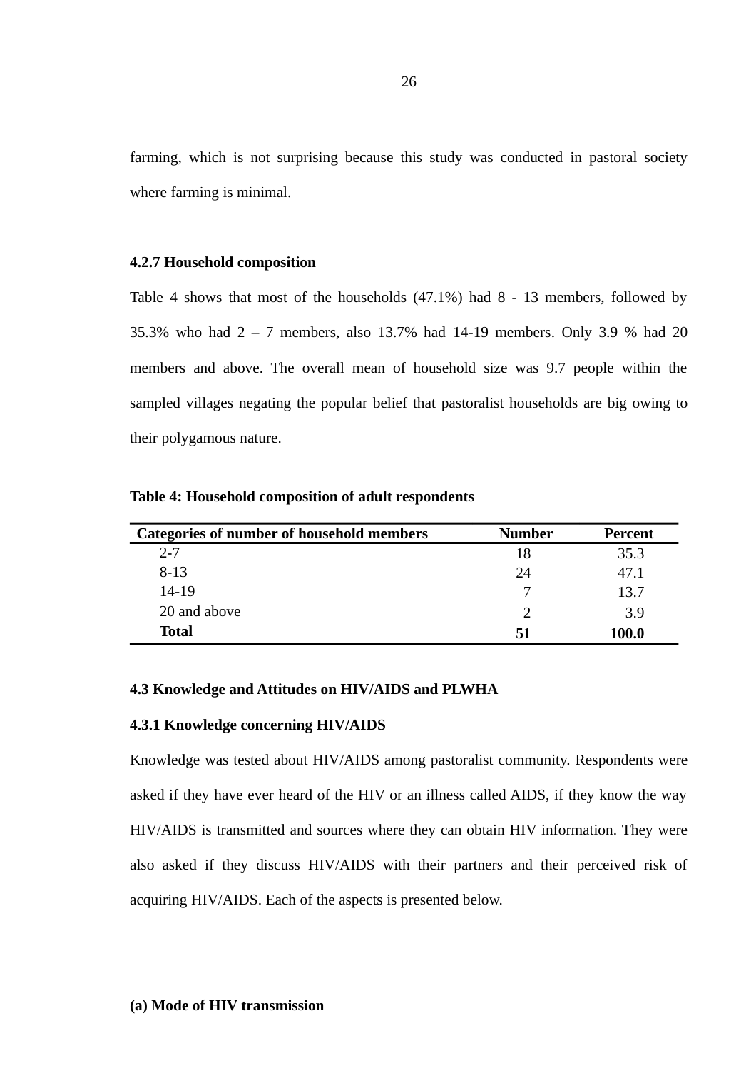farming, which is not surprising because this study was conducted in pastoral society where farming is minimal.

#### 4.2.7 Household composition

Table 4 shows that most of the households (47.1%) had 8 - 13 members, followed by 35.3% who had 2 – 7 members, also 13.7% had 14-19 members. Only 3.9 % had 20 members and above. The overall mean of household size was 9.7 people within the sampled villages negating the popular belief that pastoralist households are big owing to their polygamous nature.

**Table 4: Household composition of adult respondents**

| Categories of number of household members | Number | Percent |
|---|---|---|
| 2-7 | 18 | 35.3 |
| 8-13 | 24 | 47.1 |
| 14-19 | 7 | 13.7 |
| 20 and above | 2 | 3.9 |
| **Total** | **51** | **100.0** |

### 4.3 Knowledge and Attitudes on HIV/AIDS and PLWHA

#### 4.3.1 Knowledge concerning HIV/AIDS

Knowledge was tested about HIV/AIDS among pastoralist community. Respondents were asked if they have ever heard of the HIV or an illness called AIDS, if they know the way HIV/AIDS is transmitted and sources where they can obtain HIV information. They were also asked if they discuss HIV/AIDS with their partners and their perceived risk of acquiring HIV/AIDS. Each of the aspects is presented below.

**(a) Mode of HIV transmission**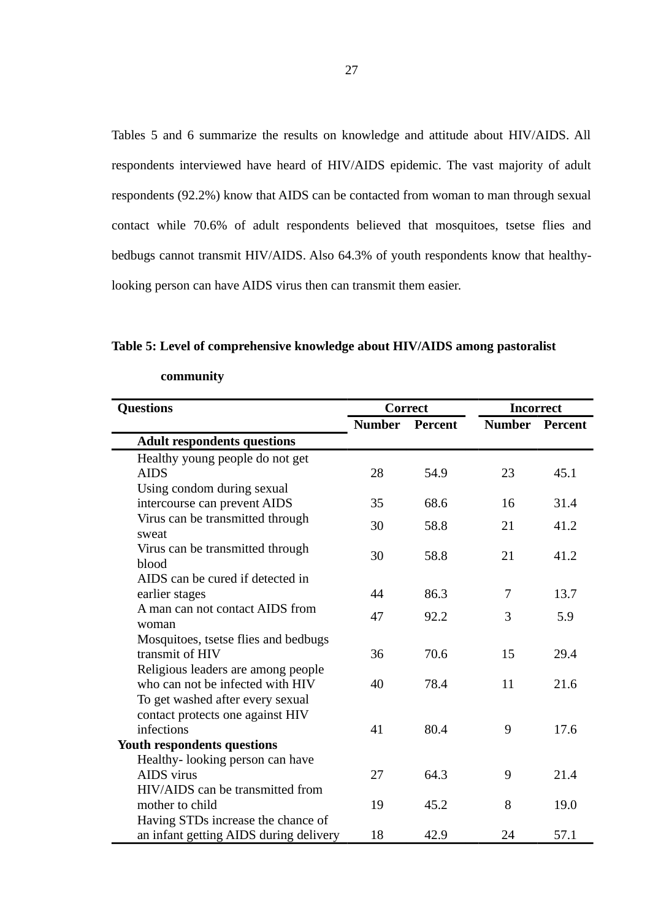Tables 5 and 6 summarize the results on knowledge and attitude about HIV/AIDS. All respondents interviewed have heard of HIV/AIDS epidemic. The vast majority of adult respondents (92.2%) know that AIDS can be contacted from woman to man through sexual contact while 70.6% of adult respondents believed that mosquitoes, tsetse flies and bedbugs cannot transmit HIV/AIDS. Also 64.3% of youth respondents know that healthy-looking person can have AIDS virus then can transmit them easier.

**Table 5: Level of comprehensive knowledge about HIV/AIDS among pastoralist community**

| Questions | Correct | | Incorrect | |
|---|---|---|---|---|
| | Number | Percent | Number | Percent |
| **Adult respondents questions** | | | | |
| Healthy young people do not get AIDS | 28 | 54.9 | 23 | 45.1 |
| Using condom during sexual intercourse can prevent AIDS | 35 | 68.6 | 16 | 31.4 |
| Virus can be transmitted through sweat | 30 | 58.8 | 21 | 41.2 |
| Virus can be transmitted through blood | 30 | 58.8 | 21 | 41.2 |
| AIDS can be cured if detected in earlier stages | 44 | 86.3 | 7 | 13.7 |
| A man can not contact AIDS from woman | 47 | 92.2 | 3 | 5.9 |
| Mosquitoes, tsetse flies and bedbugs transmit of HIV | 36 | 70.6 | 15 | 29.4 |
| Religious leaders are among people who can not be infected with HIV | 40 | 78.4 | 11 | 21.6 |
| To get washed after every sexual contact protects one against HIV infections | 41 | 80.4 | 9 | 17.6 |
| **Youth respondents questions** | | | | |
| Healthy- looking person can have AIDS virus | 27 | 64.3 | 9 | 21.4 |
| HIV/AIDS can be transmitted from mother to child | 19 | 45.2 | 8 | 19.0 |
| Having STDs increase the chance of an infant getting AIDS during delivery | 18 | 42.9 | 24 | 57.1 |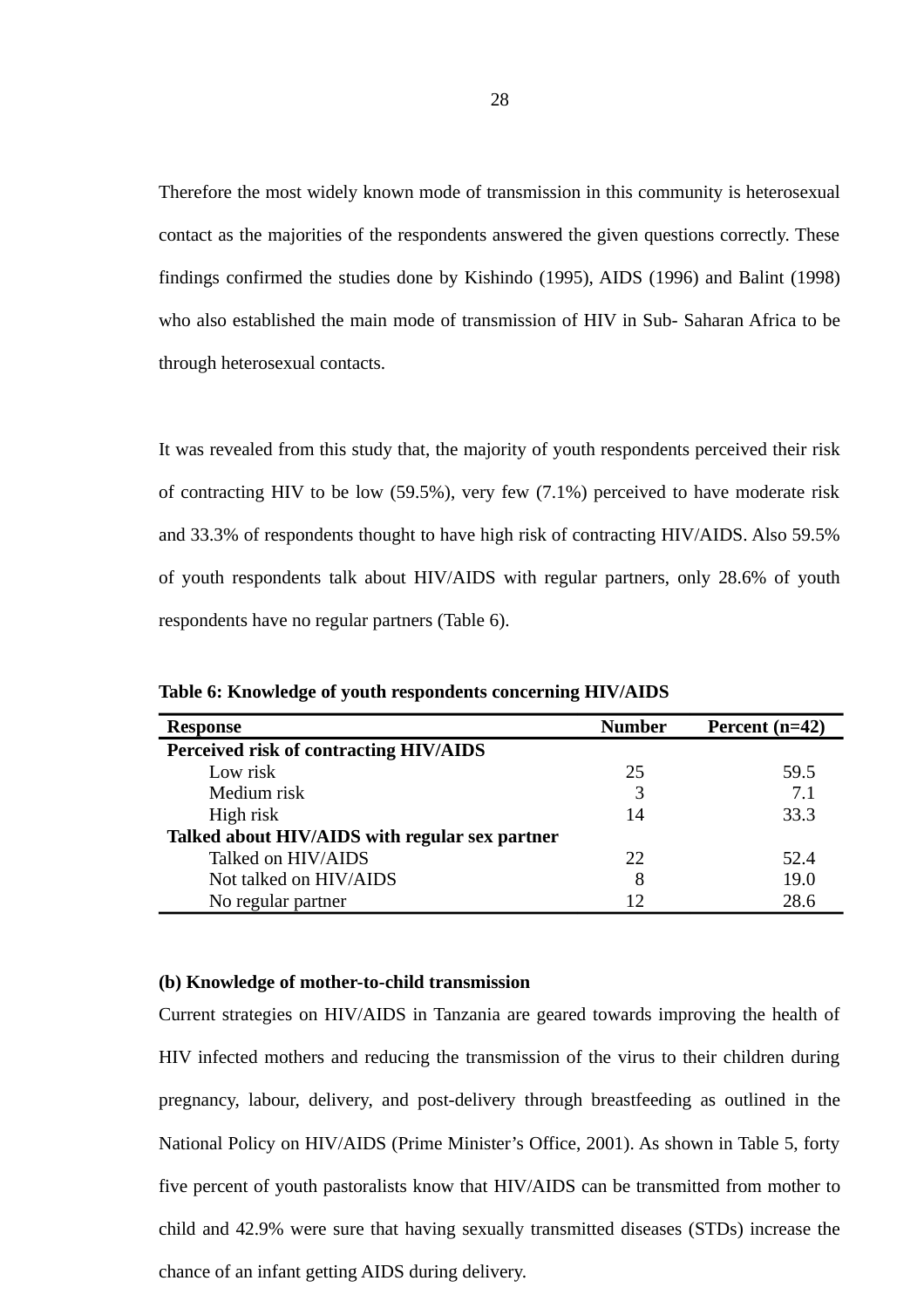Therefore the most widely known mode of transmission in this community is heterosexual contact as the majorities of the respondents answered the given questions correctly. These findings confirmed the studies done by Kishindo (1995), AIDS (1996) and Balint (1998) who also established the main mode of transmission of HIV in Sub- Saharan Africa to be through heterosexual contacts.

It was revealed from this study that, the majority of youth respondents perceived their risk of contracting HIV to be low (59.5%), very few (7.1%) perceived to have moderate risk and 33.3% of respondents thought to have high risk of contracting HIV/AIDS. Also 59.5% of youth respondents talk about HIV/AIDS with regular partners, only 28.6% of youth respondents have no regular partners (Table 6).

**Table 6: Knowledge of youth respondents concerning HIV/AIDS**

| Response | Number | Percent (n=42) |
|---|---|---|
| **Perceived risk of contracting HIV/AIDS** | | |
| Low risk | 25 | 59.5 |
| Medium risk | 3 | 7.1 |
| High risk | 14 | 33.3 |
| **Talked about HIV/AIDS with regular sex partner** | | |
| Talked on HIV/AIDS | 22 | 52.4 |
| Not talked on HIV/AIDS | 8 | 19.0 |
| No regular partner | 12 | 28.6 |

**(b) Knowledge of mother-to-child transmission**

Current strategies on HIV/AIDS in Tanzania are geared towards improving the health of HIV infected mothers and reducing the transmission of the virus to their children during pregnancy, labour, delivery, and post-delivery through breastfeeding as outlined in the National Policy on HIV/AIDS (Prime Minister's Office, 2001). As shown in Table 5, forty five percent of youth pastoralists know that HIV/AIDS can be transmitted from mother to child and 42.9% were sure that having sexually transmitted diseases (STDs) increase the chance of an infant getting AIDS during delivery.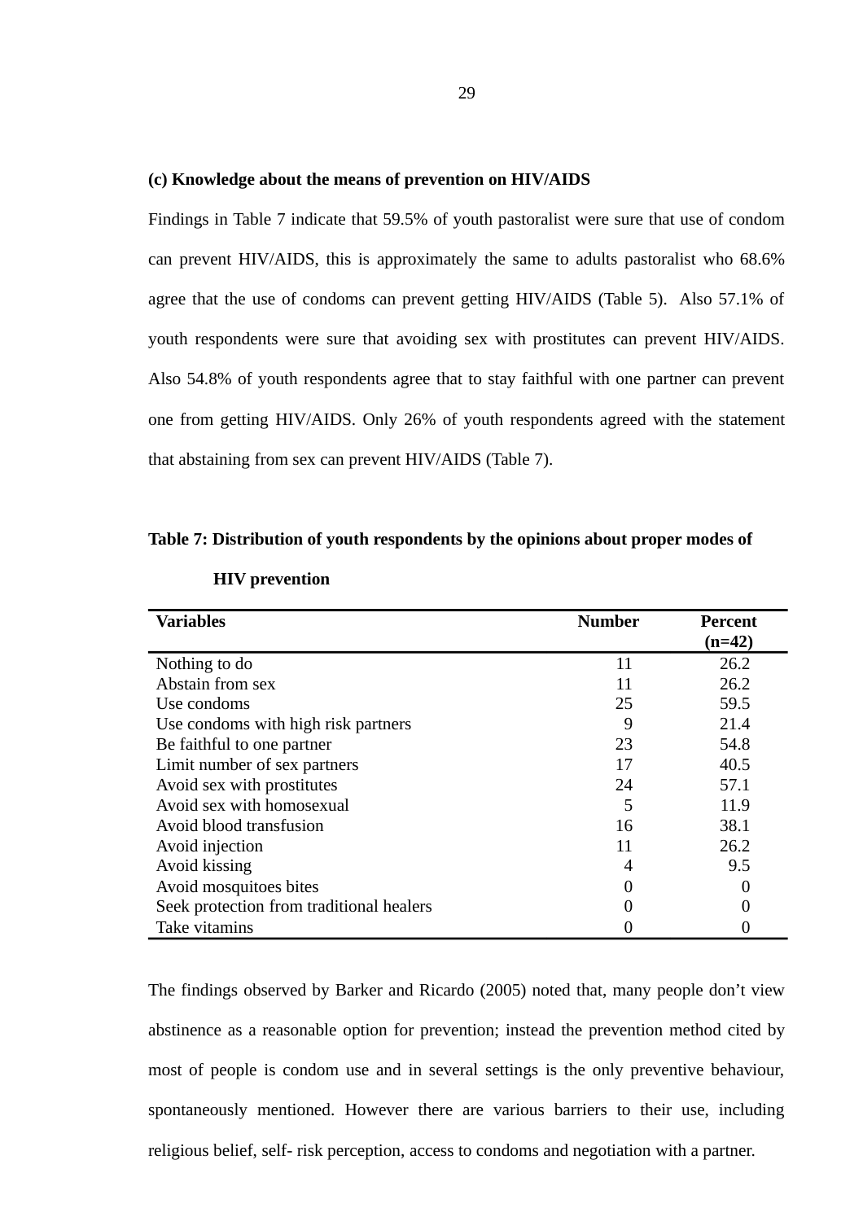### (c) Knowledge about the means of prevention on HIV/AIDS

Findings in Table 7 indicate that 59.5% of youth pastoralist were sure that use of condom can prevent HIV/AIDS, this is approximately the same to adults pastoralist who 68.6% agree that the use of condoms can prevent getting HIV/AIDS (Table 5). Also 57.1% of youth respondents were sure that avoiding sex with prostitutes can prevent HIV/AIDS. Also 54.8% of youth respondents agree that to stay faithful with one partner can prevent one from getting HIV/AIDS. Only 26% of youth respondents agreed with the statement that abstaining from sex can prevent HIV/AIDS (Table 7).

**Table 7: Distribution of youth respondents by the opinions about proper modes of HIV prevention**

| Variables | Number | Percent (n=42) |
|---|---|---|
| Nothing to do | 11 | 26.2 |
| Abstain from sex | 11 | 26.2 |
| Use condoms | 25 | 59.5 |
| Use condoms with high risk partners | 9 | 21.4 |
| Be faithful to one partner | 23 | 54.8 |
| Limit number of sex partners | 17 | 40.5 |
| Avoid sex with prostitutes | 24 | 57.1 |
| Avoid sex with homosexual | 5 | 11.9 |
| Avoid blood transfusion | 16 | 38.1 |
| Avoid injection | 11 | 26.2 |
| Avoid kissing | 4 | 9.5 |
| Avoid mosquitoes bites | 0 | 0 |
| Seek protection from traditional healers | 0 | 0 |
| Take vitamins | 0 | 0 |

The findings observed by Barker and Ricardo (2005) noted that, many people don't view abstinence as a reasonable option for prevention; instead the prevention method cited by most of people is condom use and in several settings is the only preventive behaviour, spontaneously mentioned. However there are various barriers to their use, including religious belief, self- risk perception, access to condoms and negotiation with a partner.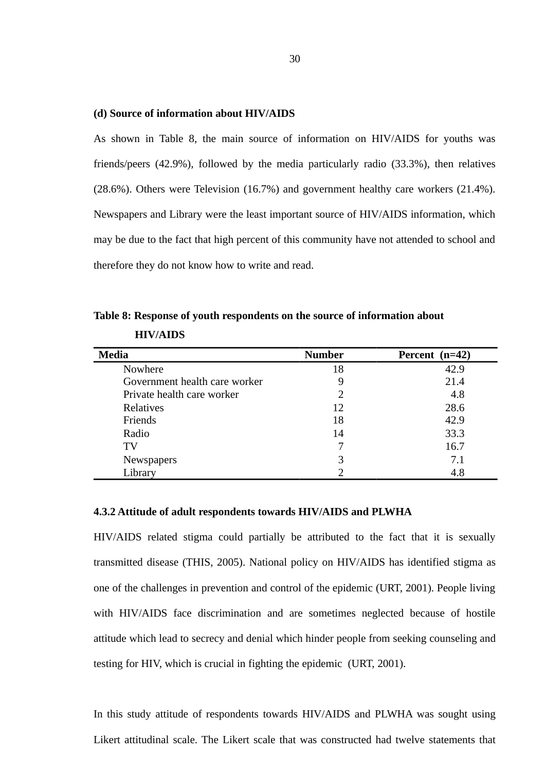**(d) Source of information about HIV/AIDS**

As shown in Table 8, the main source of information on HIV/AIDS for youths was friends/peers (42.9%), followed by the media particularly radio (33.3%), then relatives (28.6%). Others were Television (16.7%) and government healthy care workers (21.4%). Newspapers and Library were the least important source of HIV/AIDS information, which may be due to the fact that high percent of this community have not attended to school and therefore they do not know how to write and read.

**Table 8: Response of youth respondents on the source of information about HIV/AIDS**

| Media | Number | Percent (n=42) |
|---|---|---|
| Nowhere | 18 | 42.9 |
| Government health care worker | 9 | 21.4 |
| Private health care worker | 2 | 4.8 |
| Relatives | 12 | 28.6 |
| Friends | 18 | 42.9 |
| Radio | 14 | 33.3 |
| TV | 7 | 16.7 |
| Newspapers | 3 | 7.1 |
| Library | 2 | 4.8 |

**4.3.2 Attitude of adult respondents towards HIV/AIDS and PLWHA**

HIV/AIDS related stigma could partially be attributed to the fact that it is sexually transmitted disease (THIS, 2005). National policy on HIV/AIDS has identified stigma as one of the challenges in prevention and control of the epidemic (URT, 2001). People living with HIV/AIDS face discrimination and are sometimes neglected because of hostile attitude which lead to secrecy and denial which hinder people from seeking counseling and testing for HIV, which is crucial in fighting the epidemic (URT, 2001).

In this study attitude of respondents towards HIV/AIDS and PLWHA was sought using Likert attitudinal scale. The Likert scale that was constructed had twelve statements that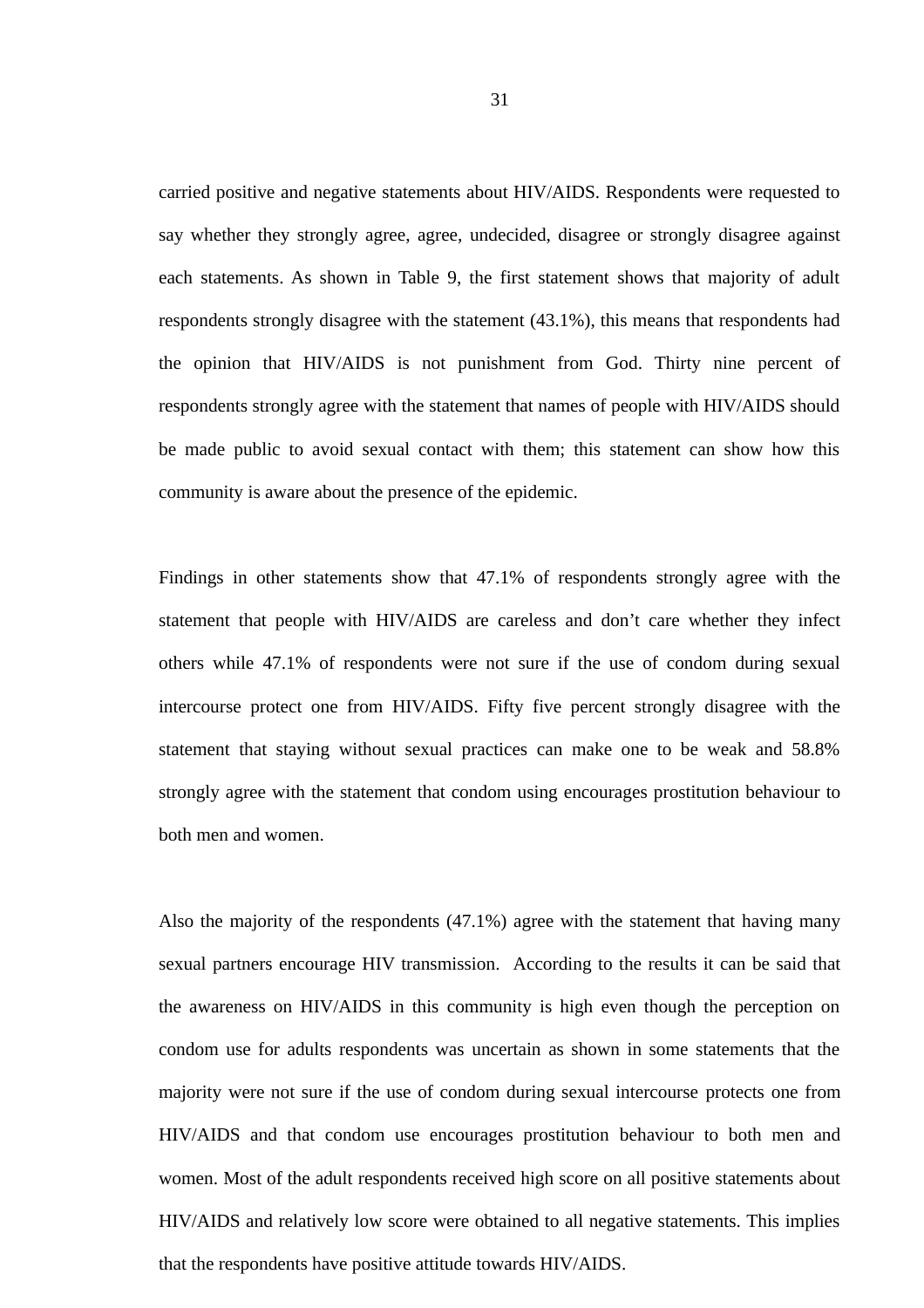carried positive and negative statements about HIV/AIDS. Respondents were requested to say whether they strongly agree, agree, undecided, disagree or strongly disagree against each statements. As shown in Table 9, the first statement shows that majority of adult respondents strongly disagree with the statement (43.1%), this means that respondents had the opinion that HIV/AIDS is not punishment from God. Thirty nine percent of respondents strongly agree with the statement that names of people with HIV/AIDS should be made public to avoid sexual contact with them; this statement can show how this community is aware about the presence of the epidemic.

Findings in other statements show that 47.1% of respondents strongly agree with the statement that people with HIV/AIDS are careless and don't care whether they infect others while 47.1% of respondents were not sure if the use of condom during sexual intercourse protect one from HIV/AIDS. Fifty five percent strongly disagree with the statement that staying without sexual practices can make one to be weak and 58.8% strongly agree with the statement that condom using encourages prostitution behaviour to both men and women.

Also the majority of the respondents (47.1%) agree with the statement that having many sexual partners encourage HIV transmission. According to the results it can be said that the awareness on HIV/AIDS in this community is high even though the perception on condom use for adults respondents was uncertain as shown in some statements that the majority were not sure if the use of condom during sexual intercourse protects one from HIV/AIDS and that condom use encourages prostitution behaviour to both men and women. Most of the adult respondents received high score on all positive statements about HIV/AIDS and relatively low score were obtained to all negative statements. This implies that the respondents have positive attitude towards HIV/AIDS.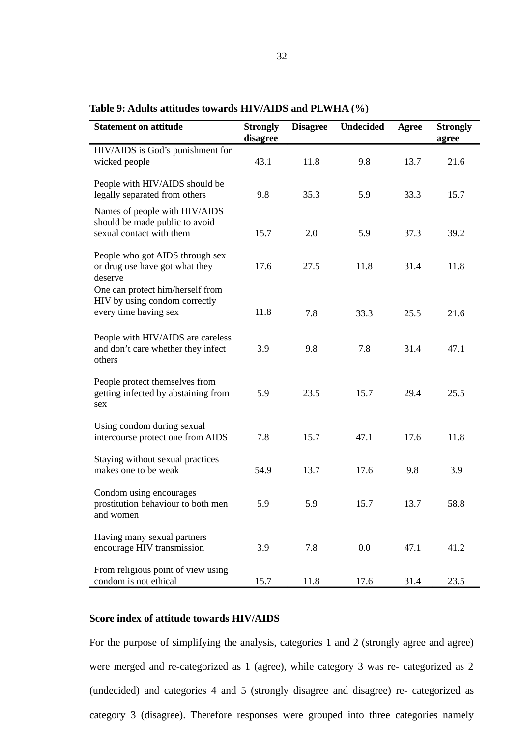**Table 9: Adults attitudes towards HIV/AIDS and PLWHA (%)**

| Statement on attitude | Strongly disagree | Disagree | Undecided | Agree | Strongly agree |
|---|---|---|---|---|---|
| HIV/AIDS is God's punishment for wicked people | 43.1 | 11.8 | 9.8 | 13.7 | 21.6 |
| People with HIV/AIDS should be legally separated from others | 9.8 | 35.3 | 5.9 | 33.3 | 15.7 |
| Names of people with HIV/AIDS should be made public to avoid sexual contact with them | 15.7 | 2.0 | 5.9 | 37.3 | 39.2 |
| People who got AIDS through sex or drug use have got what they deserve | 17.6 | 27.5 | 11.8 | 31.4 | 11.8 |
| One can protect him/herself from HIV by using condom correctly every time having sex | 11.8 | 7.8 | 33.3 | 25.5 | 21.6 |
| People with HIV/AIDS are careless and don't care whether they infect others | 3.9 | 9.8 | 7.8 | 31.4 | 47.1 |
| People protect themselves from getting infected by abstaining from sex | 5.9 | 23.5 | 15.7 | 29.4 | 25.5 |
| Using condom during sexual intercourse protect one from AIDS | 7.8 | 15.7 | 47.1 | 17.6 | 11.8 |
| Staying without sexual practices makes one to be weak | 54.9 | 13.7 | 17.6 | 9.8 | 3.9 |
| Condom using encourages prostitution behaviour to both men and women | 5.9 | 5.9 | 15.7 | 13.7 | 58.8 |
| Having many sexual partners encourage HIV transmission | 3.9 | 7.8 | 0.0 | 47.1 | 41.2 |
| From religious point of view using condom is not ethical | 15.7 | 11.8 | 17.6 | 31.4 | 23.5 |

**Score index of attitude towards HIV/AIDS**

For the purpose of simplifying the analysis, categories 1 and 2 (strongly agree and agree) were merged and re-categorized as 1 (agree), while category 3 was re- categorized as 2 (undecided) and categories 4 and 5 (strongly disagree and disagree) re- categorized as category 3 (disagree). Therefore responses were grouped into three categories namely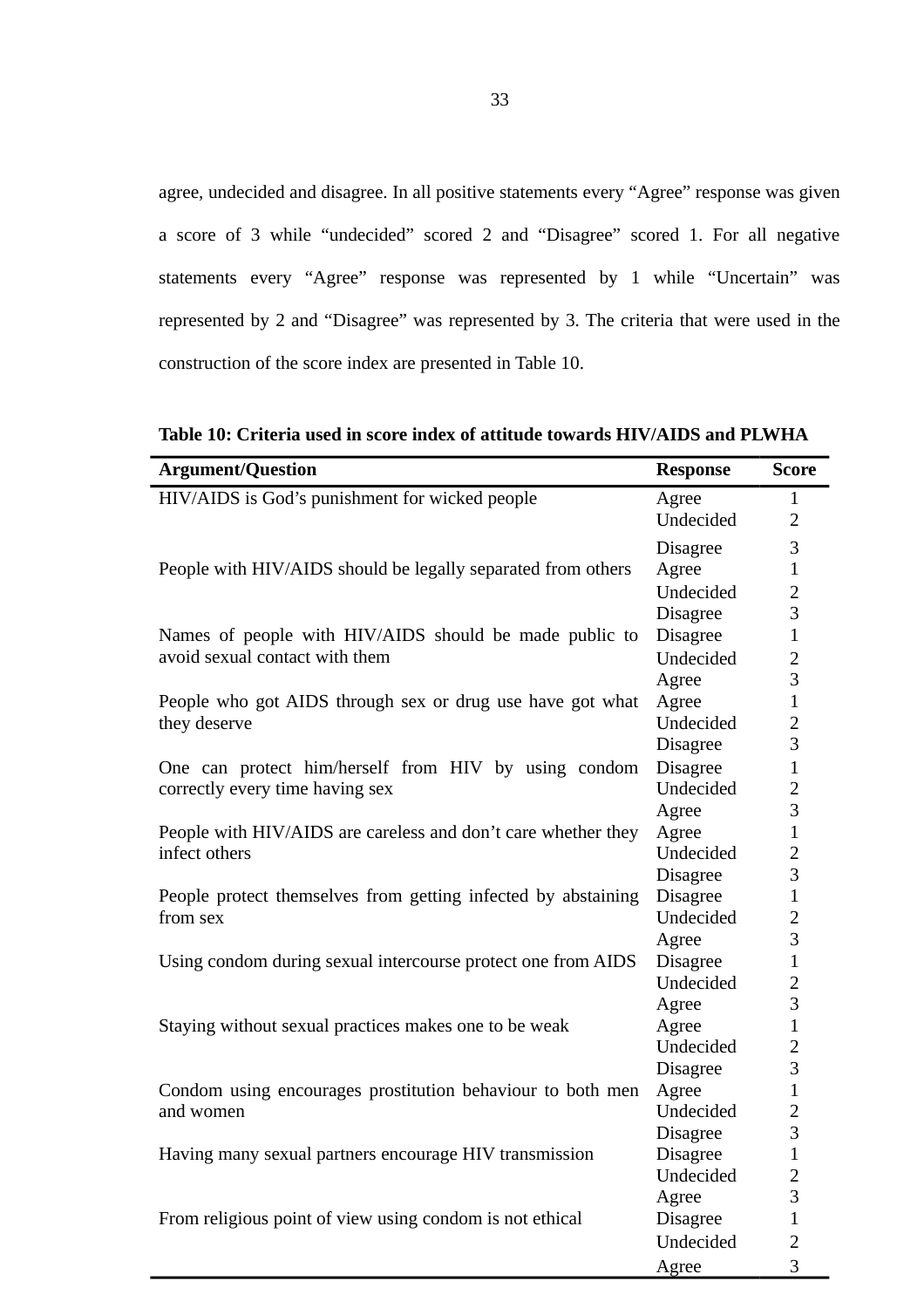agree, undecided and disagree. In all positive statements every "Agree" response was given a score of 3 while "undecided" scored 2 and "Disagree" scored 1. For all negative statements every "Agree" response was represented by 1 while "Uncertain" was represented by 2 and "Disagree" was represented by 3. The criteria that were used in the construction of the score index are presented in Table 10.

**Table 10: Criteria used in score index of attitude towards HIV/AIDS and PLWHA**

| Argument/Question | Response | Score |
|---|---|---|
| HIV/AIDS is God's punishment for wicked people | Agree | 1 |
| | Undecided | 2 |
| | Disagree | 3 |
| People with HIV/AIDS should be legally separated from others | Agree | 1 |
| | Undecided | 2 |
| | Disagree | 3 |
| Names of people with HIV/AIDS should be made public to avoid sexual contact with them | Disagree | 1 |
| | Undecided | 2 |
| | Agree | 3 |
| People who got AIDS through sex or drug use have got what they deserve | Agree | 1 |
| | Undecided | 2 |
| | Disagree | 3 |
| One can protect him/herself from HIV by using condom correctly every time having sex | Disagree | 1 |
| | Undecided | 2 |
| | Agree | 3 |
| People with HIV/AIDS are careless and don't care whether they infect others | Agree | 1 |
| | Undecided | 2 |
| | Disagree | 3 |
| People protect themselves from getting infected by abstaining from sex | Disagree | 1 |
| | Undecided | 2 |
| | Agree | 3 |
| Using condom during sexual intercourse protect one from AIDS | Disagree | 1 |
| | Undecided | 2 |
| | Agree | 3 |
| Staying without sexual practices makes one to be weak | Agree | 1 |
| | Undecided | 2 |
| | Disagree | 3 |
| Condom using encourages prostitution behaviour to both men and women | Agree | 1 |
| | Undecided | 2 |
| | Disagree | 3 |
| Having many sexual partners encourage HIV transmission | Disagree | 1 |
| | Undecided | 2 |
| | Agree | 3 |
| From religious point of view using condom is not ethical | Disagree | 1 |
| | Undecided | 2 |
| | Agree | 3 |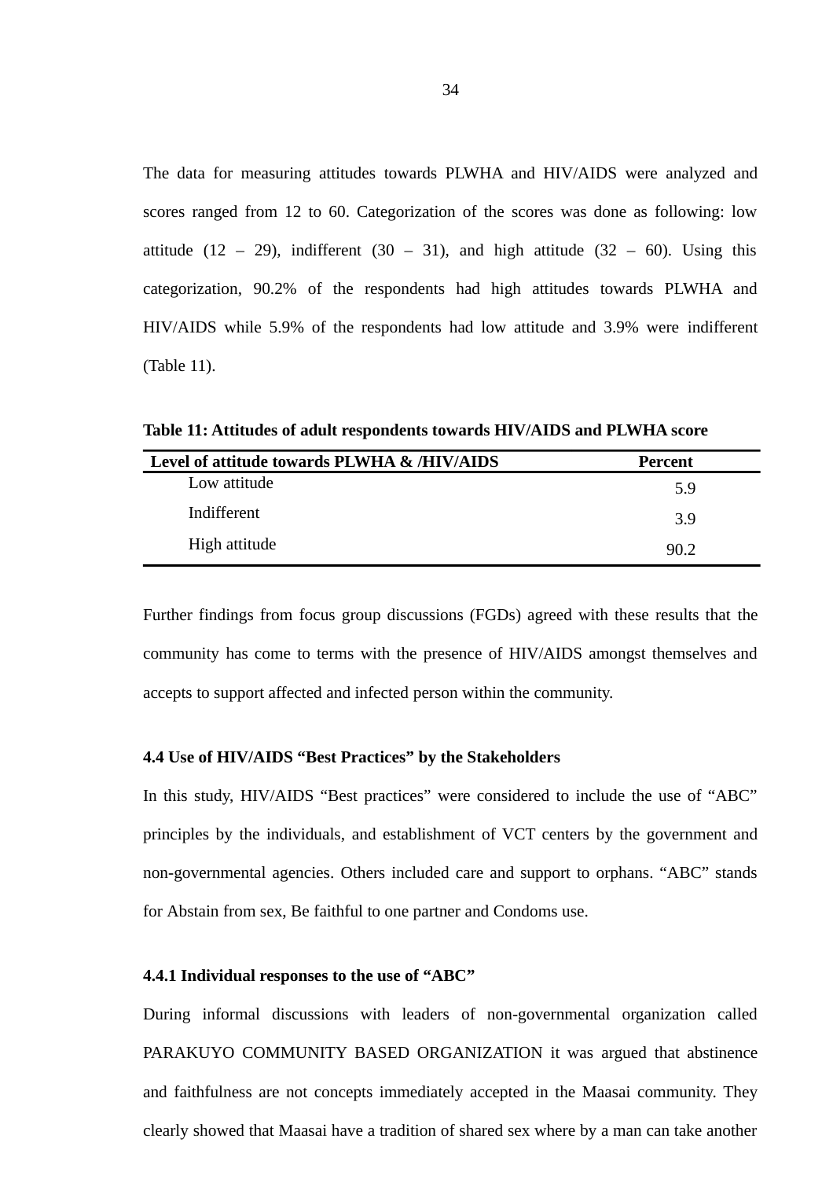The data for measuring attitudes towards PLWHA and HIV/AIDS were analyzed and scores ranged from 12 to 60. Categorization of the scores was done as following: low attitude (12 – 29), indifferent (30 – 31), and high attitude (32 – 60). Using this categorization, 90.2% of the respondents had high attitudes towards PLWHA and HIV/AIDS while 5.9% of the respondents had low attitude and 3.9% were indifferent (Table 11).

**Table 11: Attitudes of adult respondents towards HIV/AIDS and PLWHA score**

| Level of attitude towards PLWHA & /HIV/AIDS | Percent |
|---|---|
| Low attitude | 5.9 |
| Indifferent | 3.9 |
| High attitude | 90.2 |

Further findings from focus group discussions (FGDs) agreed with these results that the community has come to terms with the presence of HIV/AIDS amongst themselves and accepts to support affected and infected person within the community.

### 4.4 Use of HIV/AIDS "Best Practices" by the Stakeholders

In this study, HIV/AIDS "Best practices" were considered to include the use of "ABC" principles by the individuals, and establishment of VCT centers by the government and non-governmental agencies. Others included care and support to orphans. "ABC" stands for Abstain from sex, Be faithful to one partner and Condoms use.

#### 4.4.1 Individual responses to the use of "ABC"

During informal discussions with leaders of non-governmental organization called PARAKUYO COMMUNITY BASED ORGANIZATION it was argued that abstinence and faithfulness are not concepts immediately accepted in the Maasai community. They clearly showed that Maasai have a tradition of shared sex where by a man can take another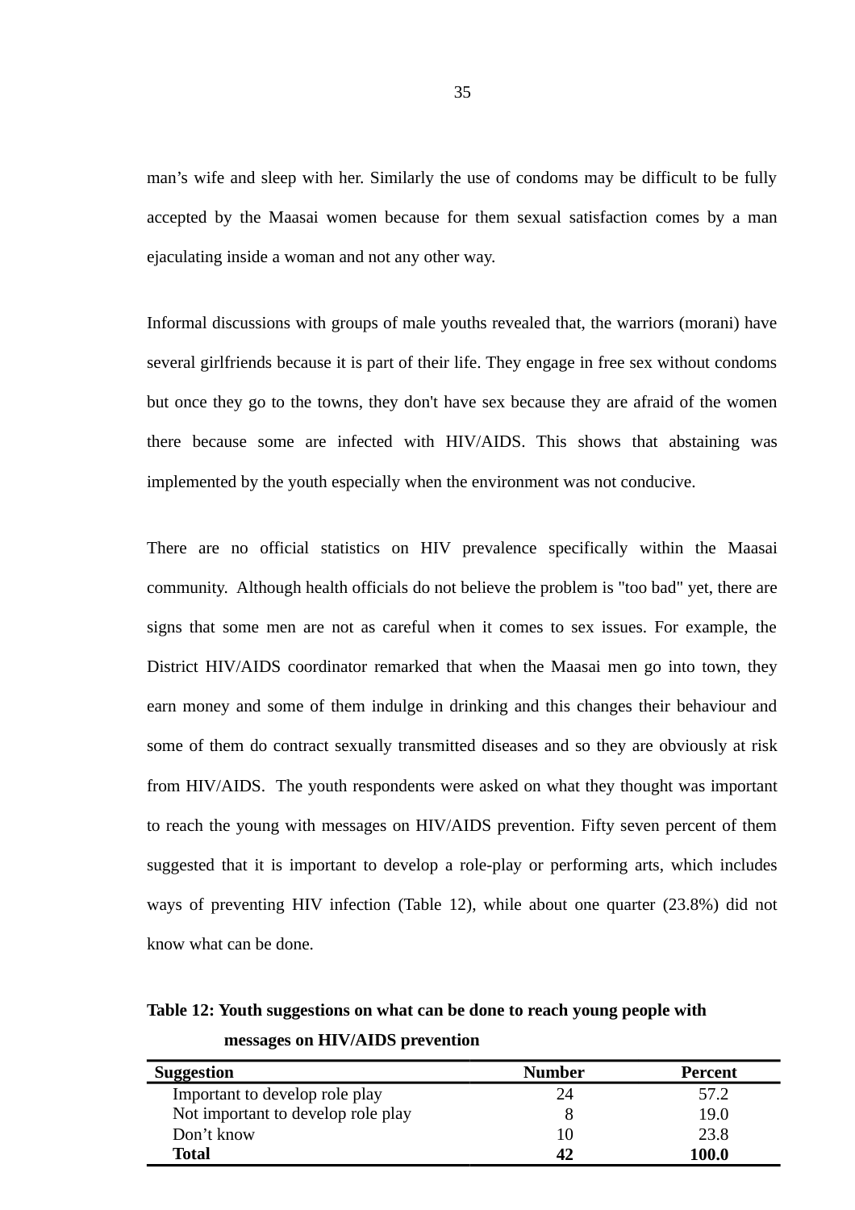man’s wife and sleep with her. Similarly the use of condoms may be difficult to be fully accepted by the Maasai women because for them sexual satisfaction comes by a man ejaculating inside a woman and not any other way.

Informal discussions with groups of male youths revealed that, the warriors (morani) have several girlfriends because it is part of their life. They engage in free sex without condoms but once they go to the towns, they don't have sex because they are afraid of the women there because some are infected with HIV/AIDS. This shows that abstaining was implemented by the youth especially when the environment was not conducive.

There are no official statistics on HIV prevalence specifically within the Maasai community. Although health officials do not believe the problem is "too bad" yet, there are signs that some men are not as careful when it comes to sex issues. For example, the District HIV/AIDS coordinator remarked that when the Maasai men go into town, they earn money and some of them indulge in drinking and this changes their behaviour and some of them do contract sexually transmitted diseases and so they are obviously at risk from HIV/AIDS. The youth respondents were asked on what they thought was important to reach the young with messages on HIV/AIDS prevention. Fifty seven percent of them suggested that it is important to develop a role-play or performing arts, which includes ways of preventing HIV infection (Table 12), while about one quarter (23.8%) did not know what can be done.

**Table 12: Youth suggestions on what can be done to reach young people with messages on HIV/AIDS prevention**

| Suggestion | Number | Percent |
|---|---|---|
| Important to develop role play | 24 | 57.2 |
| Not important to develop role play | 8 | 19.0 |
| Don’t know | 10 | 23.8 |
| **Total** | **42** | **100.0** |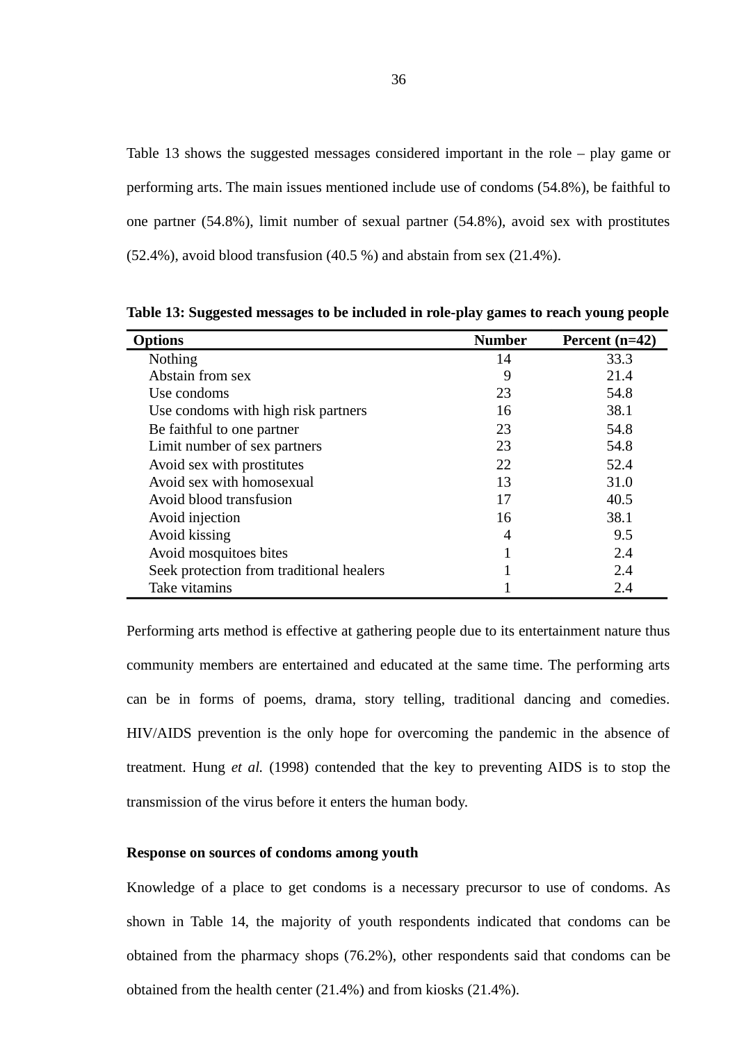Table 13 shows the suggested messages considered important in the role – play game or performing arts. The main issues mentioned include use of condoms (54.8%), be faithful to one partner (54.8%), limit number of sexual partner (54.8%), avoid sex with prostitutes (52.4%), avoid blood transfusion (40.5 %) and abstain from sex (21.4%).

**Table 13: Suggested messages to be included in role-play games to reach young people**

| Options | Number | Percent (n=42) |
|---|---|---|
| Nothing | 14 | 33.3 |
| Abstain from sex | 9 | 21.4 |
| Use condoms | 23 | 54.8 |
| Use condoms with high risk partners | 16 | 38.1 |
| Be faithful to one partner | 23 | 54.8 |
| Limit number of sex partners | 23 | 54.8 |
| Avoid sex with prostitutes | 22 | 52.4 |
| Avoid sex with homosexual | 13 | 31.0 |
| Avoid blood transfusion | 17 | 40.5 |
| Avoid injection | 16 | 38.1 |
| Avoid kissing | 4 | 9.5 |
| Avoid mosquitoes bites | 1 | 2.4 |
| Seek protection from traditional healers | 1 | 2.4 |
| Take vitamins | 1 | 2.4 |

Performing arts method is effective at gathering people due to its entertainment nature thus community members are entertained and educated at the same time. The performing arts can be in forms of poems, drama, story telling, traditional dancing and comedies. HIV/AIDS prevention is the only hope for overcoming the pandemic in the absence of treatment. Hung *et al.* (1998) contended that the key to preventing AIDS is to stop the transmission of the virus before it enters the human body.

**Response on sources of condoms among youth**

Knowledge of a place to get condoms is a necessary precursor to use of condoms. As shown in Table 14, the majority of youth respondents indicated that condoms can be obtained from the pharmacy shops (76.2%), other respondents said that condoms can be obtained from the health center (21.4%) and from kiosks (21.4%).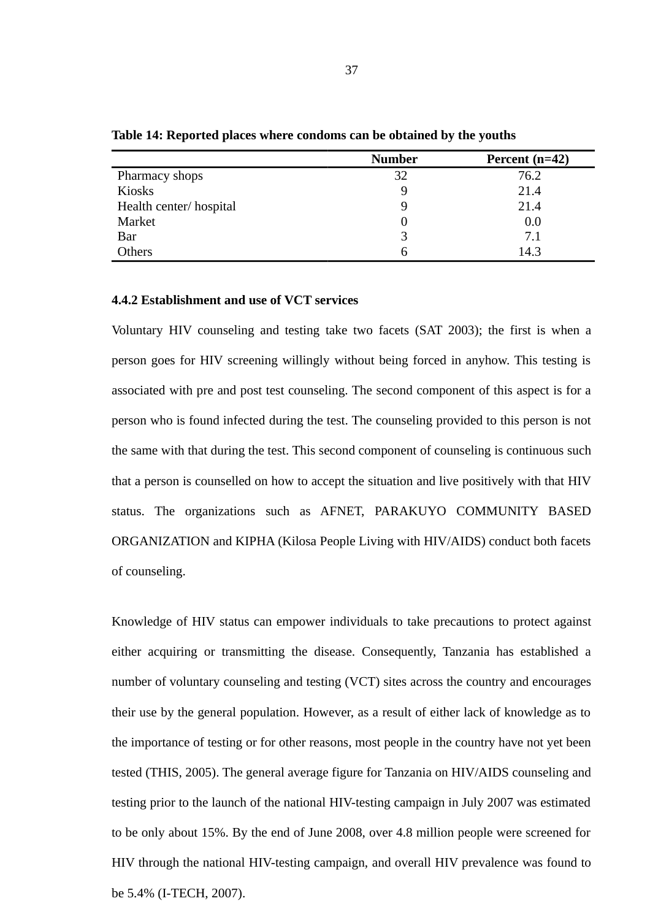**Table 14: Reported places where condoms can be obtained by the youths**

| | Number | Percent (n=42) |
|---|---|---|
| Pharmacy shops | 32 | 76.2 |
| Kiosks | 9 | 21.4 |
| Health center/ hospital | 9 | 21.4 |
| Market | 0 | 0.0 |
| Bar | 3 | 7.1 |
| Others | 6 | 14.3 |

### 4.4.2 Establishment and use of VCT services

Voluntary HIV counseling and testing take two facets (SAT 2003); the first is when a person goes for HIV screening willingly without being forced in anyhow. This testing is associated with pre and post test counseling. The second component of this aspect is for a person who is found infected during the test. The counseling provided to this person is not the same with that during the test. This second component of counseling is continuous such that a person is counselled on how to accept the situation and live positively with that HIV status. The organizations such as AFNET, PARAKUYO COMMUNITY BASED ORGANIZATION and KIPHA (Kilosa People Living with HIV/AIDS) conduct both facets of counseling.

Knowledge of HIV status can empower individuals to take precautions to protect against either acquiring or transmitting the disease. Consequently, Tanzania has established a number of voluntary counseling and testing (VCT) sites across the country and encourages their use by the general population. However, as a result of either lack of knowledge as to the importance of testing or for other reasons, most people in the country have not yet been tested (THIS, 2005). The general average figure for Tanzania on HIV/AIDS counseling and testing prior to the launch of the national HIV-testing campaign in July 2007 was estimated to be only about 15%. By the end of June 2008, over 4.8 million people were screened for HIV through the national HIV-testing campaign, and overall HIV prevalence was found to be 5.4% (I-TECH, 2007).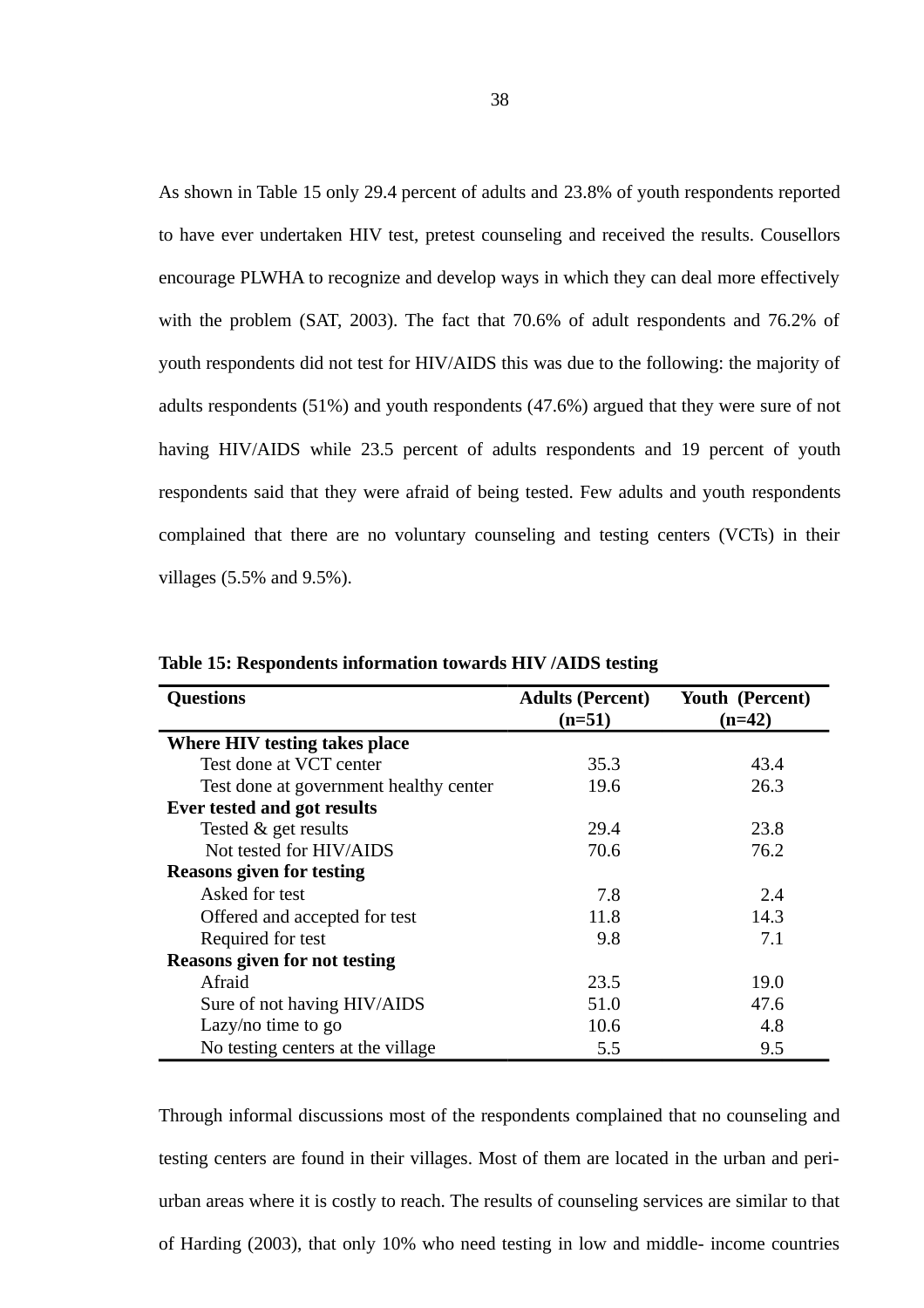As shown in Table 15 only 29.4 percent of adults and 23.8% of youth respondents reported to have ever undertaken HIV test, pretest counseling and received the results. Cousellors encourage PLWHA to recognize and develop ways in which they can deal more effectively with the problem (SAT, 2003). The fact that 70.6% of adult respondents and 76.2% of youth respondents did not test for HIV/AIDS this was due to the following: the majority of adults respondents (51%) and youth respondents (47.6%) argued that they were sure of not having HIV/AIDS while 23.5 percent of adults respondents and 19 percent of youth respondents said that they were afraid of being tested. Few adults and youth respondents complained that there are no voluntary counseling and testing centers (VCTs) in their villages (5.5% and 9.5%).

**Table 15: Respondents information towards HIV /AIDS testing**

| Questions | Adults (Percent) (n=51) | Youth (Percent) (n=42) |
|---|---|---|
| **Where HIV testing takes place** | | |
| Test done at VCT center | 35.3 | 43.4 |
| Test done at government healthy center | 19.6 | 26.3 |
| **Ever tested and got results** | | |
| Tested & get results | 29.4 | 23.8 |
| Not tested for HIV/AIDS | 70.6 | 76.2 |
| **Reasons given for testing** | | |
| Asked for test | 7.8 | 2.4 |
| Offered and accepted for test | 11.8 | 14.3 |
| Required for test | 9.8 | 7.1 |
| **Reasons given for not testing** | | |
| Afraid | 23.5 | 19.0 |
| Sure of not having HIV/AIDS | 51.0 | 47.6 |
| Lazy/no time to go | 10.6 | 4.8 |
| No testing centers at the village | 5.5 | 9.5 |

Through informal discussions most of the respondents complained that no counseling and testing centers are found in their villages. Most of them are located in the urban and peri-urban areas where it is costly to reach. The results of counseling services are similar to that of Harding (2003), that only 10% who need testing in low and middle- income countries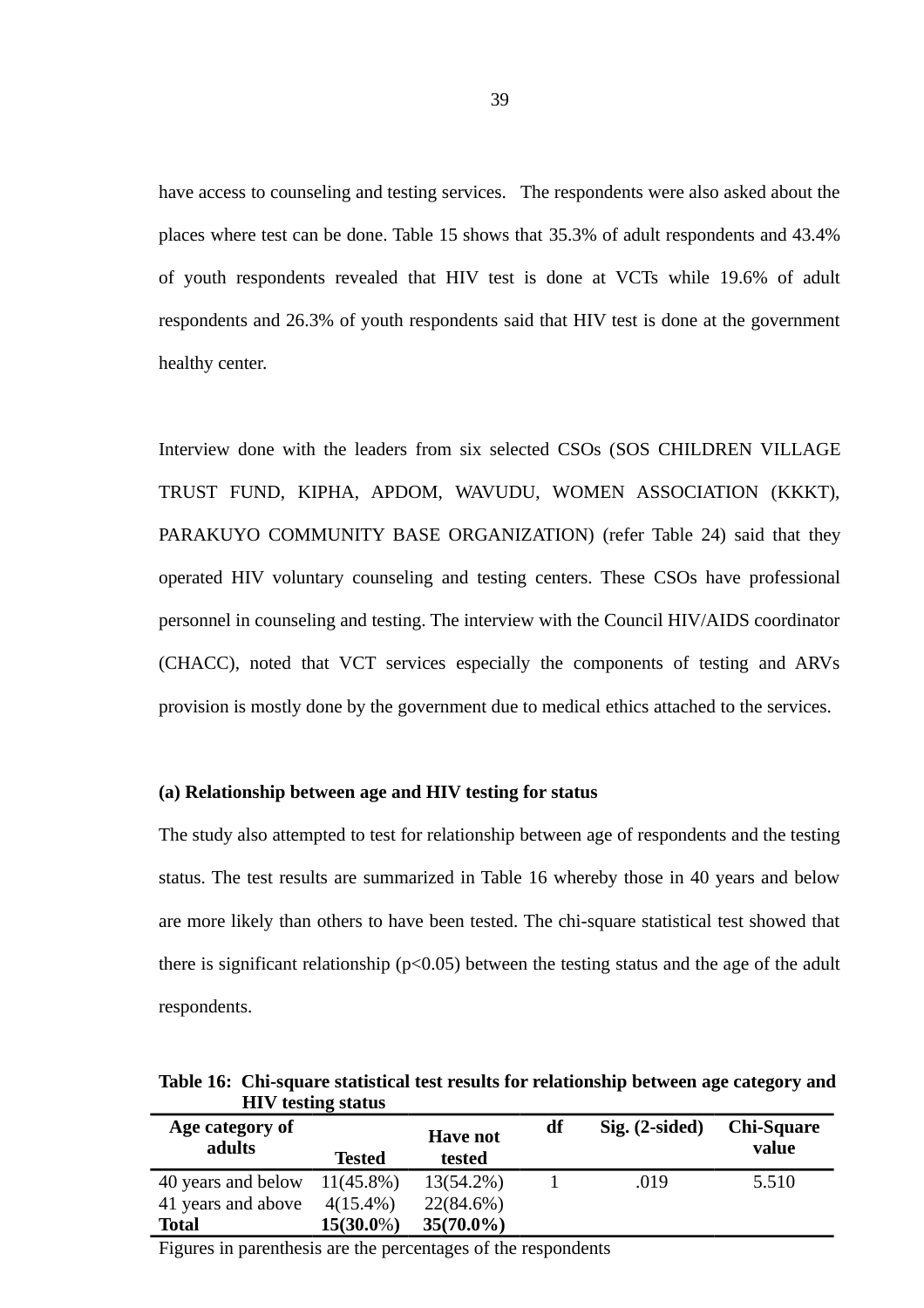have access to counseling and testing services. The respondents were also asked about the places where test can be done. Table 15 shows that 35.3% of adult respondents and 43.4% of youth respondents revealed that HIV test is done at VCTs while 19.6% of adult respondents and 26.3% of youth respondents said that HIV test is done at the government healthy center.

Interview done with the leaders from six selected CSOs (SOS CHILDREN VILLAGE TRUST FUND, KIPHA, APDOM, WAVUDU, WOMEN ASSOCIATION (KKKT), PARAKUYO COMMUNITY BASE ORGANIZATION) (refer Table 24) said that they operated HIV voluntary counseling and testing centers. These CSOs have professional personnel in counseling and testing. The interview with the Council HIV/AIDS coordinator (CHACC), noted that VCT services especially the components of testing and ARVs provision is mostly done by the government due to medical ethics attached to the services.

**(a) Relationship between age and HIV testing for status**

The study also attempted to test for relationship between age of respondents and the testing status. The test results are summarized in Table 16 whereby those in 40 years and below are more likely than others to have been tested. The chi-square statistical test showed that there is significant relationship ($p<0.05$) between the testing status and the age of the adult respondents.

**Table 16: Chi-square statistical test results for relationship between age category and HIV testing status**

| Age category of adults | Tested | Have not tested | df | Sig. (2-sided) | Chi-Square value |
|---|---|---|---|---|---|
| 40 years and below | 11(45.8%) | 13(54.2%) | 1 | .019 | 5.510 |
| 41 years and above | 4(15.4%) | 22(84.6%) | | | |
| **Total** | **15(30.0%)** | **35(70.0%)** | | | |

Figures in parenthesis are the percentages of the respondents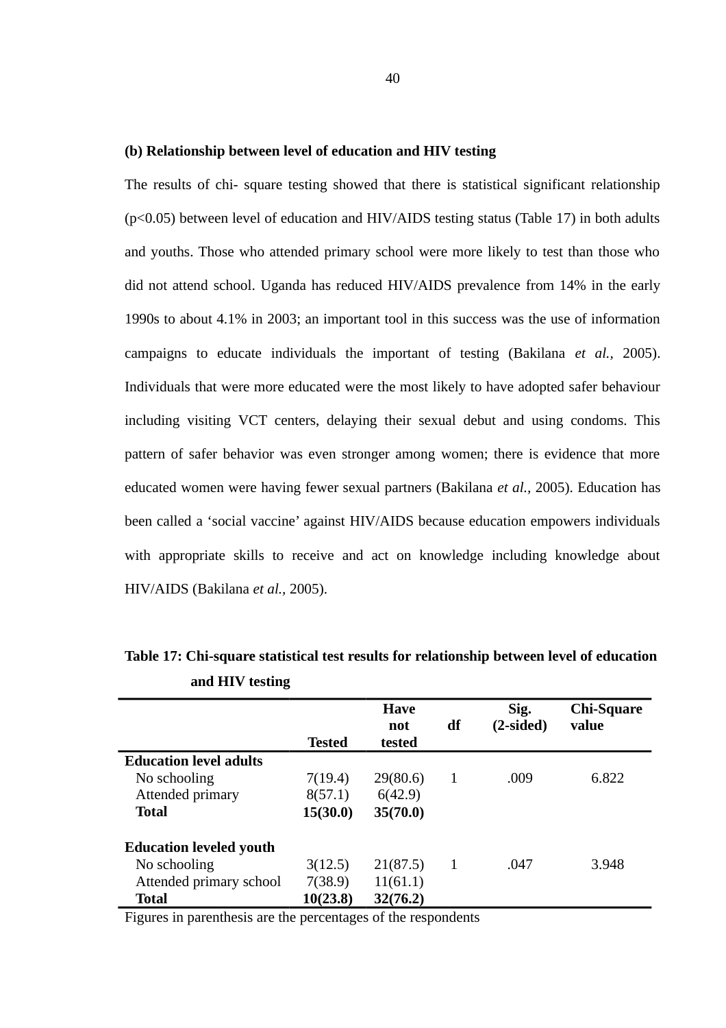**(b) Relationship between level of education and HIV testing**

The results of chi- square testing showed that there is statistical significant relationship ($p<0.05$) between level of education and HIV/AIDS testing status (Table 17) in both adults and youths. Those who attended primary school were more likely to test than those who did not attend school. Uganda has reduced HIV/AIDS prevalence from 14% in the early 1990s to about 4.1% in 2003; an important tool in this success was the use of information campaigns to educate individuals the important of testing (Bakilana *et al.*, 2005). Individuals that were more educated were the most likely to have adopted safer behaviour including visiting VCT centers, delaying their sexual debut and using condoms. This pattern of safer behavior was even stronger among women; there is evidence that more educated women were having fewer sexual partners (Bakilana *et al.*, 2005). Education has been called a 'social vaccine' against HIV/AIDS because education empowers individuals with appropriate skills to receive and act on knowledge including knowledge about HIV/AIDS (Bakilana *et al.*, 2005).

**Table 17: Chi-square statistical test results for relationship between level of education and HIV testing**

| | Tested | Have not tested | df | Sig. (2-sided) | Chi-Square value |
|---|---|---|---|---|---|
| **Education level adults** | | | | | |
| No schooling | 7(19.4) | 29(80.6) | 1 | .009 | 6.822 |
| Attended primary | 8(57.1) | 6(42.9) | | | |
| **Total** | **15(30.0)** | **35(70.0)** | | | |
| **Education leveled youth** | | | | | |
| No schooling | 3(12.5) | 21(87.5) | 1 | .047 | 3.948 |
| Attended primary school | 7(38.9) | 11(61.1) | | | |
| **Total** | **10(23.8)** | **32(76.2)** | | | |

Figures in parenthesis are the percentages of the respondents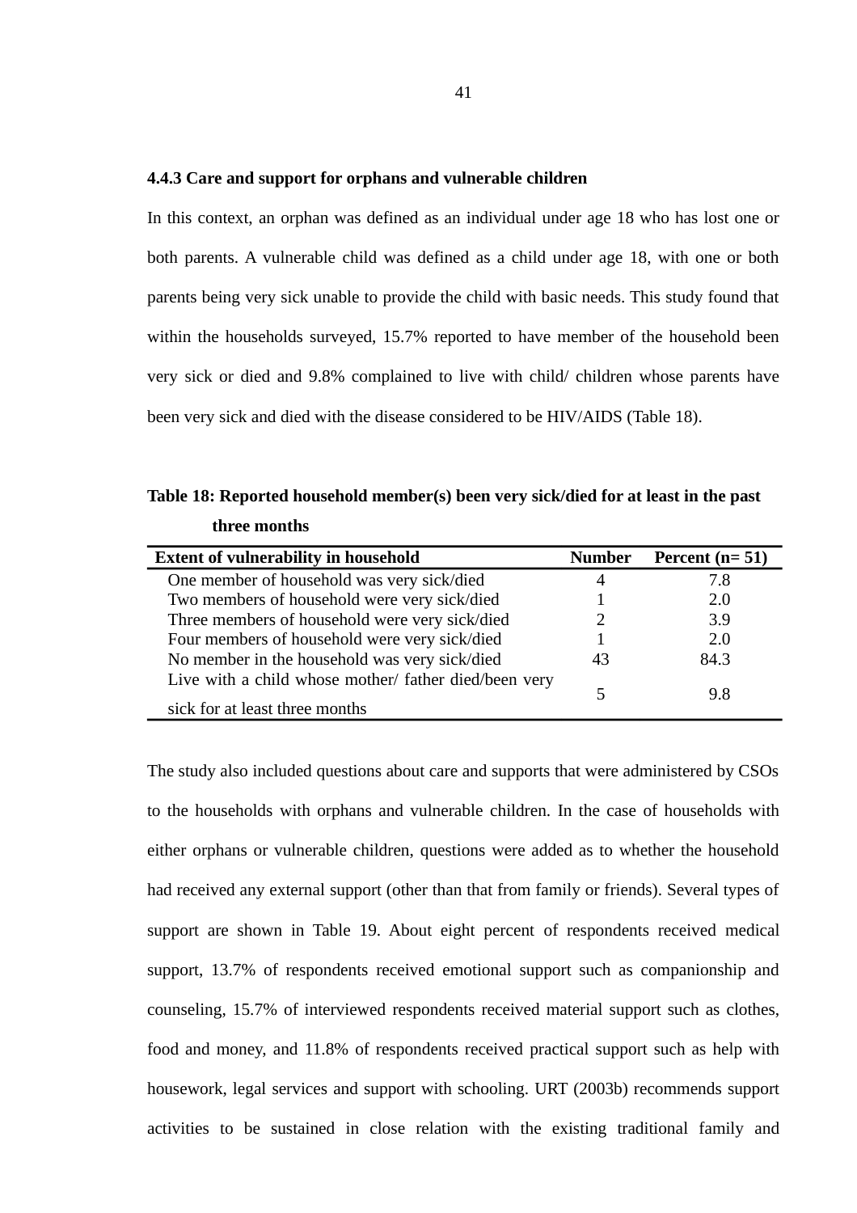### 4.4.3 Care and support for orphans and vulnerable children

In this context, an orphan was defined as an individual under age 18 who has lost one or both parents. A vulnerable child was defined as a child under age 18, with one or both parents being very sick unable to provide the child with basic needs. This study found that within the households surveyed, 15.7% reported to have member of the household been very sick or died and 9.8% complained to live with child/ children whose parents have been very sick and died with the disease considered to be HIV/AIDS (Table 18).

**Table 18: Reported household member(s) been very sick/died for at least in the past three months**

| Extent of vulnerability in household | Number | Percent (n= 51) |
|---|---|---|
| One member of household was very sick/died | 4 | 7.8 |
| Two members of household were very sick/died | 1 | 2.0 |
| Three members of household were very sick/died | 2 | 3.9 |
| Four members of household were very sick/died | 1 | 2.0 |
| No member in the household was very sick/died | 43 | 84.3 |
| Live with a child whose mother/ father died/been very sick for at least three months | 5 | 9.8 |

The study also included questions about care and supports that were administered by CSOs to the households with orphans and vulnerable children. In the case of households with either orphans or vulnerable children, questions were added as to whether the household had received any external support (other than that from family or friends). Several types of support are shown in Table 19. About eight percent of respondents received medical support, 13.7% of respondents received emotional support such as companionship and counseling, 15.7% of interviewed respondents received material support such as clothes, food and money, and 11.8% of respondents received practical support such as help with housework, legal services and support with schooling. URT (2003b) recommends support activities to be sustained in close relation with the existing traditional family and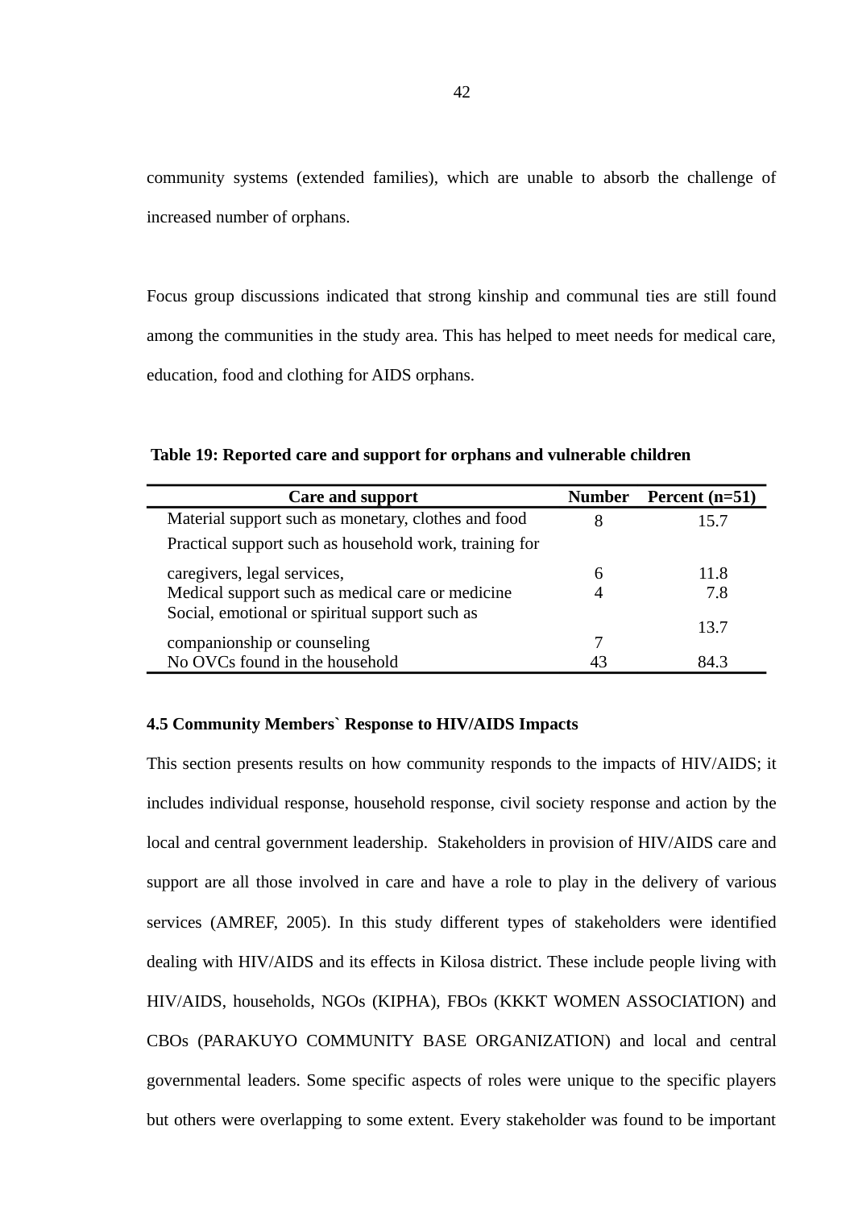community systems (extended families), which are unable to absorb the challenge of increased number of orphans.

Focus group discussions indicated that strong kinship and communal ties are still found among the communities in the study area. This has helped to meet needs for medical care, education, food and clothing for AIDS orphans.

**Table 19: Reported care and support for orphans and vulnerable children**

| Care and support | Number | Percent (n=51) |
|---|---|---|
| Material support such as monetary, clothes and food | 8 | 15.7 |
| Practical support such as household work, training for caregivers, legal services, | 6 | 11.8 |
| Medical support such as medical care or medicine | 4 | 7.8 |
| Social, emotional or spiritual support such as companionship or counseling | 7 | 13.7 |
| No OVCs found in the household | 43 | 84.3 |

### 4.5 Community Members` Response to HIV/AIDS Impacts

This section presents results on how community responds to the impacts of HIV/AIDS; it includes individual response, household response, civil society response and action by the local and central government leadership. Stakeholders in provision of HIV/AIDS care and support are all those involved in care and have a role to play in the delivery of various services (AMREF, 2005). In this study different types of stakeholders were identified dealing with HIV/AIDS and its effects in Kilosa district. These include people living with HIV/AIDS, households, NGOs (KIPHA), FBOs (KKKT WOMEN ASSOCIATION) and CBOs (PARAKUYO COMMUNITY BASE ORGANIZATION) and local and central governmental leaders. Some specific aspects of roles were unique to the specific players but others were overlapping to some extent. Every stakeholder was found to be important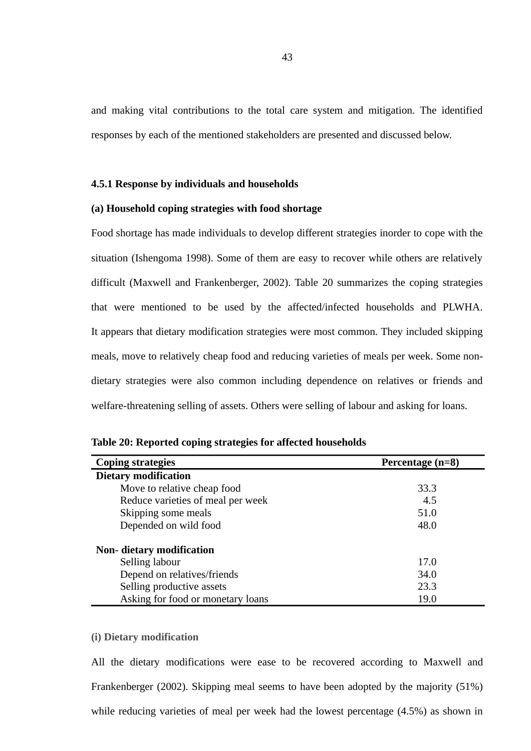and making vital contributions to the total care system and mitigation. The identified responses by each of the mentioned stakeholders are presented and discussed below.

### 4.5.1 Response by individuals and households

#### (a) Household coping strategies with food shortage

Food shortage has made individuals to develop different strategies inorder to cope with the situation (Ishengoma 1998). Some of them are easy to recover while others are relatively difficult (Maxwell and Frankenberger, 2002). Table 20 summarizes the coping strategies that were mentioned to be used by the affected/infected households and PLWHA. It appears that dietary modification strategies were most common. They included skipping meals, move to relatively cheap food and reducing varieties of meals per week. Some non-dietary strategies were also common including dependence on relatives or friends and welfare-threatening selling of assets. Others were selling of labour and asking for loans.

**Table 20: Reported coping strategies for affected households**

| Coping strategies | Percentage (n=8) |
|---|---|
| **Dietary modification** | |
| Move to relative cheap food | 33.3 |
| Reduce varieties of meal per week | 4.5 |
| Skipping some meals | 51.0 |
| Depended on wild food | 48.0 |
| **Non- dietary modification** | |
| Selling labour | 17.0 |
| Depend on relatives/friends | 34.0 |
| Selling productive assets | 23.3 |
| Asking for food or monetary loans | 19.0 |

#### (i) Dietary modification

All the dietary modifications were ease to be recovered according to Maxwell and Frankenberger (2002). Skipping meal seems to have been adopted by the majority (51%) while reducing varieties of meal per week had the lowest percentage (4.5%) as shown in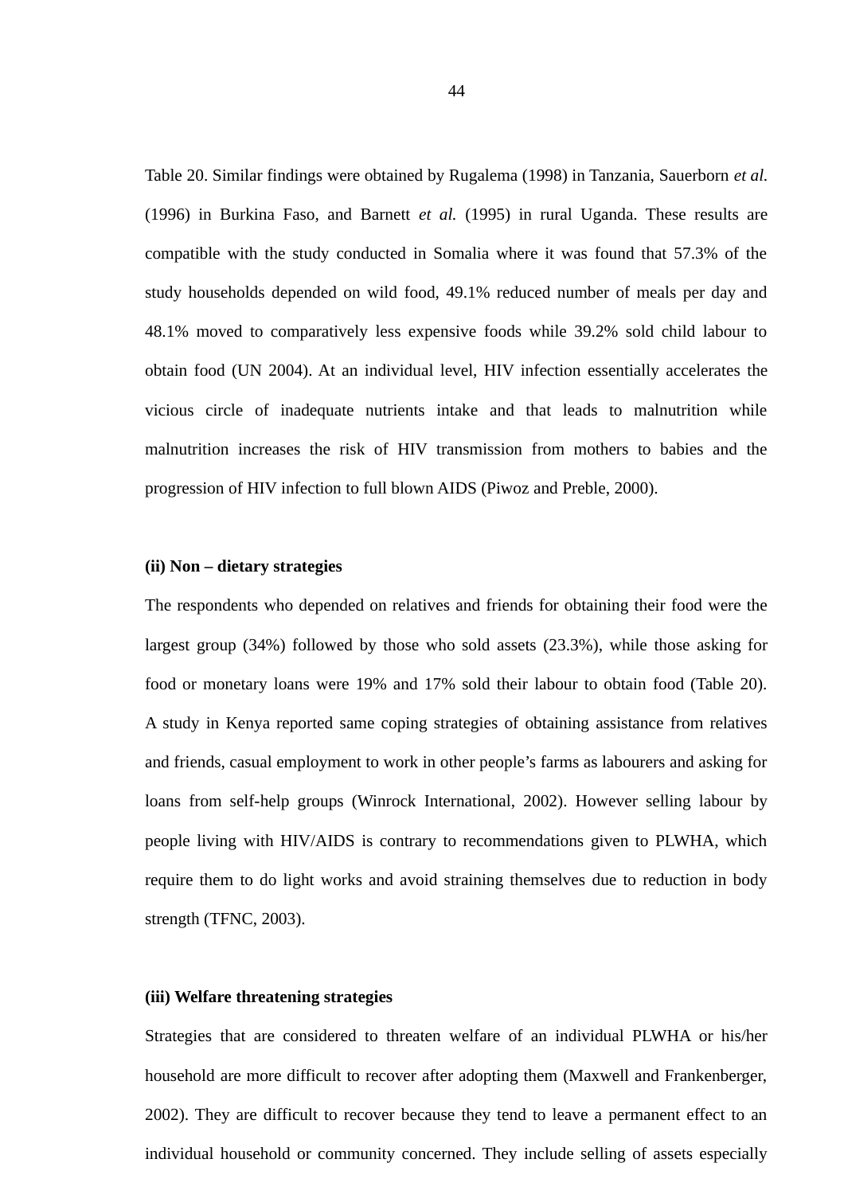Table 20. Similar findings were obtained by Rugalema (1998) in Tanzania, Sauerborn *et al.* (1996) in Burkina Faso, and Barnett *et al.* (1995) in rural Uganda. These results are compatible with the study conducted in Somalia where it was found that 57.3% of the study households depended on wild food, 49.1% reduced number of meals per day and 48.1% moved to comparatively less expensive foods while 39.2% sold child labour to obtain food (UN 2004). At an individual level, HIV infection essentially accelerates the vicious circle of inadequate nutrients intake and that leads to malnutrition while malnutrition increases the risk of HIV transmission from mothers to babies and the progression of HIV infection to full blown AIDS (Piwoz and Preble, 2000).

**(ii) Non – dietary strategies**

The respondents who depended on relatives and friends for obtaining their food were the largest group (34%) followed by those who sold assets (23.3%), while those asking for food or monetary loans were 19% and 17% sold their labour to obtain food (Table 20). A study in Kenya reported same coping strategies of obtaining assistance from relatives and friends, casual employment to work in other people's farms as labourers and asking for loans from self-help groups (Winrock International, 2002). However selling labour by people living with HIV/AIDS is contrary to recommendations given to PLWHA, which require them to do light works and avoid straining themselves due to reduction in body strength (TFNC, 2003).

**(iii) Welfare threatening strategies**

Strategies that are considered to threaten welfare of an individual PLWHA or his/her household are more difficult to recover after adopting them (Maxwell and Frankenberger, 2002). They are difficult to recover because they tend to leave a permanent effect to an individual household or community concerned. They include selling of assets especially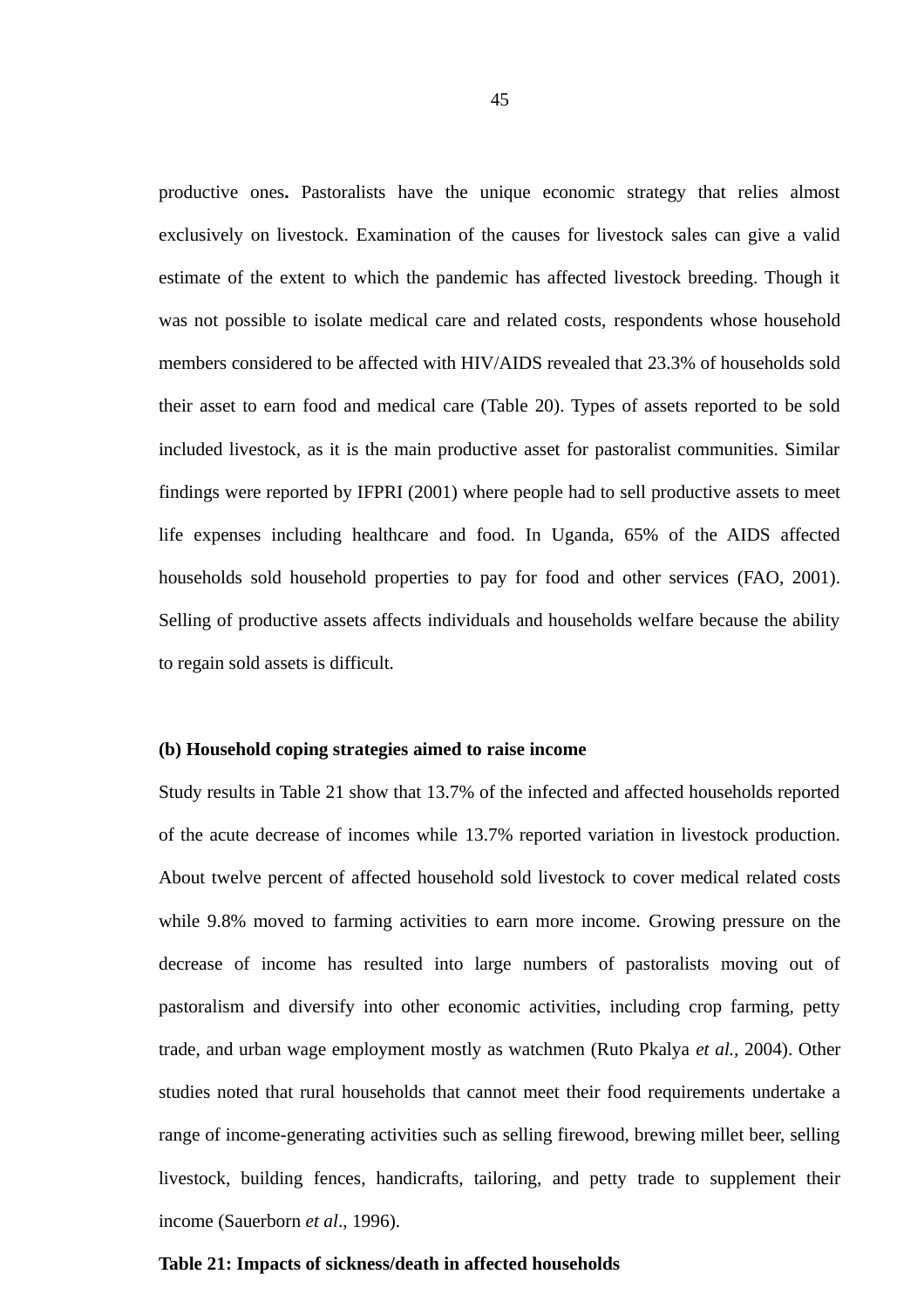productive ones**.** Pastoralists have the unique economic strategy that relies almost exclusively on livestock. Examination of the causes for livestock sales can give a valid estimate of the extent to which the pandemic has affected livestock breeding. Though it was not possible to isolate medical care and related costs, respondents whose household members considered to be affected with HIV/AIDS revealed that 23.3% of households sold their asset to earn food and medical care (Table 20). Types of assets reported to be sold included livestock, as it is the main productive asset for pastoralist communities. Similar findings were reported by IFPRI (2001) where people had to sell productive assets to meet life expenses including healthcare and food. In Uganda, 65% of the AIDS affected households sold household properties to pay for food and other services (FAO, 2001). Selling of productive assets affects individuals and households welfare because the ability to regain sold assets is difficult.

**(b) Household coping strategies aimed to raise income**

Study results in Table 21 show that 13.7% of the infected and affected households reported of the acute decrease of incomes while 13.7% reported variation in livestock production. About twelve percent of affected household sold livestock to cover medical related costs while 9.8% moved to farming activities to earn more income. Growing pressure on the decrease of income has resulted into large numbers of pastoralists moving out of pastoralism and diversify into other economic activities, including crop farming, petty trade, and urban wage employment mostly as watchmen (Ruto Pkalya *et al.,* 2004). Other studies noted that rural households that cannot meet their food requirements undertake a range of income-generating activities such as selling firewood, brewing millet beer, selling livestock, building fences, handicrafts, tailoring, and petty trade to supplement their income (Sauerborn *et al*., 1996).

**Table 21: Impacts of sickness/death in affected households**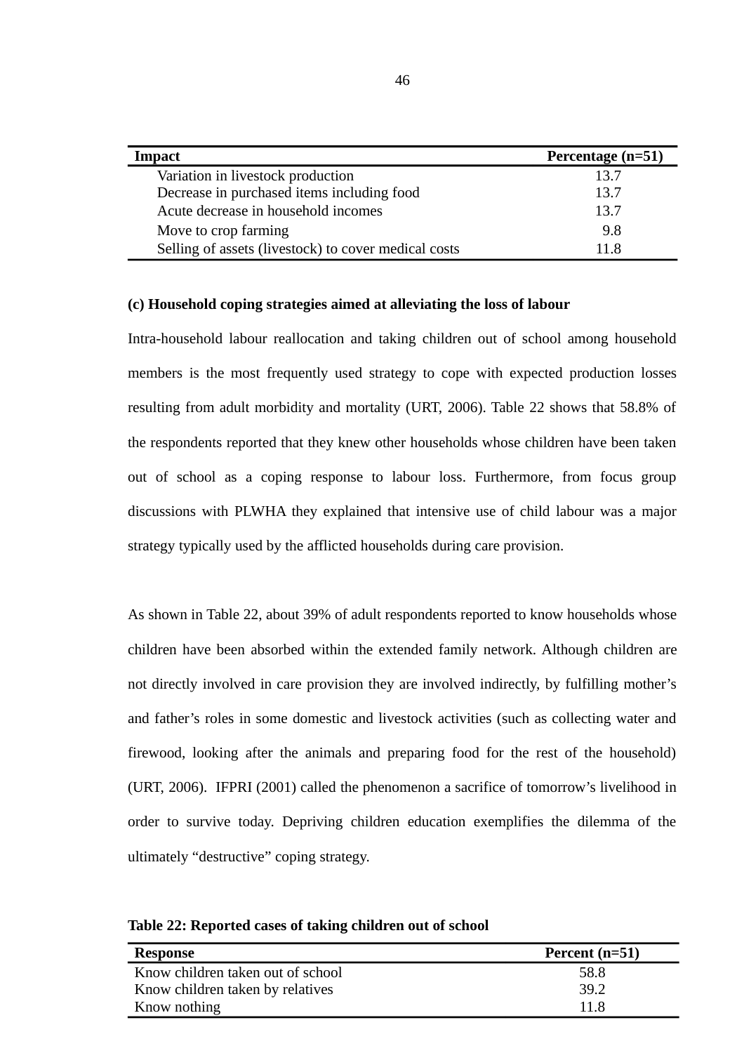| Impact | Percentage (n=51) |
|---|---|
| Variation in livestock production | 13.7 |
| Decrease in purchased items including food | 13.7 |
| Acute decrease in household incomes | 13.7 |
| Move to crop farming | 9.8 |
| Selling of assets (livestock) to cover medical costs | 11.8 |

**(c) Household coping strategies aimed at alleviating the loss of labour**

Intra-household labour reallocation and taking children out of school among household members is the most frequently used strategy to cope with expected production losses resulting from adult morbidity and mortality (URT, 2006). Table 22 shows that 58.8% of the respondents reported that they knew other households whose children have been taken out of school as a coping response to labour loss. Furthermore, from focus group discussions with PLWHA they explained that intensive use of child labour was a major strategy typically used by the afflicted households during care provision.

As shown in Table 22, about 39% of adult respondents reported to know households whose children have been absorbed within the extended family network. Although children are not directly involved in care provision they are involved indirectly, by fulfilling mother's and father's roles in some domestic and livestock activities (such as collecting water and firewood, looking after the animals and preparing food for the rest of the household) (URT, 2006). IFPRI (2001) called the phenomenon a sacrifice of tomorrow's livelihood in order to survive today. Depriving children education exemplifies the dilemma of the ultimately "destructive" coping strategy.

**Table 22: Reported cases of taking children out of school**

| Response | Percent (n=51) |
|---|---|
| Know children taken out of school | 58.8 |
| Know children taken by relatives | 39.2 |
| Know nothing | 11.8 |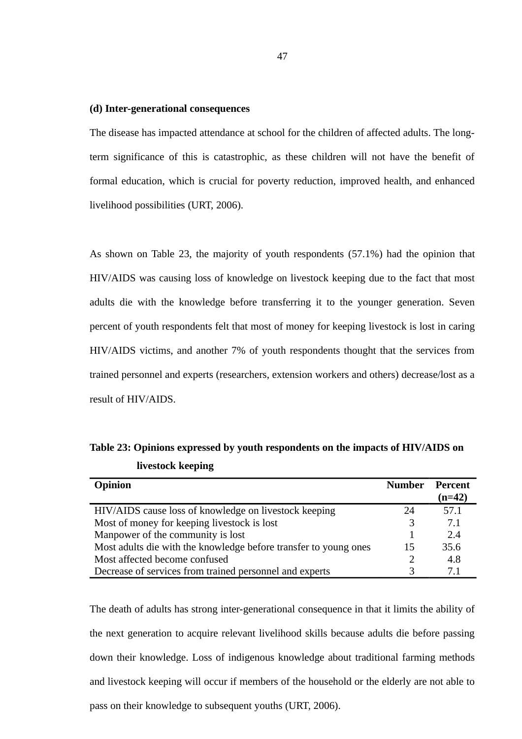**(d) Inter-generational consequences**

The disease has impacted attendance at school for the children of affected adults. The long-term significance of this is catastrophic, as these children will not have the benefit of formal education, which is crucial for poverty reduction, improved health, and enhanced livelihood possibilities (URT, 2006).

As shown on Table 23, the majority of youth respondents (57.1%) had the opinion that HIV/AIDS was causing loss of knowledge on livestock keeping due to the fact that most adults die with the knowledge before transferring it to the younger generation. Seven percent of youth respondents felt that most of money for keeping livestock is lost in caring HIV/AIDS victims, and another 7% of youth respondents thought that the services from trained personnel and experts (researchers, extension workers and others) decrease/lost as a result of HIV/AIDS.

**Table 23: Opinions expressed by youth respondents on the impacts of HIV/AIDS on livestock keeping**

| Opinion | Number | Percent (n=42) |
|---|---|---|
| HIV/AIDS cause loss of knowledge on livestock keeping | 24 | 57.1 |
| Most of money for keeping livestock is lost | 3 | 7.1 |
| Manpower of the community is lost | 1 | 2.4 |
| Most adults die with the knowledge before transfer to young ones | 15 | 35.6 |
| Most affected become confused | 2 | 4.8 |
| Decrease of services from trained personnel and experts | 3 | 7.1 |

The death of adults has strong inter-generational consequence in that it limits the ability of the next generation to acquire relevant livelihood skills because adults die before passing down their knowledge. Loss of indigenous knowledge about traditional farming methods and livestock keeping will occur if members of the household or the elderly are not able to pass on their knowledge to subsequent youths (URT, 2006).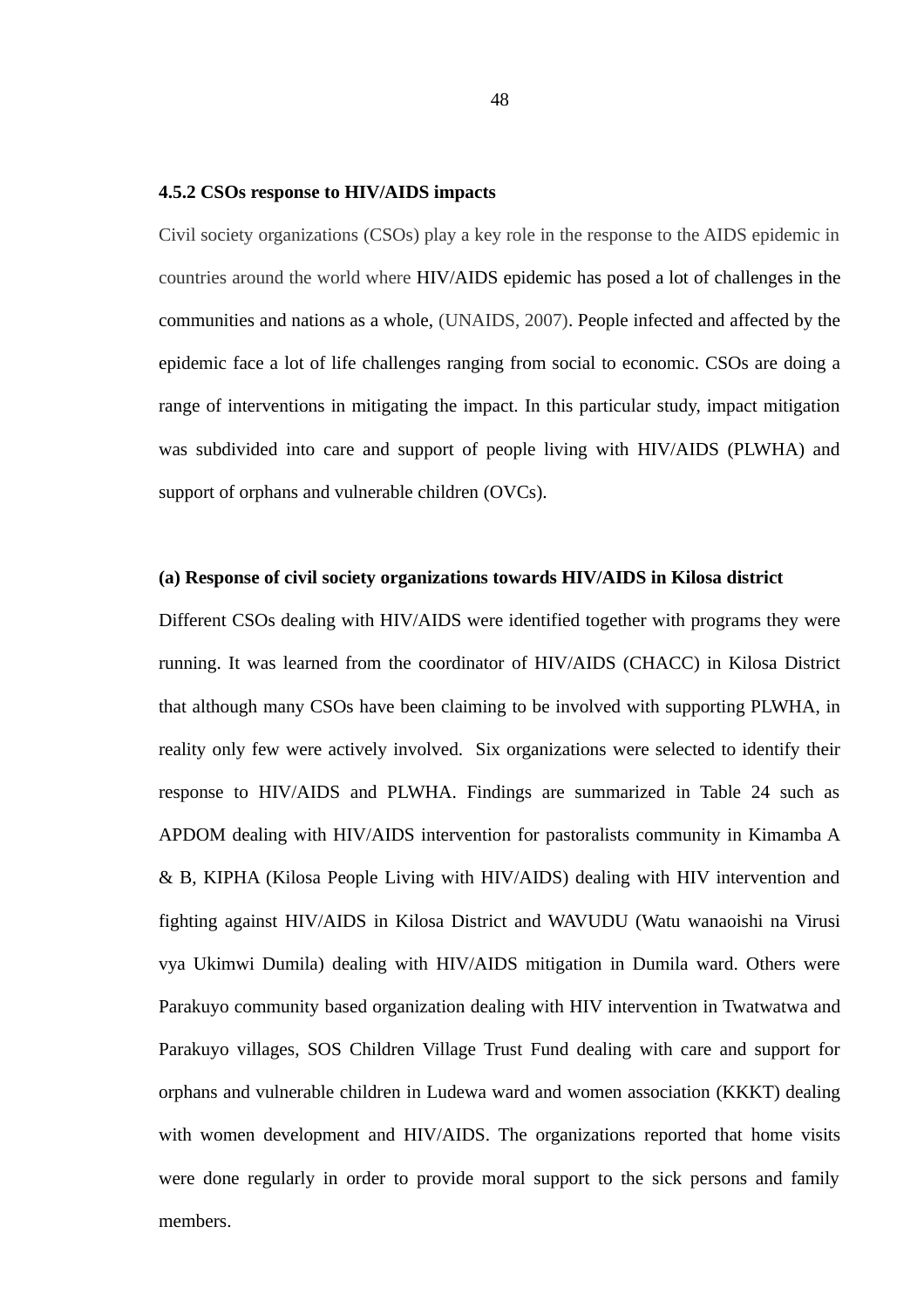### 4.5.2 CSOs response to HIV/AIDS impacts

Civil society organizations (CSOs) play a key role in the response to the AIDS epidemic in countries around the world where HIV/AIDS epidemic has posed a lot of challenges in the communities and nations as a whole, (UNAIDS, 2007). People infected and affected by the epidemic face a lot of life challenges ranging from social to economic. CSOs are doing a range of interventions in mitigating the impact. In this particular study, impact mitigation was subdivided into care and support of people living with HIV/AIDS (PLWHA) and support of orphans and vulnerable children (OVCs).

**(a) Response of civil society organizations towards HIV/AIDS in Kilosa district**

Different CSOs dealing with HIV/AIDS were identified together with programs they were running. It was learned from the coordinator of HIV/AIDS (CHACC) in Kilosa District that although many CSOs have been claiming to be involved with supporting PLWHA, in reality only few were actively involved. Six organizations were selected to identify their response to HIV/AIDS and PLWHA. Findings are summarized in Table 24 such as APDOM dealing with HIV/AIDS intervention for pastoralists community in Kimamba A & B, KIPHA (Kilosa People Living with HIV/AIDS) dealing with HIV intervention and fighting against HIV/AIDS in Kilosa District and WAVUDU (Watu wanaoishi na Virusi vya Ukimwi Dumila) dealing with HIV/AIDS mitigation in Dumila ward. Others were Parakuyo community based organization dealing with HIV intervention in Twatwatwa and Parakuyo villages, SOS Children Village Trust Fund dealing with care and support for orphans and vulnerable children in Ludewa ward and women association (KKKT) dealing with women development and HIV/AIDS. The organizations reported that home visits were done regularly in order to provide moral support to the sick persons and family members.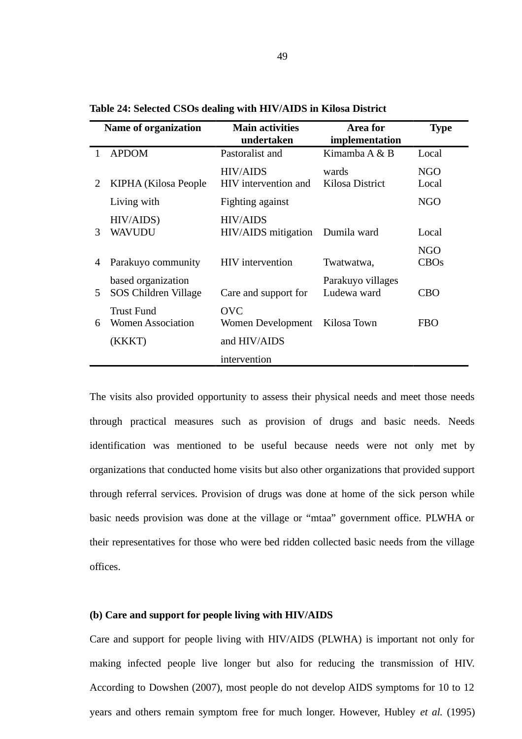**Table 24: Selected CSOs dealing with HIV/AIDS in Kilosa District**

| | Name of organization | Main activities undertaken | Area for implementation | Type |
|---|---|---|---|---|
| 1 | APDOM | Pastoralist and HIV/AIDS | Kimamba A & B wards | Local NGO |
| 2 | KIPHA (Kilosa People Living with HIV/AIDS) | HIV intervention and Fighting against HIV/AIDS | Kilosa District | Local NGO |
| 3 | WAVUDU | HIV/AIDS mitigation | Dumila ward | Local NGO |
| 4 | Parakuyo community based organization | HIV intervention | Twatwatwa, Parakuyo villages | CBOs |
| 5 | SOS Children Village Trust Fund | Care and support for OVC | Ludewa ward | CBO |
| 6 | Women Association (KKKT) | Women Development and HIV/AIDS intervention | Kilosa Town | FBO |

The visits also provided opportunity to assess their physical needs and meet those needs through practical measures such as provision of drugs and basic needs. Needs identification was mentioned to be useful because needs were not only met by organizations that conducted home visits but also other organizations that provided support through referral services. Provision of drugs was done at home of the sick person while basic needs provision was done at the village or "mtaa" government office. PLWHA or their representatives for those who were bed ridden collected basic needs from the village offices.

**(b) Care and support for people living with HIV/AIDS**

Care and support for people living with HIV/AIDS (PLWHA) is important not only for making infected people live longer but also for reducing the transmission of HIV. According to Dowshen (2007), most people do not develop AIDS symptoms for 10 to 12 years and others remain symptom free for much longer. However, Hubley *et al.* (1995)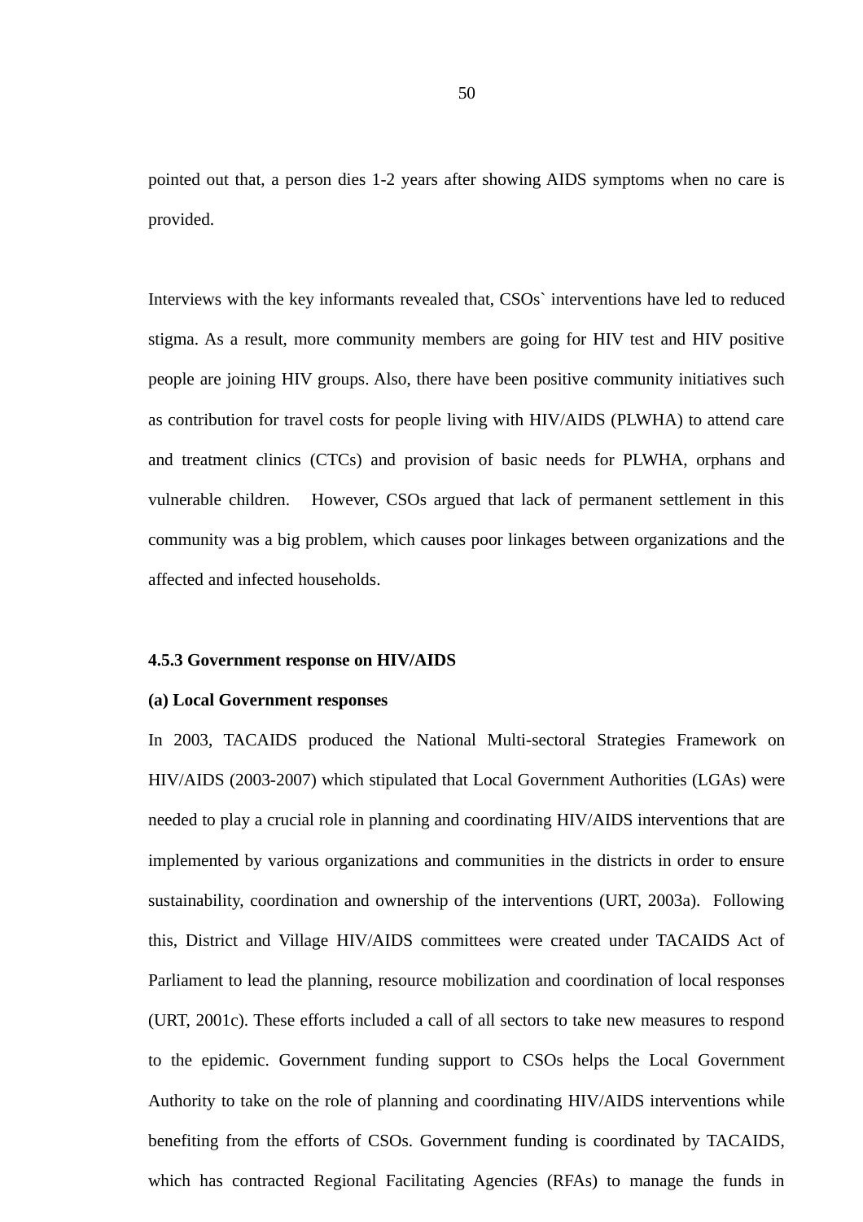pointed out that, a person dies 1-2 years after showing AIDS symptoms when no care is provided.

Interviews with the key informants revealed that, CSOs` interventions have led to reduced stigma. As a result, more community members are going for HIV test and HIV positive people are joining HIV groups. Also, there have been positive community initiatives such as contribution for travel costs for people living with HIV/AIDS (PLWHA) to attend care and treatment clinics (CTCs) and provision of basic needs for PLWHA, orphans and vulnerable children. However, CSOs argued that lack of permanent settlement in this community was a big problem, which causes poor linkages between organizations and the affected and infected households.

### 4.5.3 Government response on HIV/AIDS

#### (a) Local Government responses

In 2003, TACAIDS produced the National Multi-sectoral Strategies Framework on HIV/AIDS (2003-2007) which stipulated that Local Government Authorities (LGAs) were needed to play a crucial role in planning and coordinating HIV/AIDS interventions that are implemented by various organizations and communities in the districts in order to ensure sustainability, coordination and ownership of the interventions (URT, 2003a). Following this, District and Village HIV/AIDS committees were created under TACAIDS Act of Parliament to lead the planning, resource mobilization and coordination of local responses (URT, 2001c). These efforts included a call of all sectors to take new measures to respond to the epidemic. Government funding support to CSOs helps the Local Government Authority to take on the role of planning and coordinating HIV/AIDS interventions while benefiting from the efforts of CSOs. Government funding is coordinated by TACAIDS, which has contracted Regional Facilitating Agencies (RFAs) to manage the funds in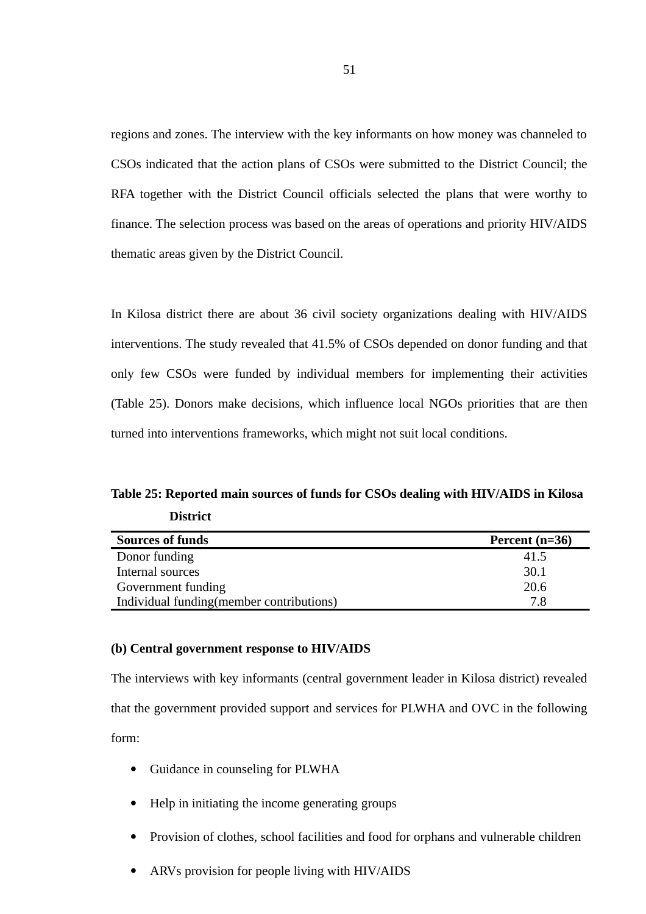regions and zones. The interview with the key informants on how money was channeled to CSOs indicated that the action plans of CSOs were submitted to the District Council; the RFA together with the District Council officials selected the plans that were worthy to finance. The selection process was based on the areas of operations and priority HIV/AIDS thematic areas given by the District Council.

In Kilosa district there are about 36 civil society organizations dealing with HIV/AIDS interventions. The study revealed that 41.5% of CSOs depended on donor funding and that only few CSOs were funded by individual members for implementing their activities (Table 25). Donors make decisions, which influence local NGOs priorities that are then turned into interventions frameworks, which might not suit local conditions.

**Table 25: Reported main sources of funds for CSOs dealing with HIV/AIDS in Kilosa District**

| Sources of funds | Percent (n=36) |
|---|---|
| Donor funding | 41.5 |
| Internal sources | 30.1 |
| Government funding | 20.6 |
| Individual funding(member contributions) | 7.8 |

**(b) Central government response to HIV/AIDS**

The interviews with key informants (central government leader in Kilosa district) revealed that the government provided support and services for PLWHA and OVC in the following form:

- Guidance in counseling for PLWHA
- Help in initiating the income generating groups
- Provision of clothes, school facilities and food for orphans and vulnerable children
- ARVs provision for people living with HIV/AIDS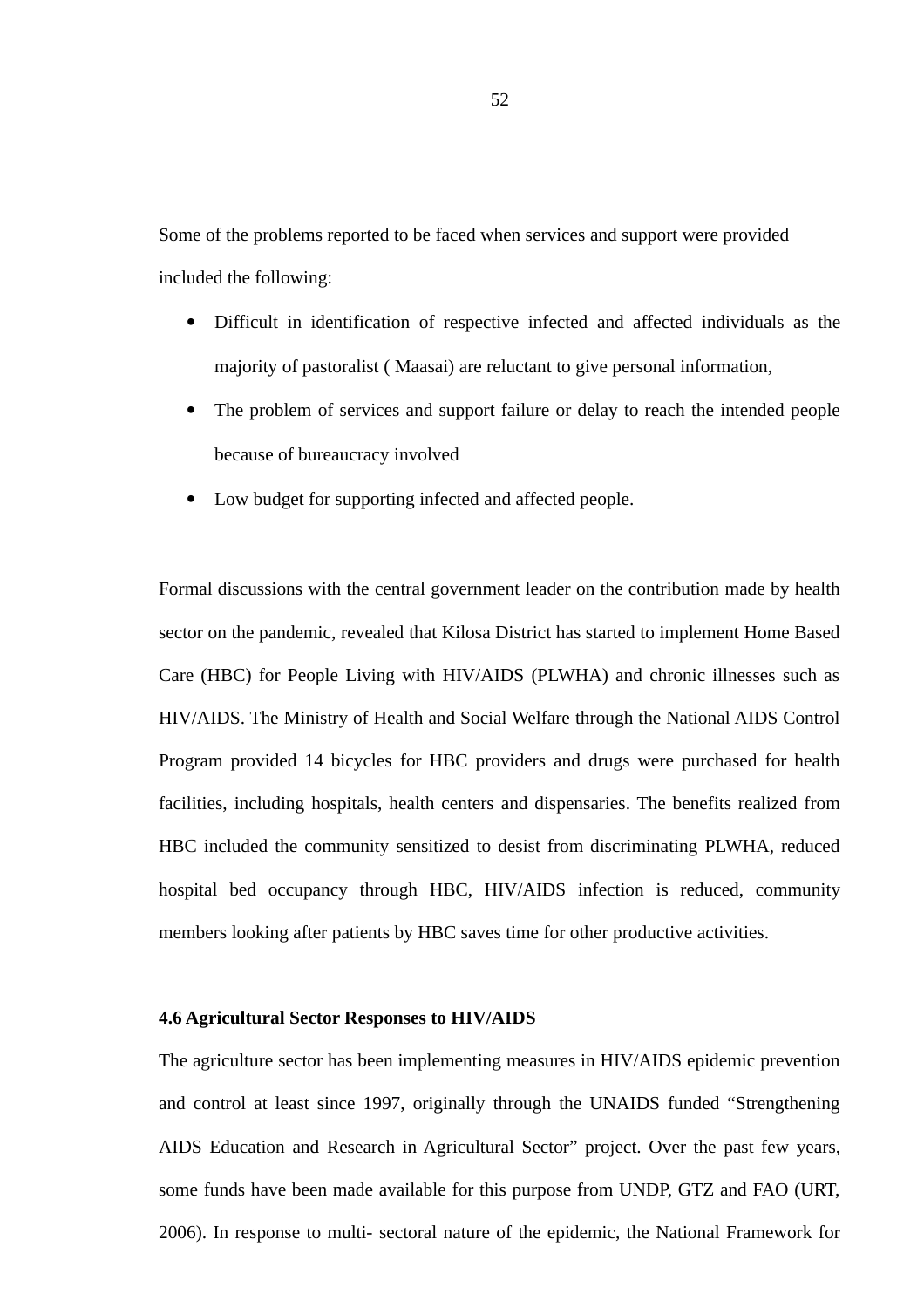Some of the problems reported to be faced when services and support were provided included the following:

- Difficult in identification of respective infected and affected individuals as the majority of pastoralist ( Maasai) are reluctant to give personal information,
- The problem of services and support failure or delay to reach the intended people because of bureaucracy involved
- Low budget for supporting infected and affected people.

Formal discussions with the central government leader on the contribution made by health sector on the pandemic, revealed that Kilosa District has started to implement Home Based Care (HBC) for People Living with HIV/AIDS (PLWHA) and chronic illnesses such as HIV/AIDS. The Ministry of Health and Social Welfare through the National AIDS Control Program provided 14 bicycles for HBC providers and drugs were purchased for health facilities, including hospitals, health centers and dispensaries. The benefits realized from HBC included the community sensitized to desist from discriminating PLWHA, reduced hospital bed occupancy through HBC, HIV/AIDS infection is reduced, community members looking after patients by HBC saves time for other productive activities.

**4.6 Agricultural Sector Responses to HIV/AIDS**

The agriculture sector has been implementing measures in HIV/AIDS epidemic prevention and control at least since 1997, originally through the UNAIDS funded "Strengthening AIDS Education and Research in Agricultural Sector" project. Over the past few years, some funds have been made available for this purpose from UNDP, GTZ and FAO (URT, 2006). In response to multi- sectoral nature of the epidemic, the National Framework for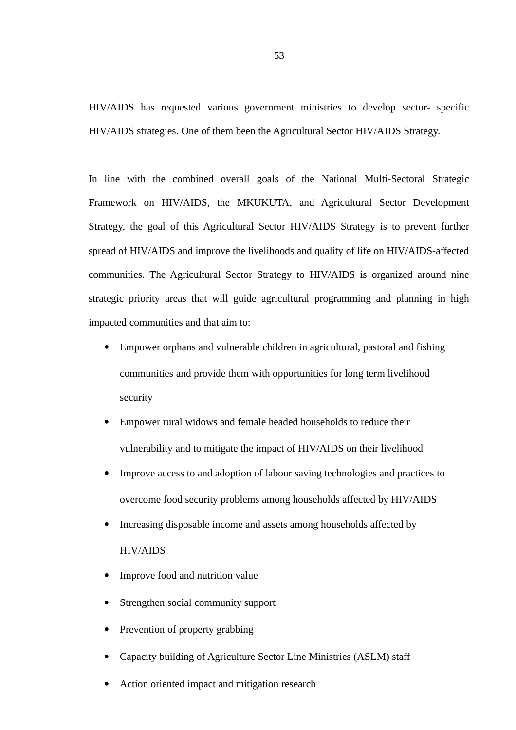HIV/AIDS has requested various government ministries to develop sector- specific HIV/AIDS strategies. One of them been the Agricultural Sector HIV/AIDS Strategy.

In line with the combined overall goals of the National Multi-Sectoral Strategic Framework on HIV/AIDS, the MKUKUTA, and Agricultural Sector Development Strategy, the goal of this Agricultural Sector HIV/AIDS Strategy is to prevent further spread of HIV/AIDS and improve the livelihoods and quality of life on HIV/AIDS-affected communities. The Agricultural Sector Strategy to HIV/AIDS is organized around nine strategic priority areas that will guide agricultural programming and planning in high impacted communities and that aim to:

- Empower orphans and vulnerable children in agricultural, pastoral and fishing communities and provide them with opportunities for long term livelihood security
- Empower rural widows and female headed households to reduce their vulnerability and to mitigate the impact of HIV/AIDS on their livelihood
- Improve access to and adoption of labour saving technologies and practices to overcome food security problems among households affected by HIV/AIDS
- Increasing disposable income and assets among households affected by HIV/AIDS
- Improve food and nutrition value
- Strengthen social community support
- Prevention of property grabbing
- Capacity building of Agriculture Sector Line Ministries (ASLM) staff
- Action oriented impact and mitigation research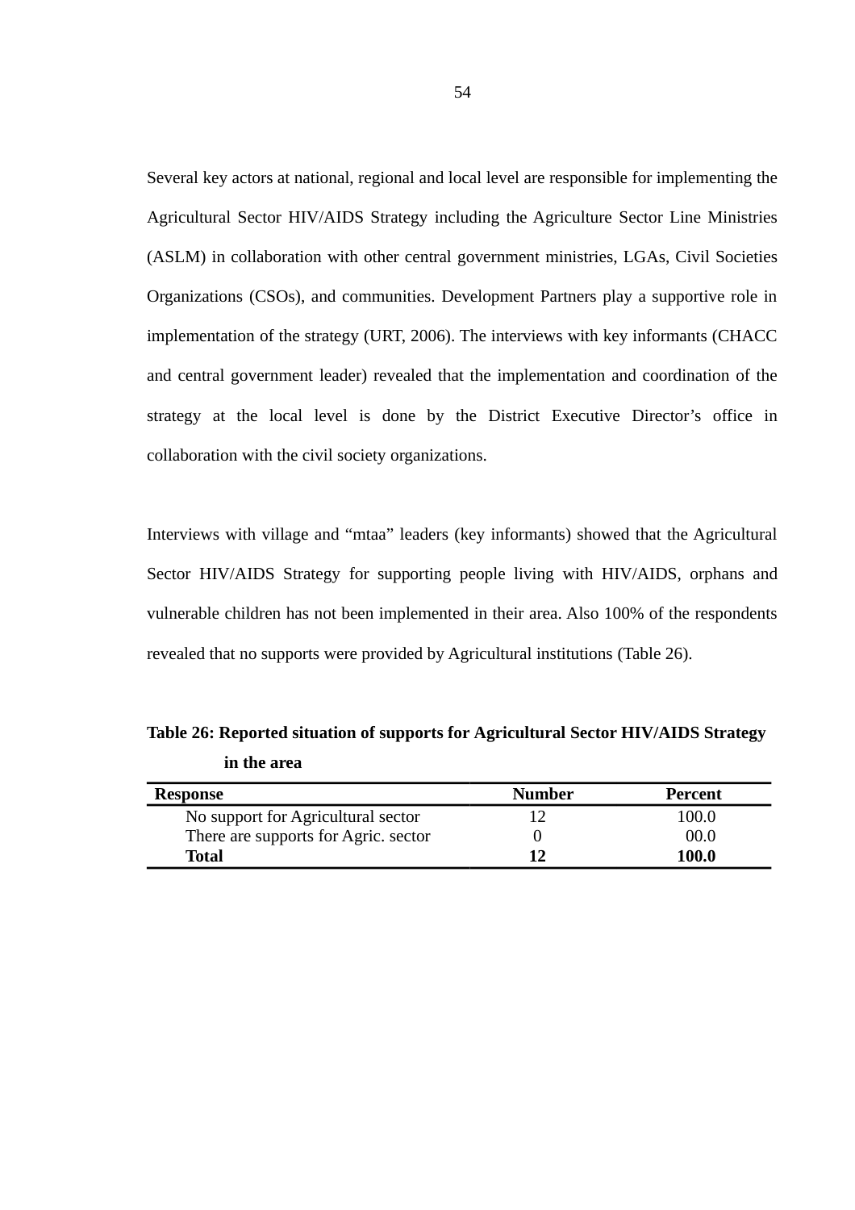Several key actors at national, regional and local level are responsible for implementing the Agricultural Sector HIV/AIDS Strategy including the Agriculture Sector Line Ministries (ASLM) in collaboration with other central government ministries, LGAs, Civil Societies Organizations (CSOs), and communities. Development Partners play a supportive role in implementation of the strategy (URT, 2006). The interviews with key informants (CHACC and central government leader) revealed that the implementation and coordination of the strategy at the local level is done by the District Executive Director's office in collaboration with the civil society organizations.

Interviews with village and "mtaa" leaders (key informants) showed that the Agricultural Sector HIV/AIDS Strategy for supporting people living with HIV/AIDS, orphans and vulnerable children has not been implemented in their area. Also 100% of the respondents revealed that no supports were provided by Agricultural institutions (Table 26).

**Table 26: Reported situation of supports for Agricultural Sector HIV/AIDS Strategy in the area**

| Response | Number | Percent |
|---|---|---|
| No support for Agricultural sector | 12 | 100.0 |
| There are supports for Agric. sector | 0 | 00.0 |
| **Total** | **12** | **100.0** |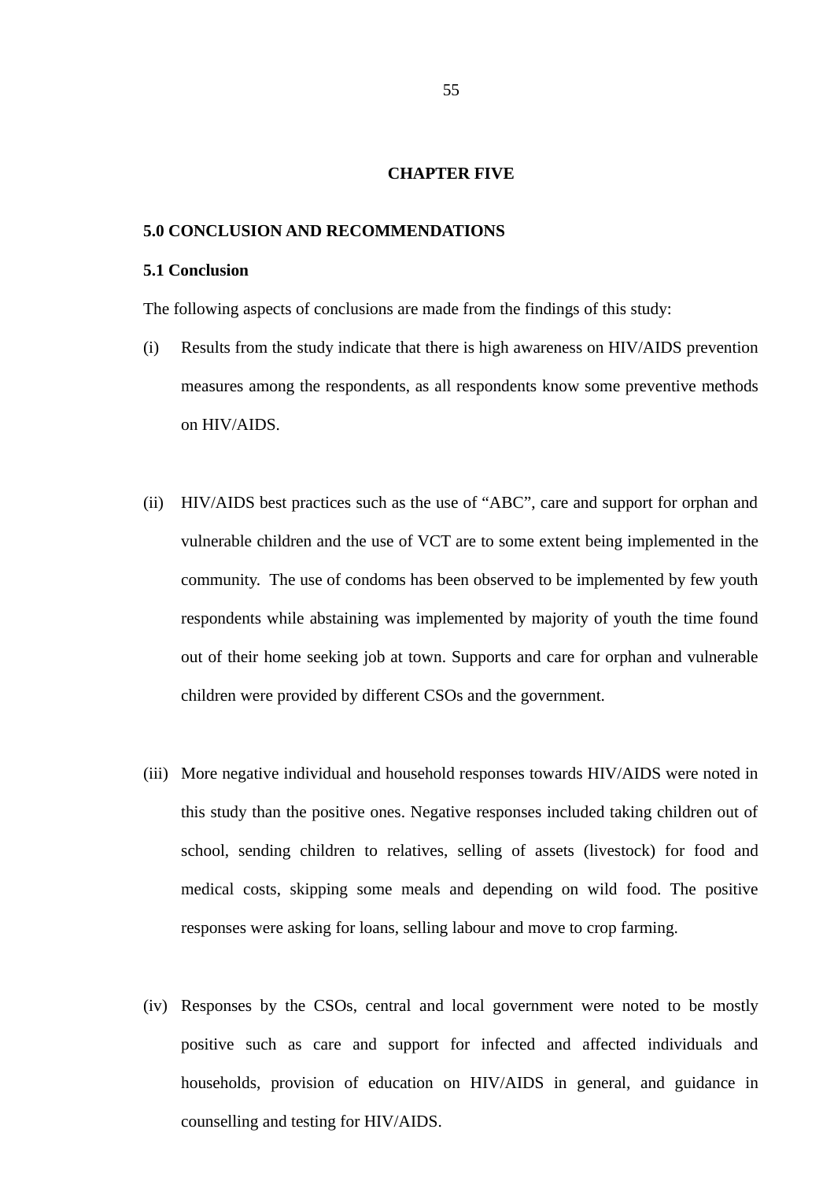# CHAPTER FIVE

## 5.0 CONCLUSION AND RECOMMENDATIONS

### 5.1 Conclusion

The following aspects of conclusions are made from the findings of this study:

(i) Results from the study indicate that there is high awareness on HIV/AIDS prevention measures among the respondents, as all respondents know some preventive methods on HIV/AIDS.

(ii) HIV/AIDS best practices such as the use of "ABC", care and support for orphan and vulnerable children and the use of VCT are to some extent being implemented in the community. The use of condoms has been observed to be implemented by few youth respondents while abstaining was implemented by majority of youth the time found out of their home seeking job at town. Supports and care for orphan and vulnerable children were provided by different CSOs and the government.

(iii) More negative individual and household responses towards HIV/AIDS were noted in this study than the positive ones. Negative responses included taking children out of school, sending children to relatives, selling of assets (livestock) for food and medical costs, skipping some meals and depending on wild food. The positive responses were asking for loans, selling labour and move to crop farming.

(iv) Responses by the CSOs, central and local government were noted to be mostly positive such as care and support for infected and affected individuals and households, provision of education on HIV/AIDS in general, and guidance in counselling and testing for HIV/AIDS.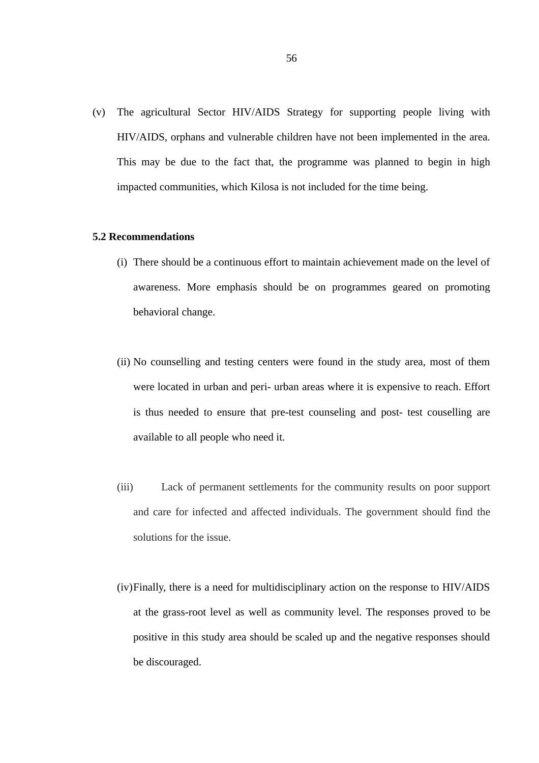(v) The agricultural Sector HIV/AIDS Strategy for supporting people living with HIV/AIDS, orphans and vulnerable children have not been implemented in the area. This may be due to the fact that, the programme was planned to begin in high impacted communities, which Kilosa is not included for the time being.

**5.2 Recommendations**

(i) There should be a continuous effort to maintain achievement made on the level of awareness. More emphasis should be on programmes geared on promoting behavioral change.

(ii) No counselling and testing centers were found in the study area, most of them were located in urban and peri- urban areas where it is expensive to reach. Effort is thus needed to ensure that pre-test counseling and post- test couselling are available to all people who need it.

(iii) Lack of permanent settlements for the community results on poor support and care for infected and affected individuals. The government should find the solutions for the issue.

(iv) Finally, there is a need for multidisciplinary action on the response to HIV/AIDS at the grass-root level as well as community level. The responses proved to be positive in this study area should be scaled up and the negative responses should be discouraged.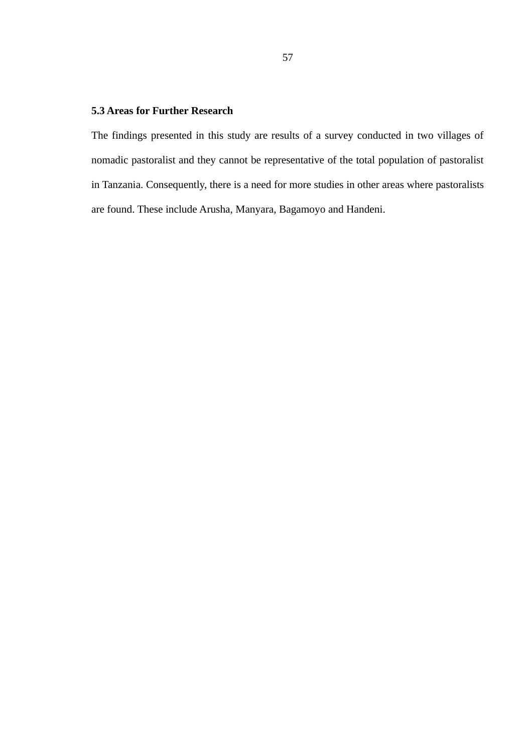### 5.3 Areas for Further Research

The findings presented in this study are results of a survey conducted in two villages of nomadic pastoralist and they cannot be representative of the total population of pastoralist in Tanzania. Consequently, there is a need for more studies in other areas where pastoralists are found. These include Arusha, Manyara, Bagamoyo and Handeni.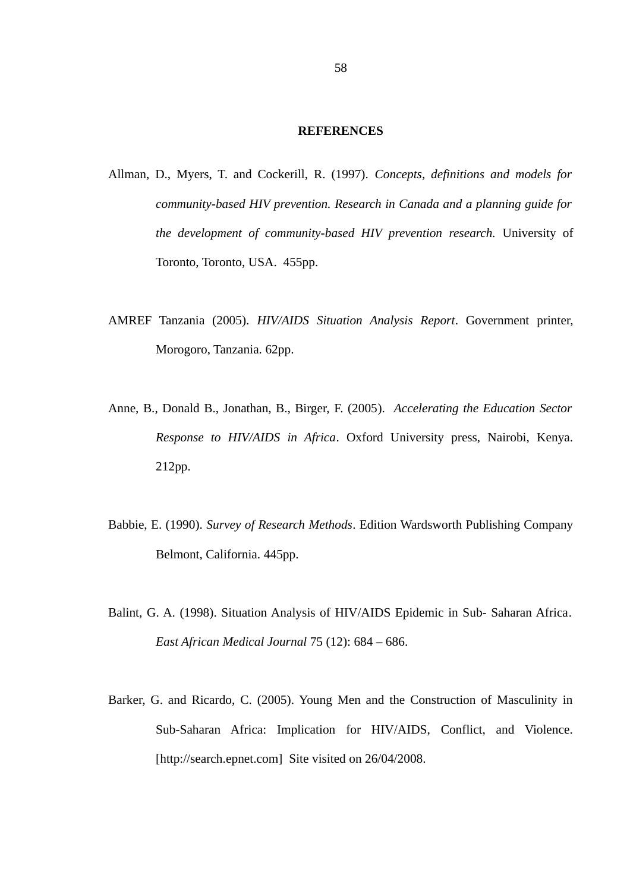# REFERENCES

Allman, D., Myers, T. and Cockerill, R. (1997). *Concepts, definitions and models for community-based HIV prevention. Research in Canada and a planning guide for the development of community-based HIV prevention research.* University of Toronto, Toronto, USA. 455pp.

AMREF Tanzania (2005). *HIV/AIDS Situation Analysis Report*. Government printer, Morogoro, Tanzania. 62pp.

Anne, B., Donald B., Jonathan, B., Birger, F. (2005). *Accelerating the Education Sector Response to HIV/AIDS in Africa*. Oxford University press, Nairobi, Kenya. 212pp.

Babbie, E. (1990). *Survey of Research Methods*. Edition Wardsworth Publishing Company Belmont, California. 445pp.

Balint, G. A. (1998). Situation Analysis of HIV/AIDS Epidemic in Sub- Saharan Africa. *East African Medical Journal* 75 (12): 684 – 686.

Barker, G. and Ricardo, C. (2005). Young Men and the Construction of Masculinity in Sub-Saharan Africa: Implication for HIV/AIDS, Conflict, and Violence. [http://search.epnet.com] Site visited on 26/04/2008.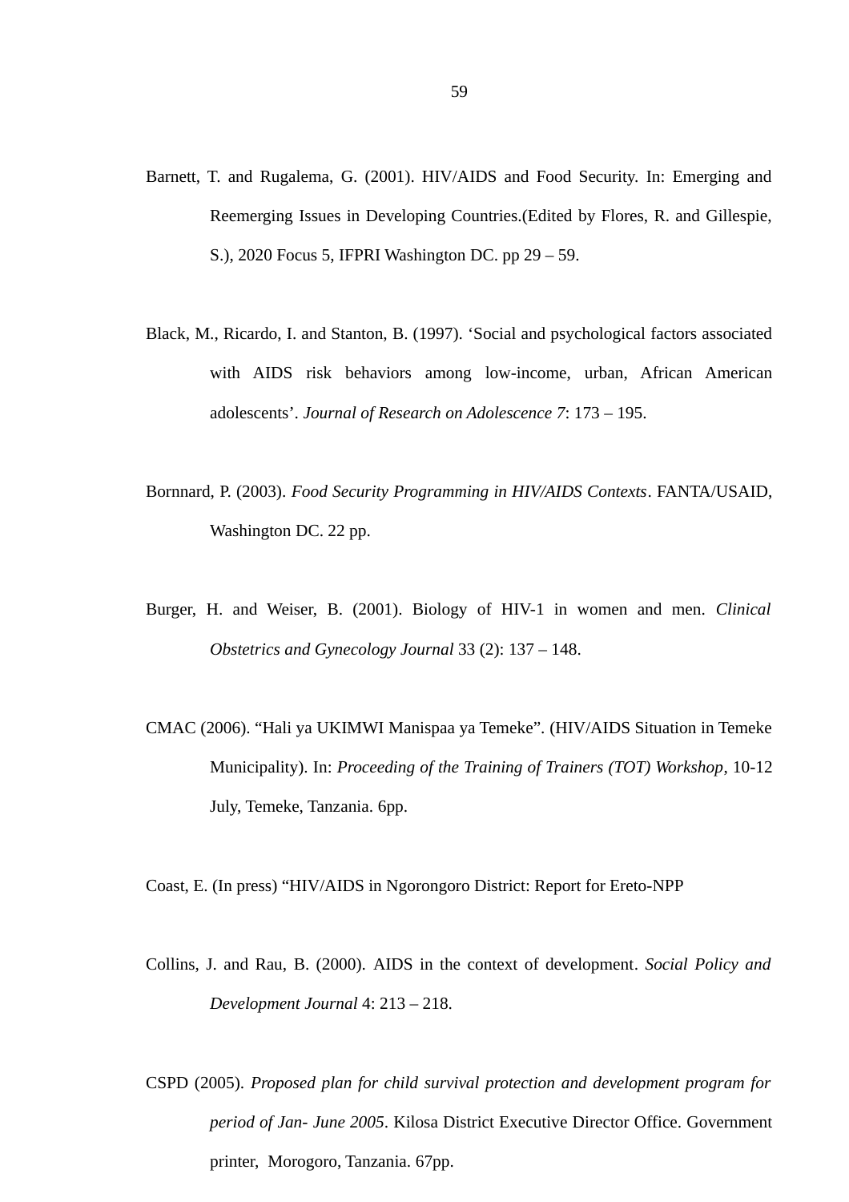Barnett, T. and Rugalema, G. (2001). HIV/AIDS and Food Security. In: Emerging and Reemerging Issues in Developing Countries.(Edited by Flores, R. and Gillespie, S.), 2020 Focus 5, IFPRI Washington DC. pp 29 – 59.

Black, M., Ricardo, I. and Stanton, B. (1997). 'Social and psychological factors associated with AIDS risk behaviors among low-income, urban, African American adolescents'. *Journal of Research on Adolescence 7*: 173 – 195.

Bornnard, P. (2003). *Food Security Programming in HIV/AIDS Contexts*. FANTA/USAID, Washington DC. 22 pp.

Burger, H. and Weiser, B. (2001). Biology of HIV-1 in women and men. *Clinical Obstetrics and Gynecology Journal* 33 (2): 137 – 148.

CMAC (2006). "Hali ya UKIMWI Manispaa ya Temeke". (HIV/AIDS Situation in Temeke Municipality). In: *Proceeding of the Training of Trainers (TOT) Workshop*, 10-12 July, Temeke, Tanzania. 6pp.

Coast, E. (In press) "HIV/AIDS in Ngorongoro District: Report for Ereto-NPP

Collins, J. and Rau, B. (2000). AIDS in the context of development. *Social Policy and Development Journal* 4: 213 – 218.

CSPD (2005). *Proposed plan for child survival protection and development program for period of Jan- June 2005*. Kilosa District Executive Director Office. Government printer, Morogoro, Tanzania. 67pp.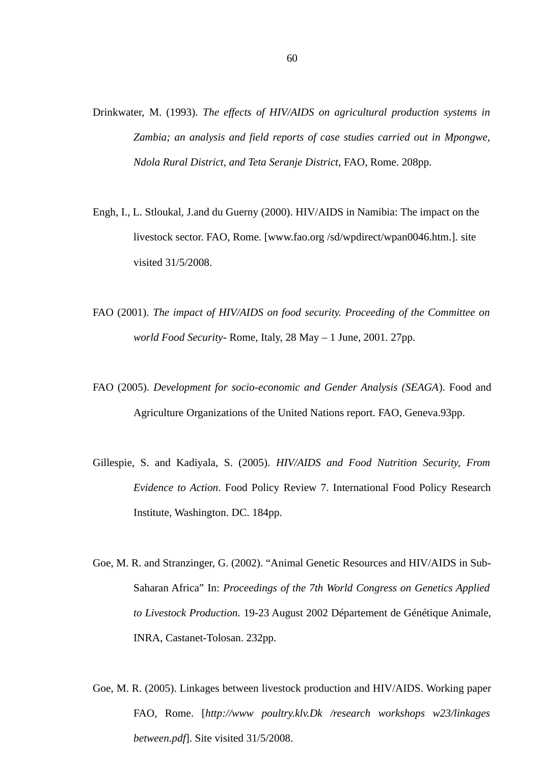Drinkwater, M. (1993). *The effects of HIV/AIDS on agricultural production systems in Zambia; an analysis and field reports of case studies carried out in Mpongwe, Ndola Rural District, and Teta Seranje District,* FAO, Rome. 208pp.

Engh, I., L. Stloukal, J.and du Guerny (2000). HIV/AIDS in Namibia: The impact on the livestock sector. FAO, Rome. [www.fao.org /sd/wpdirect/wpan0046.htm.]. site visited 31/5/2008.

FAO (2001). *The impact of HIV/AIDS on food security. Proceeding of the Committee on world Food Security*- Rome, Italy, 28 May – 1 June, 2001. 27pp.

FAO (2005). *Development for socio-economic and Gender Analysis (SEAGA*). Food and Agriculture Organizations of the United Nations report. FAO, Geneva.93pp.

Gillespie, S. and Kadiyala, S. (2005). *HIV/AIDS and Food Nutrition Security, From Evidence to Action*. Food Policy Review 7. International Food Policy Research Institute, Washington. DC. 184pp.

Goe, M. R. and Stranzinger, G. (2002). "Animal Genetic Resources and HIV/AIDS in Sub-Saharan Africa" In: *Proceedings of the 7th World Congress on Genetics Applied to Livestock Production.* 19-23 August 2002 Département de Génétique Animale, INRA, Castanet-Tolosan. 232pp.

Goe, M. R. (2005). Linkages between livestock production and HIV/AIDS. Working paper FAO, Rome. [*http://www poultry.klv.Dk /research workshops w23/linkages between.pdf*]. Site visited 31/5/2008.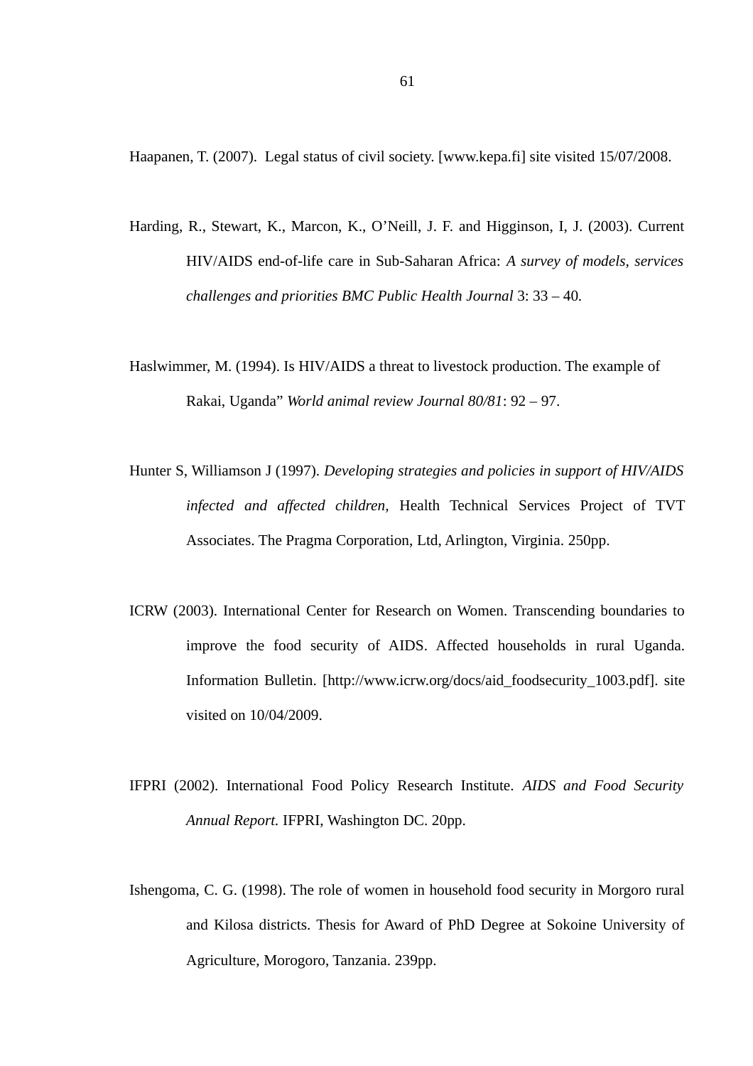Haapanen, T. (2007). Legal status of civil society. [www.kepa.fi] site visited 15/07/2008.

Harding, R., Stewart, K., Marcon, K., O'Neill, J. F. and Higginson, I, J. (2003). Current HIV/AIDS end-of-life care in Sub-Saharan Africa: *A survey of models, services challenges and priorities BMC Public Health Journal* 3: 33 – 40.

Haslwimmer, M. (1994). Is HIV/AIDS a threat to livestock production. The example of Rakai, Uganda" *World animal review Journal 80/81*: 92 – 97.

Hunter S, Williamson J (1997). *Developing strategies and policies in support of HIV/AIDS infected and affected children,* Health Technical Services Project of TVT Associates. The Pragma Corporation, Ltd, Arlington, Virginia. 250pp.

ICRW (2003). International Center for Research on Women. Transcending boundaries to improve the food security of AIDS. Affected households in rural Uganda. Information Bulletin. [http://www.icrw.org/docs/aid_foodsecurity_1003.pdf]. site visited on 10/04/2009.

IFPRI (2002). International Food Policy Research Institute. *AIDS and Food Security Annual Report.* IFPRI, Washington DC. 20pp.

Ishengoma, C. G. (1998). The role of women in household food security in Morgoro rural and Kilosa districts. Thesis for Award of PhD Degree at Sokoine University of Agriculture, Morogoro, Tanzania. 239pp.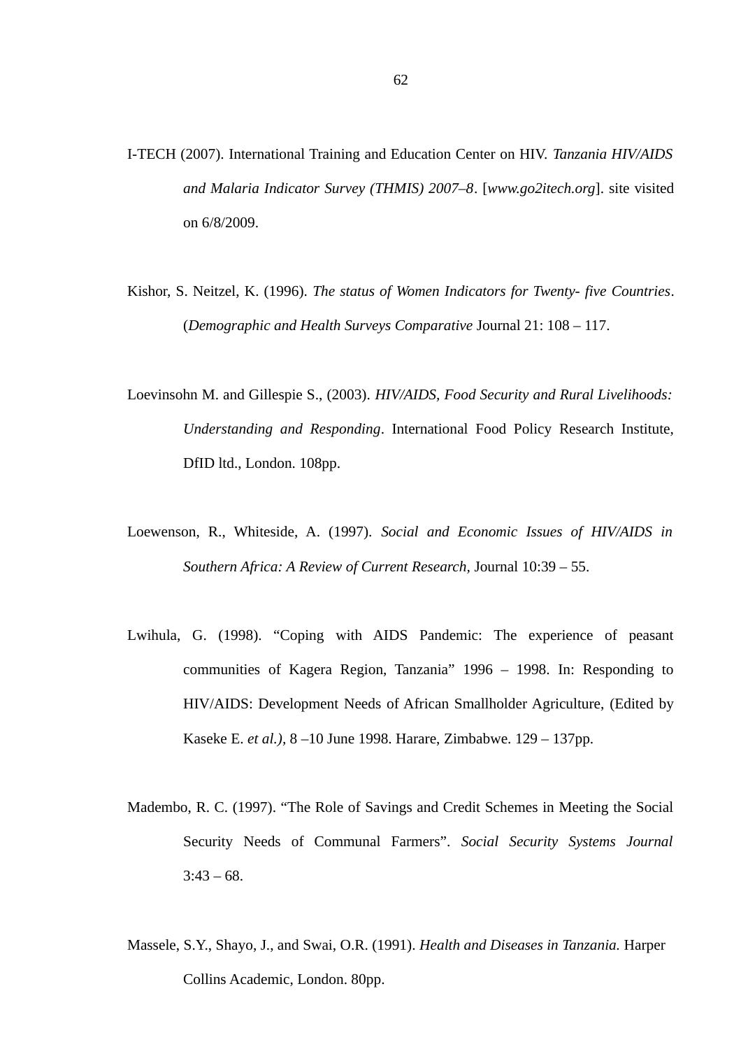I-TECH (2007). International Training and Education Center on HIV. *Tanzania HIV/AIDS and Malaria Indicator Survey (THMIS) 2007–8*. [*www.go2itech.org*]. site visited on 6/8/2009.

Kishor, S. Neitzel, K. (1996). *The status of Women Indicators for Twenty- five Countries*. (*Demographic and Health Surveys Comparative* Journal 21: 108 – 117.

Loevinsohn M. and Gillespie S., (2003). *HIV/AIDS, Food Security and Rural Livelihoods: Understanding and Responding*. International Food Policy Research Institute, DfID ltd., London. 108pp.

Loewenson, R., Whiteside, A. (1997). *Social and Economic Issues of HIV/AIDS in Southern Africa: A Review of Current Research*, Journal 10:39 – 55.

Lwihula, G. (1998). "Coping with AIDS Pandemic: The experience of peasant communities of Kagera Region, Tanzania" 1996 – 1998. In: Responding to HIV/AIDS: Development Needs of African Smallholder Agriculture, (Edited by Kaseke E. *et al.)*, 8 –10 June 1998. Harare, Zimbabwe. 129 – 137pp.

Madembo, R. C. (1997). "The Role of Savings and Credit Schemes in Meeting the Social Security Needs of Communal Farmers". *Social Security Systems Journal* 3:43 – 68.

Massele, S.Y., Shayo, J., and Swai, O.R. (1991). *Health and Diseases in Tanzania.* Harper Collins Academic, London. 80pp.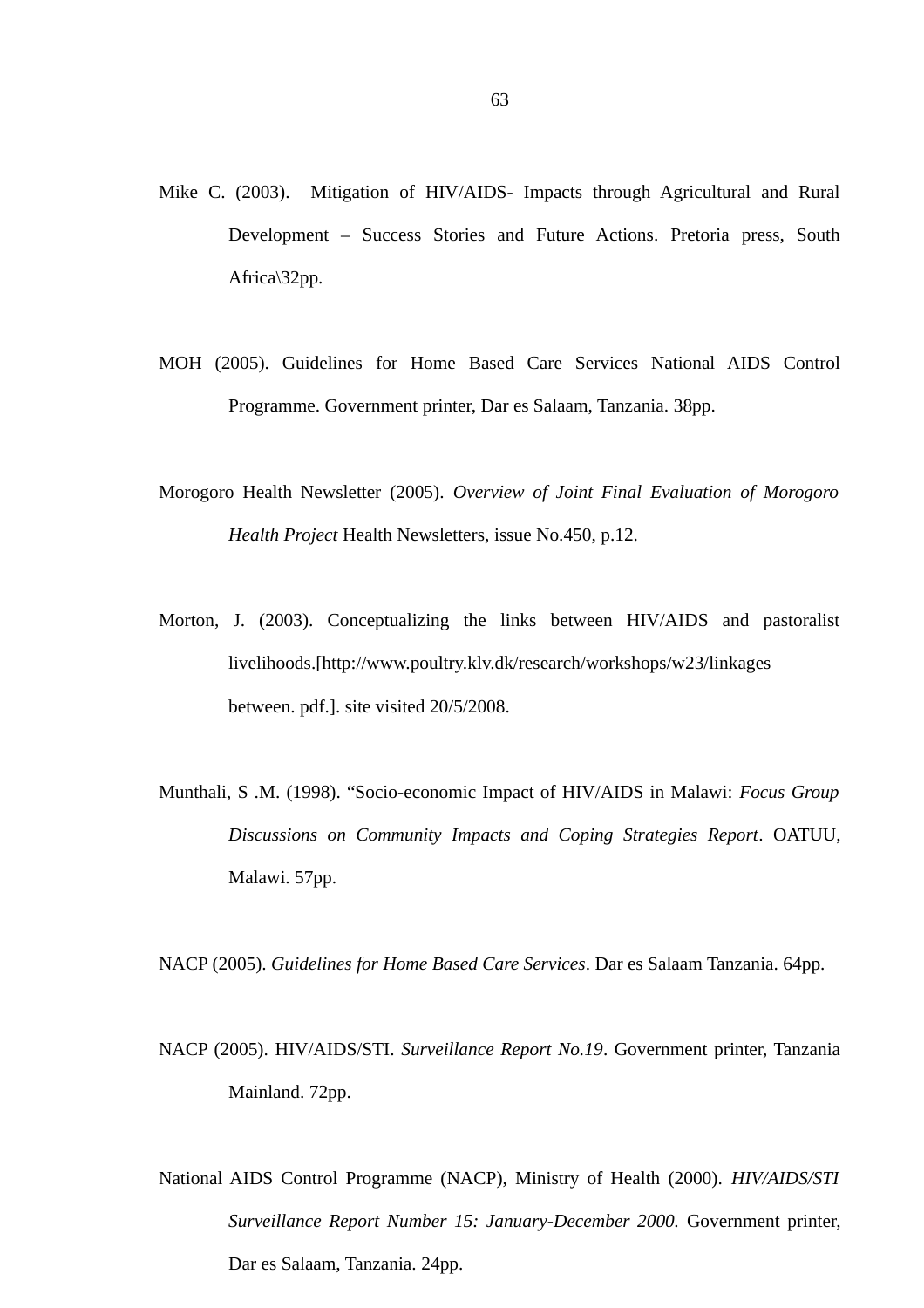Mike C. (2003). Mitigation of HIV/AIDS- Impacts through Agricultural and Rural Development – Success Stories and Future Actions. Pretoria press, South Africa\32pp.

MOH (2005). Guidelines for Home Based Care Services National AIDS Control Programme. Government printer, Dar es Salaam, Tanzania. 38pp.

Morogoro Health Newsletter (2005). *Overview of Joint Final Evaluation of Morogoro Health Project* Health Newsletters, issue No.450, p.12.

Morton, J. (2003). Conceptualizing the links between HIV/AIDS and pastoralist livelihoods.[http://www.poultry.klv.dk/research/workshops/w23/linkages between. pdf.]. site visited 20/5/2008.

Munthali, S .M. (1998). "Socio-economic Impact of HIV/AIDS in Malawi: *Focus Group Discussions on Community Impacts and Coping Strategies Report*. OATUU, Malawi. 57pp.

NACP (2005). *Guidelines for Home Based Care Services*. Dar es Salaam Tanzania. 64pp.

NACP (2005). HIV/AIDS/STI. *Surveillance Report No.19*. Government printer, Tanzania Mainland. 72pp.

National AIDS Control Programme (NACP), Ministry of Health (2000). *HIV/AIDS/STI Surveillance Report Number 15: January-December 2000.* Government printer, Dar es Salaam, Tanzania. 24pp.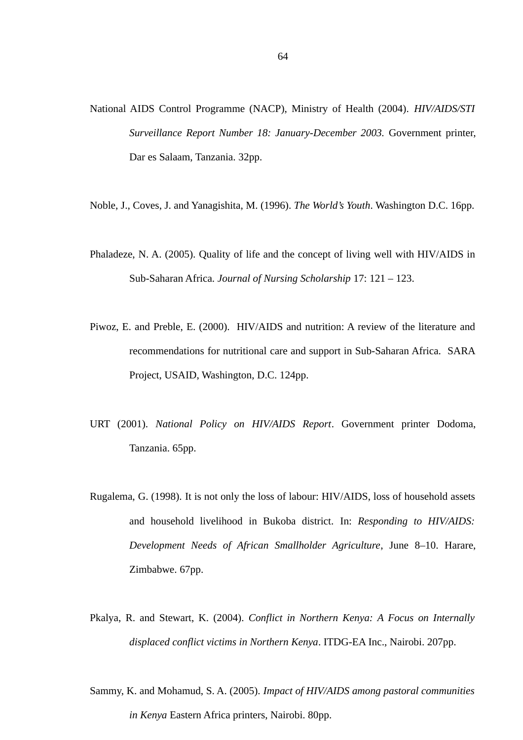National AIDS Control Programme (NACP), Ministry of Health (2004). *HIV/AIDS/STI Surveillance Report Number 18: January-December 2003.* Government printer, Dar es Salaam, Tanzania. 32pp.

Noble, J., Coves, J. and Yanagishita, M. (1996). *The World's Youth*. Washington D.C. 16pp.

Phaladeze, N. A. (2005). Quality of life and the concept of living well with HIV/AIDS in Sub-Saharan Africa. *Journal of Nursing Scholarship* 17: 121 – 123.

Piwoz, E. and Preble, E. (2000). HIV/AIDS and nutrition: A review of the literature and recommendations for nutritional care and support in Sub-Saharan Africa. SARA Project, USAID, Washington, D.C. 124pp.

URT (2001). *National Policy on HIV/AIDS Report*. Government printer Dodoma, Tanzania. 65pp.

Rugalema, G. (1998). It is not only the loss of labour: HIV/AIDS, loss of household assets and household livelihood in Bukoba district. In: *Responding to HIV/AIDS: Development Needs of African Smallholder Agriculture*, June 8–10. Harare, Zimbabwe. 67pp.

Pkalya, R. and Stewart, K. (2004). *Conflict in Northern Kenya: A Focus on Internally displaced conflict victims in Northern Kenya*. ITDG-EA Inc., Nairobi. 207pp.

Sammy, K. and Mohamud, S. A. (2005). *Impact of HIV/AIDS among pastoral communities in Kenya* Eastern Africa printers, Nairobi. 80pp.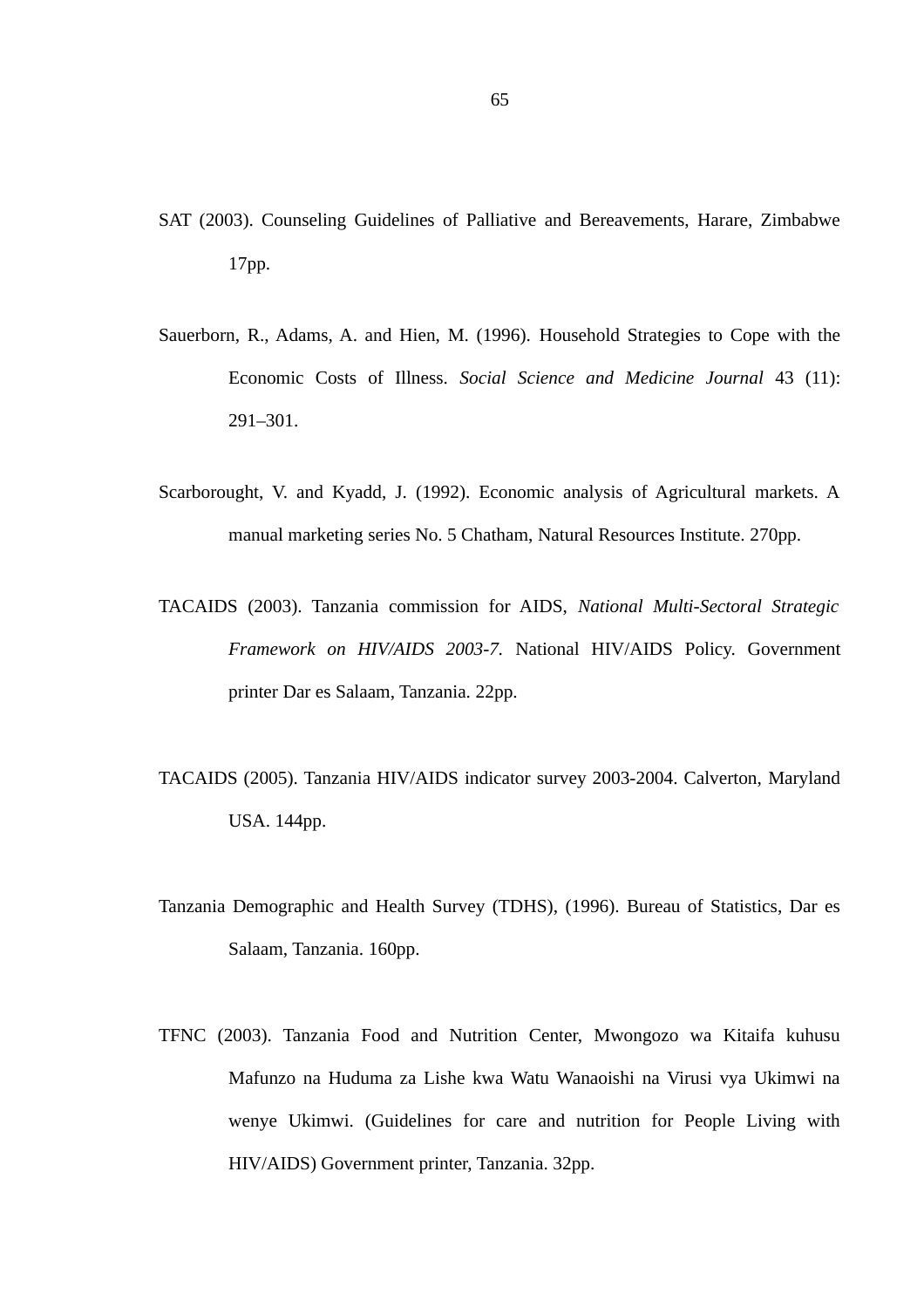SAT (2003). Counseling Guidelines of Palliative and Bereavements, Harare, Zimbabwe 17pp.

Sauerborn, R., Adams, A. and Hien, M. (1996). Household Strategies to Cope with the Economic Costs of Illness. *Social Science and Medicine Journal* 43 (11): 291–301.

Scarborought, V. and Kyadd, J. (1992). Economic analysis of Agricultural markets. A manual marketing series No. 5 Chatham, Natural Resources Institute. 270pp.

TACAIDS (2003). Tanzania commission for AIDS, *National Multi-Sectoral Strategic Framework on HIV/AIDS 2003-7.* National HIV/AIDS Policy. Government printer Dar es Salaam, Tanzania. 22pp.

TACAIDS (2005). Tanzania HIV/AIDS indicator survey 2003-2004. Calverton, Maryland USA. 144pp.

Tanzania Demographic and Health Survey (TDHS), (1996). Bureau of Statistics, Dar es Salaam, Tanzania. 160pp.

TFNC (2003). Tanzania Food and Nutrition Center, Mwongozo wa Kitaifa kuhusu Mafunzo na Huduma za Lishe kwa Watu Wanaoishi na Virusi vya Ukimwi na wenye Ukimwi. (Guidelines for care and nutrition for People Living with HIV/AIDS) Government printer, Tanzania. 32pp.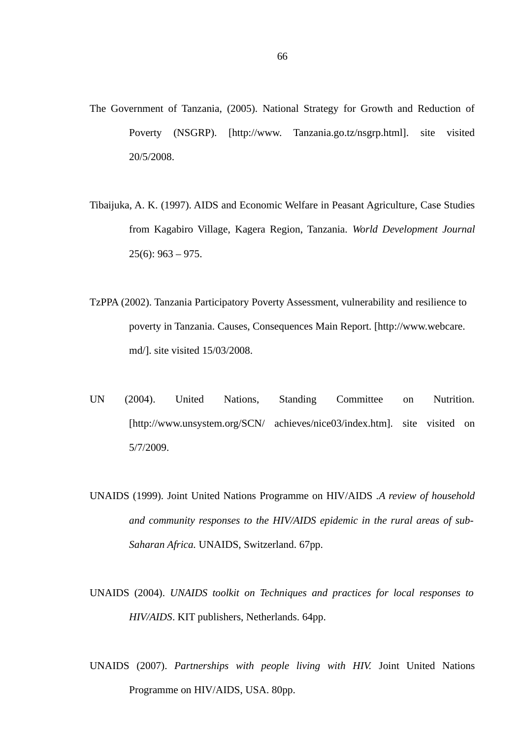The Government of Tanzania, (2005). National Strategy for Growth and Reduction of Poverty (NSGRP). [http://www. Tanzania.go.tz/nsgrp.html]. site visited 20/5/2008.

Tibaijuka, A. K. (1997). AIDS and Economic Welfare in Peasant Agriculture, Case Studies from Kagabiro Village, Kagera Region, Tanzania. *World Development Journal* 25(6): 963 – 975.

TzPPA (2002). Tanzania Participatory Poverty Assessment, vulnerability and resilience to poverty in Tanzania. Causes, Consequences Main Report. [http://www.webcare. md/]. site visited 15/03/2008.

UN (2004). United Nations, Standing Committee on Nutrition. [http://www.unsystem.org/SCN/ achieves/nice03/index.htm]. site visited on 5/7/2009.

UNAIDS (1999). Joint United Nations Programme on HIV/AIDS .*A review of household and community responses to the HIV/AIDS epidemic in the rural areas of sub-Saharan Africa.* UNAIDS, Switzerland. 67pp.

UNAIDS (2004). *UNAIDS toolkit on Techniques and practices for local responses to HIV/AIDS*. KIT publishers, Netherlands. 64pp.

UNAIDS (2007). *Partnerships with people living with HIV.* Joint United Nations Programme on HIV/AIDS, USA. 80pp.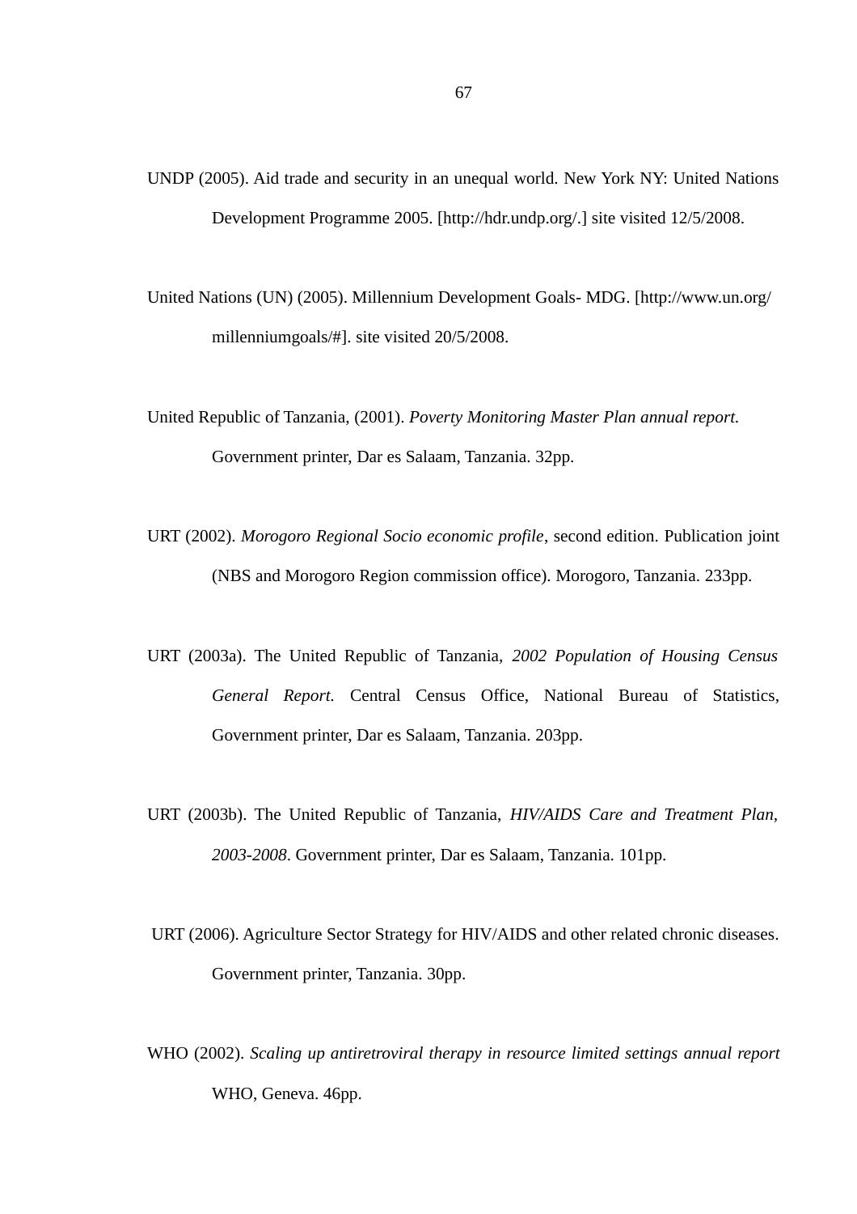UNDP (2005). Aid trade and security in an unequal world. New York NY: United Nations Development Programme 2005. [http://hdr.undp.org/.] site visited 12/5/2008.

United Nations (UN) (2005). Millennium Development Goals- MDG. [http://www.un.org/millenniumgoals/#]. site visited 20/5/2008.

United Republic of Tanzania, (2001). *Poverty Monitoring Master Plan annual report.* Government printer, Dar es Salaam, Tanzania. 32pp.

URT (2002). *Morogoro Regional Socio economic profile*, second edition. Publication joint (NBS and Morogoro Region commission office). Morogoro, Tanzania. 233pp.

URT (2003a). The United Republic of Tanzania, *2002 Population of Housing Census General Report.* Central Census Office, National Bureau of Statistics, Government printer, Dar es Salaam, Tanzania. 203pp.

URT (2003b). The United Republic of Tanzania, *HIV/AIDS Care and Treatment Plan, 2003-2008*. Government printer, Dar es Salaam, Tanzania. 101pp.

URT (2006). Agriculture Sector Strategy for HIV/AIDS and other related chronic diseases. Government printer, Tanzania. 30pp.

WHO (2002). *Scaling up antiretroviral therapy in resource limited settings annual report* WHO, Geneva. 46pp.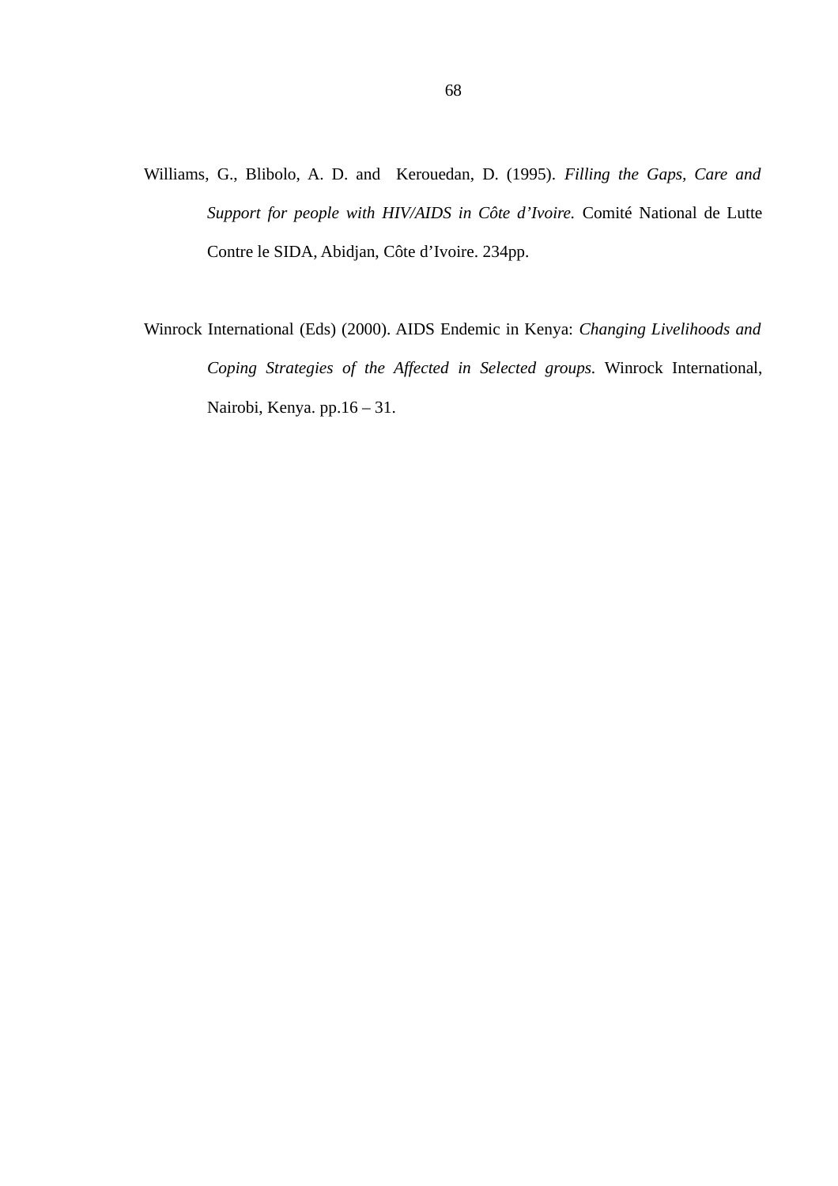Williams, G., Blibolo, A. D. and Kerouedan, D. (1995). *Filling the Gaps, Care and Support for people with HIV/AIDS in Côte d'Ivoire.* Comité National de Lutte Contre le SIDA, Abidjan, Côte d'Ivoire. 234pp.

Winrock International (Eds) (2000). AIDS Endemic in Kenya: *Changing Livelihoods and Coping Strategies of the Affected in Selected groups.* Winrock International, Nairobi, Kenya. pp.16 – 31.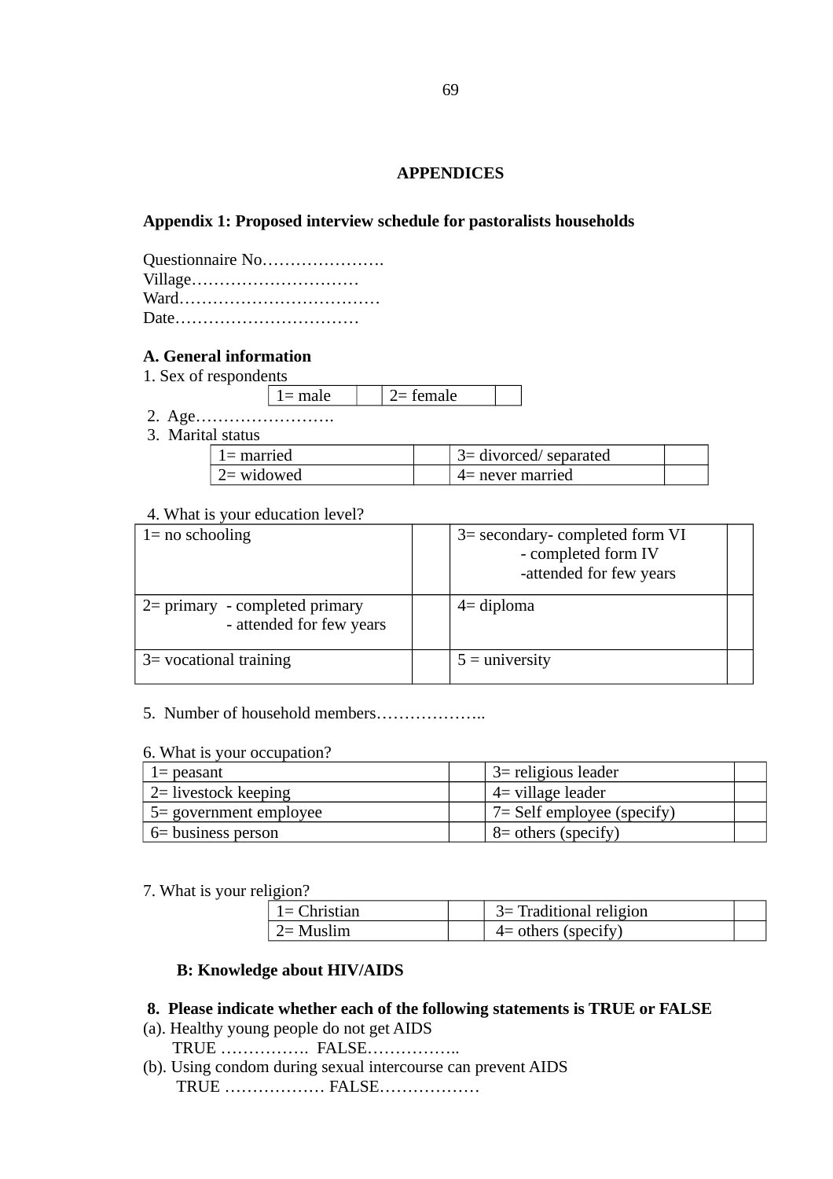# APPENDICES

## Appendix 1: Proposed interview schedule for pastoralists households

Questionnaire No………………….  
Village…………………………  
Ward………………………………  
Date……………………………

### A. General information

1. Sex of respondents

| 1= male | | 2= female | |
|---|---|---|---|

2. Age…………………….
3. Marital status

| 1= married | | 3= divorced/ separated | |
|---|---|---|---|
| 2= widowed | | 4= never married | |

4. What is your education level?

| 1= no schooling | | 3= secondary- completed form VI<br>- completed form IV<br>-attended for few years | |
|---|---|---|---|
| 2= primary - completed primary<br>- attended for few years | | 4= diploma | |
| 3= vocational training | | 5 = university | |

5. Number of household members………………..

6. What is your occupation?

| 1= peasant | | 3= religious leader | |
|---|---|---|---|
| 2= livestock keeping | | 4= village leader | |
| 5= government employee | | 7= Self employee (specify) | |
| 6= business person | | 8= others (specify) | |

7. What is your religion?

| 1= Christian | | 3= Traditional religion | |
|---|---|---|---|
| 2= Muslim | | 4= others (specify) | |

### B: Knowledge about HIV/AIDS

**8. Please indicate whether each of the following statements is TRUE or FALSE**

(a). Healthy young people do not get AIDS  
TRUE ……………. FALSE……………..

(b). Using condom during sexual intercourse can prevent AIDS  
TRUE ……………… FALSE………………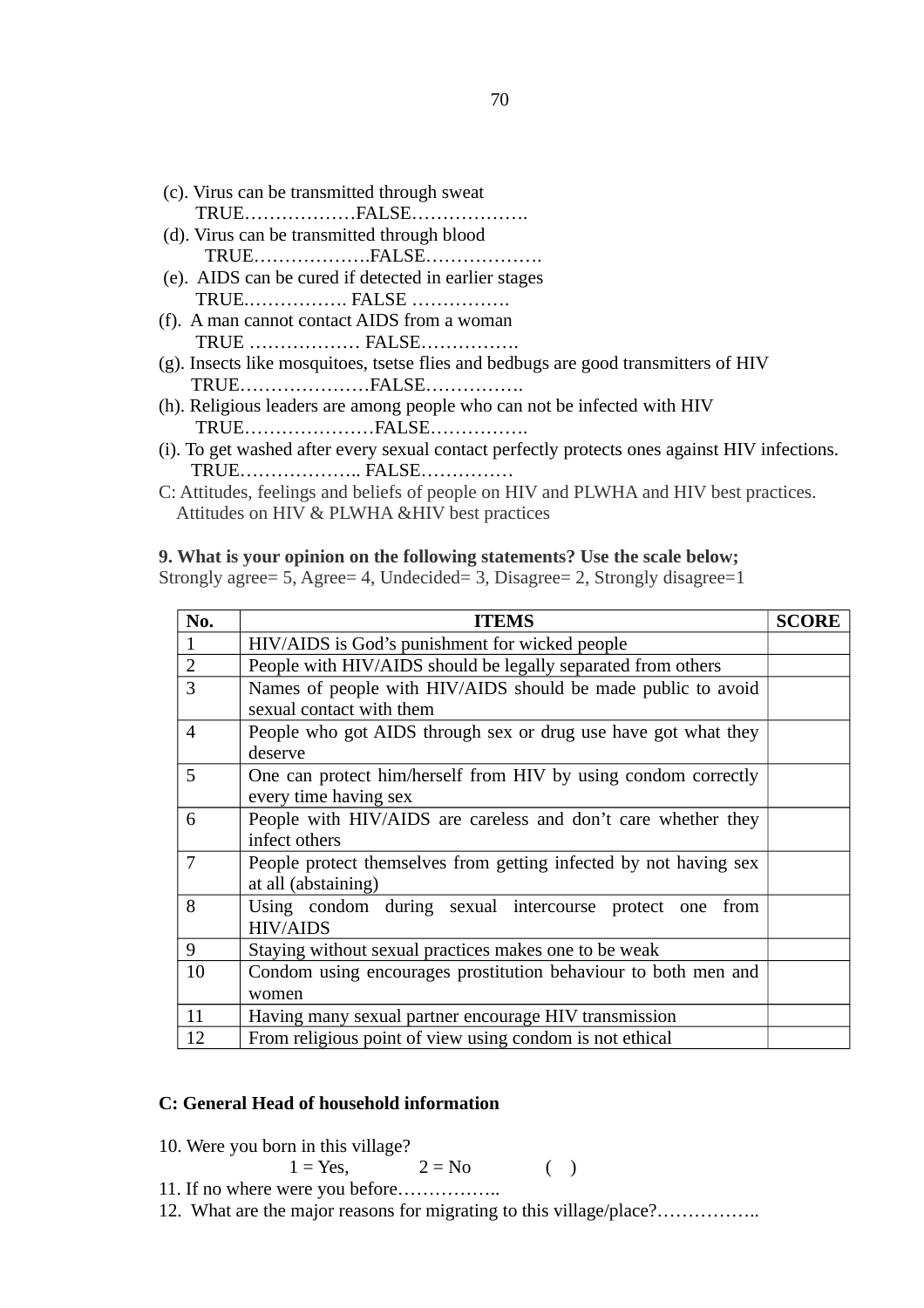(c). Virus can be transmitted through sweat
TRUE………………FALSE……………….

(d). Virus can be transmitted through blood
TRUE……………….FALSE……………….

(e). AIDS can be cured if detected in earlier stages
TRUE.……………. FALSE …………….

(f). A man cannot contact AIDS from a woman
TRUE ……………… FALSE…………….

(g). Insects like mosquitoes, tsetse flies and bedbugs are good transmitters of HIV
TRUE…………………FALSE…………….

(h). Religious leaders are among people who can not be infected with HIV
TRUE…………………FALSE…………….

(i). To get washed after every sexual contact perfectly protects ones against HIV infections.
TRUE……………….. FALSE……………

C: Attitudes, feelings and beliefs of people on HIV and PLWHA and HIV best practices.
Attitudes on HIV & PLWHA &HIV best practices

**9. What is your opinion on the following statements? Use the scale below;**
Strongly agree= 5, Agree= 4, Undecided= 3, Disagree= 2, Strongly disagree=1

| No. | ITEMS | SCORE |
|---|---|---|
| 1 | HIV/AIDS is God's punishment for wicked people | |
| 2 | People with HIV/AIDS should be legally separated from others | |
| 3 | Names of people with HIV/AIDS should be made public to avoid sexual contact with them | |
| 4 | People who got AIDS through sex or drug use have got what they deserve | |
| 5 | One can protect him/herself from HIV by using condom correctly every time having sex | |
| 6 | People with HIV/AIDS are careless and don't care whether they infect others | |
| 7 | People protect themselves from getting infected by not having sex at all (abstaining) | |
| 8 | Using condom during sexual intercourse protect one from HIV/AIDS | |
| 9 | Staying without sexual practices makes one to be weak | |
| 10 | Condom using encourages prostitution behaviour to both men and women | |
| 11 | Having many sexual partner encourage HIV transmission | |
| 12 | From religious point of view using condom is not ethical | |

**C: General Head of household information**

10. Were you born in this village?
1 = Yes, 2 = No ( )

11. If no where were you before……………..

12. What are the major reasons for migrating to this village/place?……………..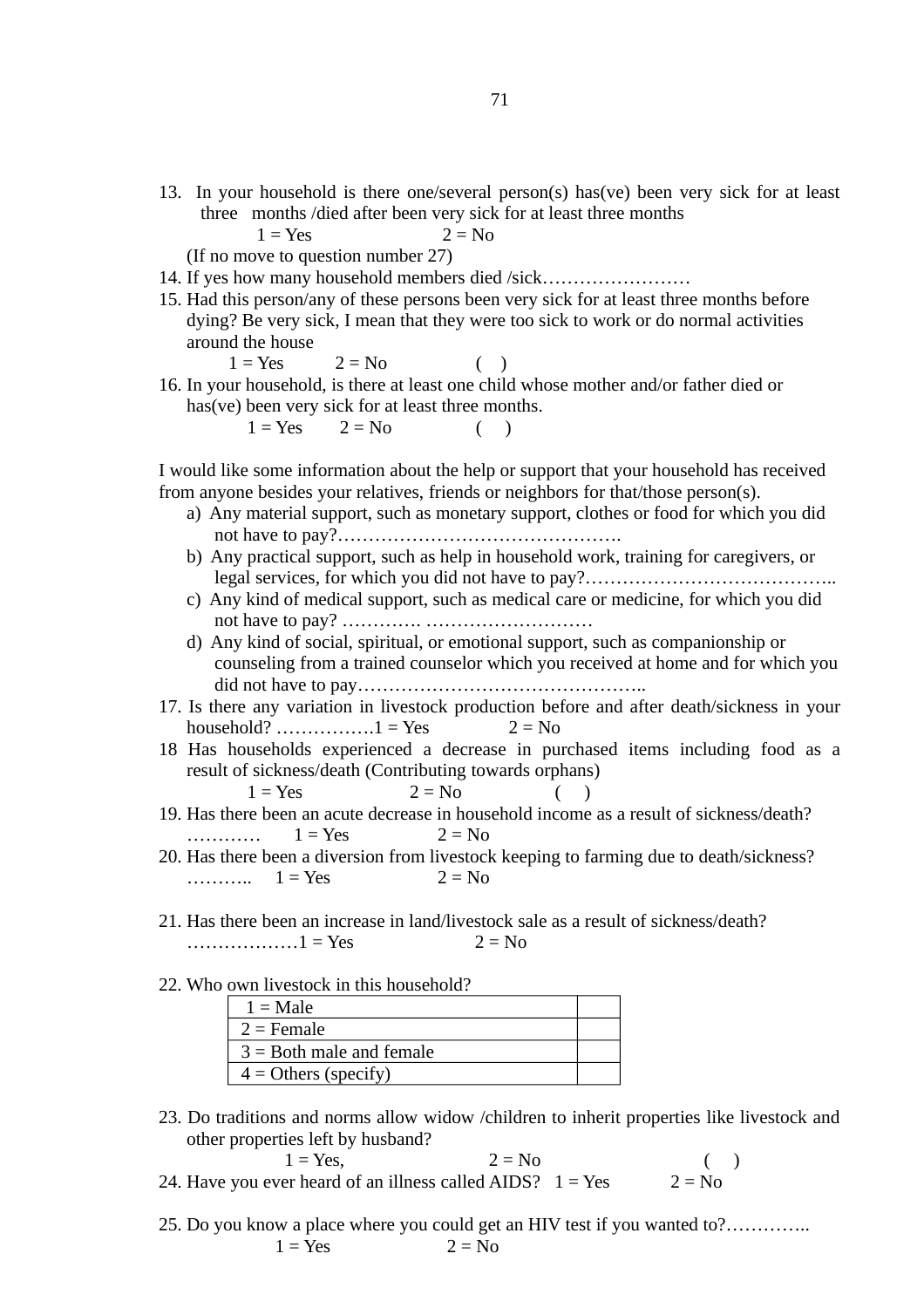13. In your household is there one/several person(s) has(ve) been very sick for at least three months /died after been very sick for at least three months
    1 = Yes 2 = No
    (If no move to question number 27)
14. If yes how many household members died /sick……………………
15. Had this person/any of these persons been very sick for at least three months before dying? Be very sick, I mean that they were too sick to work or do normal activities around the house
    1 = Yes 2 = No ( )
16. In your household, is there at least one child whose mother and/or father died or has(ve) been very sick for at least three months.
    1 = Yes 2 = No ( )

I would like some information about the help or support that your household has received from anyone besides your relatives, friends or neighbors for that/those person(s).

a) Any material support, such as monetary support, clothes or food for which you did not have to pay?……………………………………….
b) Any practical support, such as help in household work, training for caregivers, or legal services, for which you did not have to pay?…………………………………..
c) Any kind of medical support, such as medical care or medicine, for which you did not have to pay? …………. ………………………
d) Any kind of social, spiritual, or emotional support, such as companionship or counseling from a trained counselor which you received at home and for which you did not have to pay………………………………………..

17. Is there any variation in livestock production before and after death/sickness in your household? …………….1 = Yes 2 = No
18 Has households experienced a decrease in purchased items including food as a result of sickness/death (Contributing towards orphans)
    1 = Yes 2 = No ( )
19. Has there been an acute decrease in household income as a result of sickness/death? ………… 1 = Yes 2 = No
20. Has there been a diversion from livestock keeping to farming due to death/sickness? ……….. 1 = Yes 2 = No

21. Has there been an increase in land/livestock sale as a result of sickness/death? ………………1 = Yes 2 = No

22. Who own livestock in this household?

| | |
|---|---|
| 1 = Male | |
| 2 = Female | |
| 3 = Both male and female | |
| 4 = Others (specify) | |

23. Do traditions and norms allow widow /children to inherit properties like livestock and other properties left by husband?
    1 = Yes, 2 = No ( )
24. Have you ever heard of an illness called AIDS? 1 = Yes 2 = No

25. Do you know a place where you could get an HIV test if you wanted to?…………..
    1 = Yes 2 = No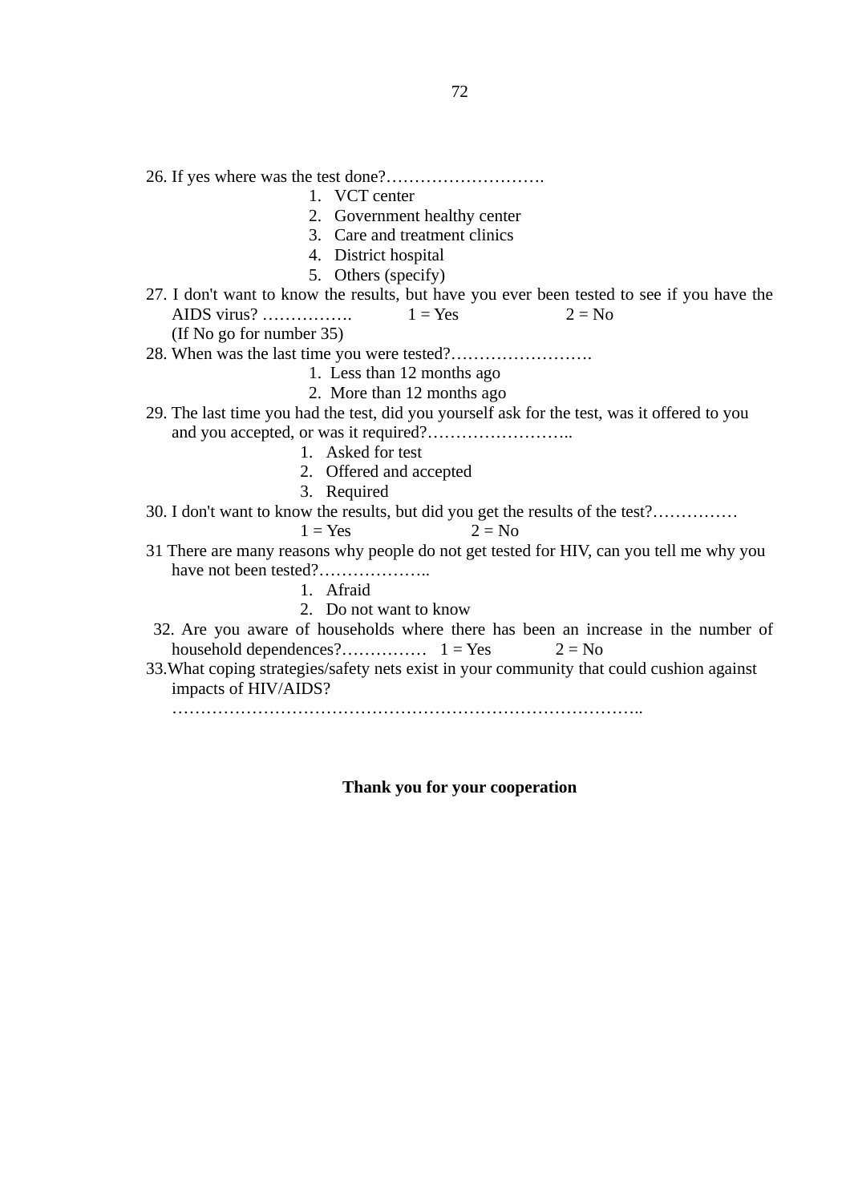26. If yes where was the test done?……………………….
    1. VCT center
    2. Government healthy center
    3. Care and treatment clinics
    4. District hospital
    5. Others (specify)

27. I don't want to know the results, but have you ever been tested to see if you have the AIDS virus? ……………. 1 = Yes 2 = No
    (If No go for number 35)

28. When was the last time you were tested?…………………….
    1. Less than 12 months ago
    2. More than 12 months ago

29. The last time you had the test, did you yourself ask for the test, was it offered to you and you accepted, or was it required?……………………..
    1. Asked for test
    2. Offered and accepted
    3. Required

30. I don't want to know the results, but did you get the results of the test?……………
    1 = Yes 2 = No

31 There are many reasons why people do not get tested for HIV, can you tell me why you have not been tested?………………..
    1. Afraid
    2. Do not want to know

32. Are you aware of households where there has been an increase in the number of household dependences?…………… 1 = Yes 2 = No

33.What coping strategies/safety nets exist in your community that could cushion against impacts of HIV/AIDS?
    ………………………………………………………………………..

**Thank you for your cooperation**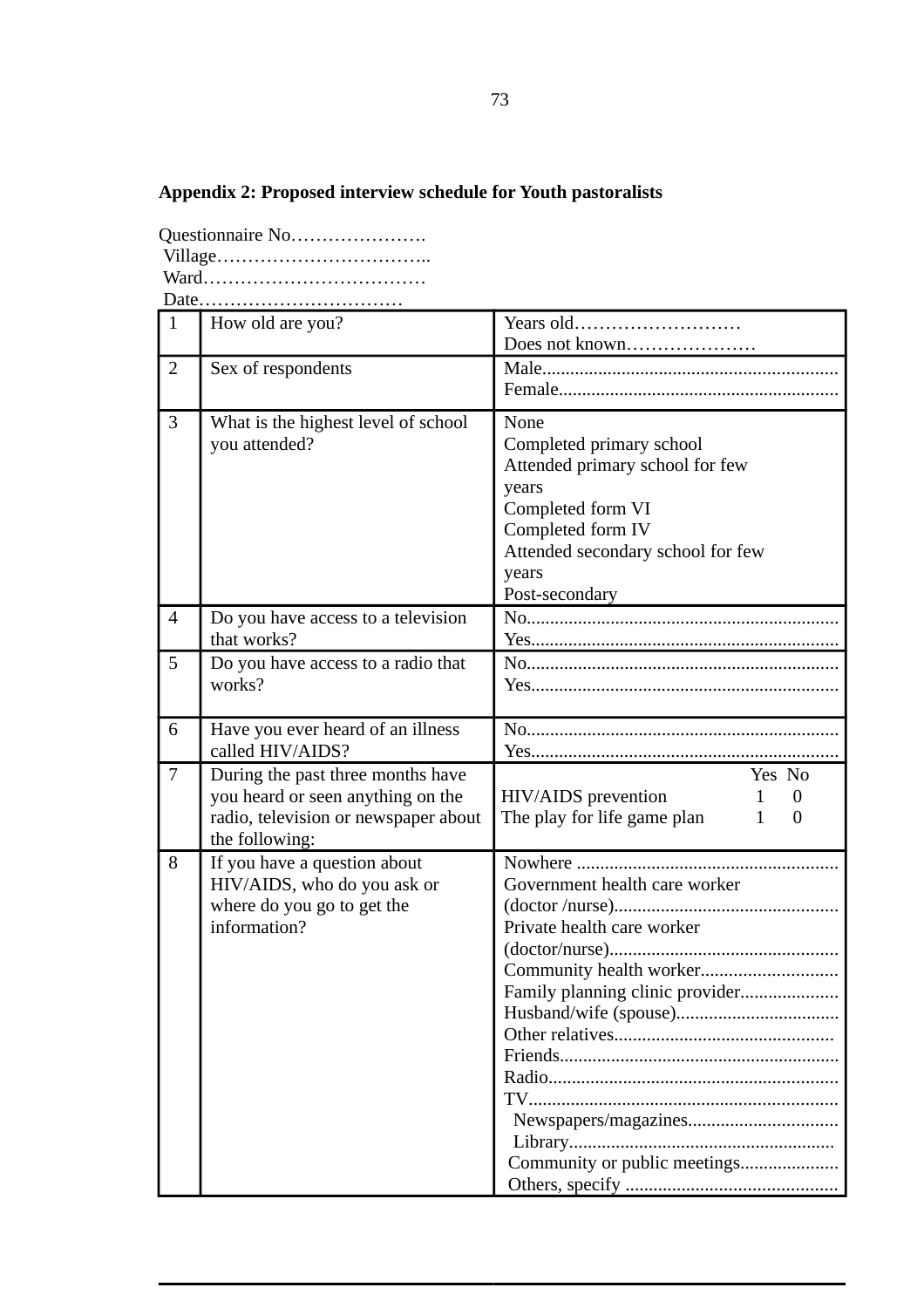**Appendix 2: Proposed interview schedule for Youth pastoralists**

Questionnaire No………………….
Village……………………………..
Ward………………………………
Date……………………………

| | | |
|---|---|---|
| 1 | How old are you? | Years old………………………<br>Does not known………………… |
| 2 | Sex of respondents | Male............................................................<br>Female......................................................... |
| 3 | What is the highest level of school you attended? | None<br>Completed primary school<br>Attended primary school for few years<br>Completed form VI<br>Completed form IV<br>Attended secondary school for few years<br>Post-secondary |
| 4 | Do you have access to a television that works? | No.................................................................<br>Yes................................................................ |
| 5 | Do you have access to a radio that works? | No.................................................................<br>Yes................................................................ |
| 6 | Have you ever heard of an illness called HIV/AIDS? | No.................................................................<br>Yes................................................................ |
| 7 | During the past three months have you heard or seen anything on the radio, television or newspaper about the following: | Yes No<br>HIV/AIDS prevention 1 0<br>The play for life game plan 1 0 |
| 8 | If you have a question about HIV/AIDS, who do you ask or where do you go to get the information? | Nowhere .......................................................<br>Government health care worker (doctor /nurse)..............................................<br>Private health care worker (doctor/nurse)...............................................<br>Community health worker............................<br>Family planning clinic provider....................<br>Husband/wife (spouse).................................<br>Other relatives.............................................<br>Friends..........................................................<br>Radio............................................................<br>TV.................................................................<br>Newspapers/magazines...............................<br>Library.......................................................<br>Community or public meetings....................<br>Others, specify ............................................ |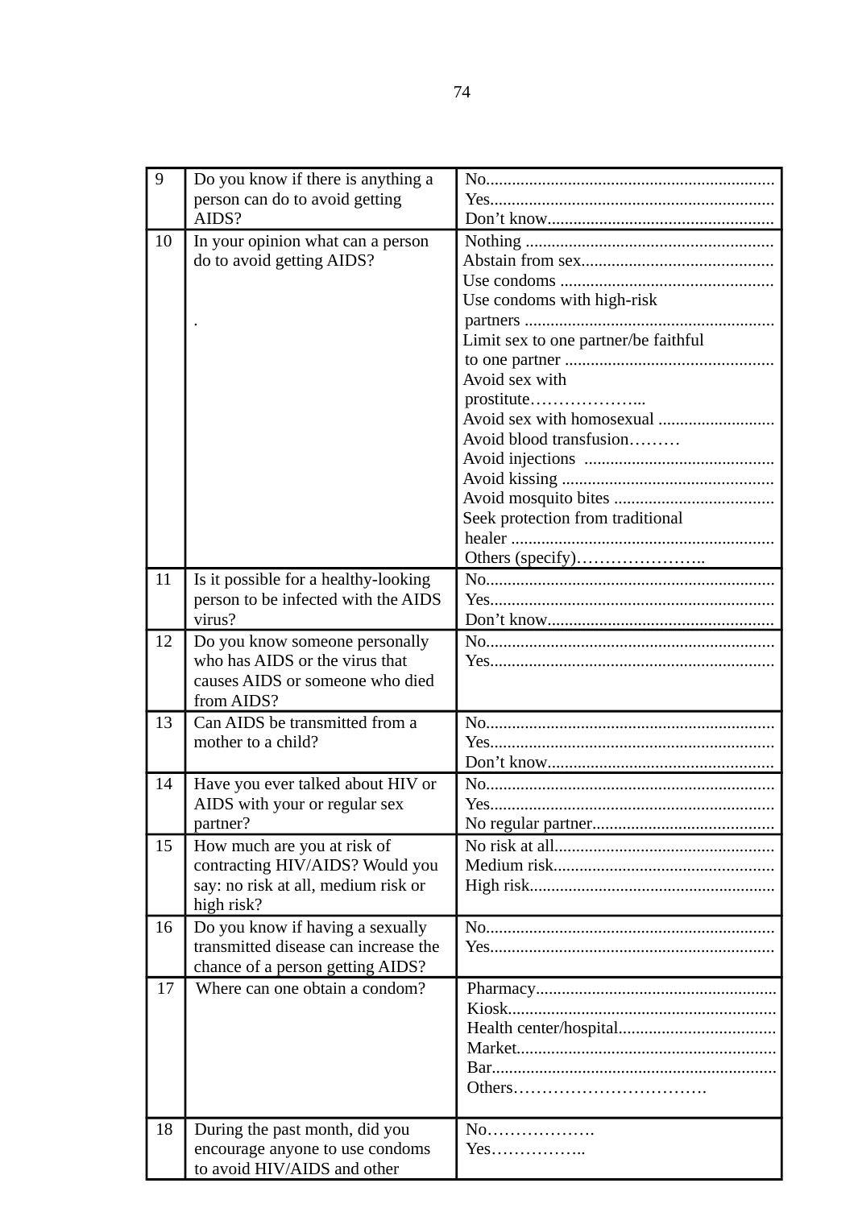| | | |
|---|---|---|
| 9 | Do you know if there is anything a person can do to avoid getting AIDS? | No............................................................<br>Yes............................................................<br>Don't know................................................ |
| 10 | In your opinion what can a person do to avoid getting AIDS?<br><br>. | Nothing .....................................................<br>Abstain from sex.......................................<br>Use condoms ............................................<br>Use condoms with high-risk partners ....................................................<br>Limit sex to one partner/be faithful to one partner ...........................................<br>Avoid sex with prostitute………………...<br>Avoid sex with homosexual ........................<br>Avoid blood transfusion………<br>Avoid injections .......................................<br>Avoid kissing ............................................<br>Avoid mosquito bites ................................<br>Seek protection from traditional healer .......................................................<br>Others (specify)………………….. |
| 11 | Is it possible for a healthy-looking person to be infected with the AIDS virus? | No............................................................<br>Yes............................................................<br>Don't know................................................ |
| 12 | Do you know someone personally who has AIDS or the virus that causes AIDS or someone who died from AIDS? | No............................................................<br>Yes............................................................ |
| 13 | Can AIDS be transmitted from a mother to a child? | No............................................................<br>Yes............................................................<br>Don't know................................................ |
| 14 | Have you ever talked about HIV or AIDS with your or regular sex partner? | No............................................................<br>Yes............................................................<br>No regular partner...................................... |
| 15 | How much are you at risk of contracting HIV/AIDS? Would you say: no risk at all, medium risk or high risk? | No risk at all..............................................<br>Medium risk...............................................<br>High risk.................................................... |
| 16 | Do you know if having a sexually transmitted disease can increase the chance of a person getting AIDS? | No............................................................<br>Yes............................................................ |
| 17 | Where can one obtain a condom? | Pharmacy...................................................<br>Kiosk.........................................................<br>Health center/hospital................................<br>Market.......................................................<br>Bar............................................................<br>Others……………………………. |
| 18 | During the past month, did you encourage anyone to use condoms to avoid HIV/AIDS and other | No………………<br>Yes…………….. |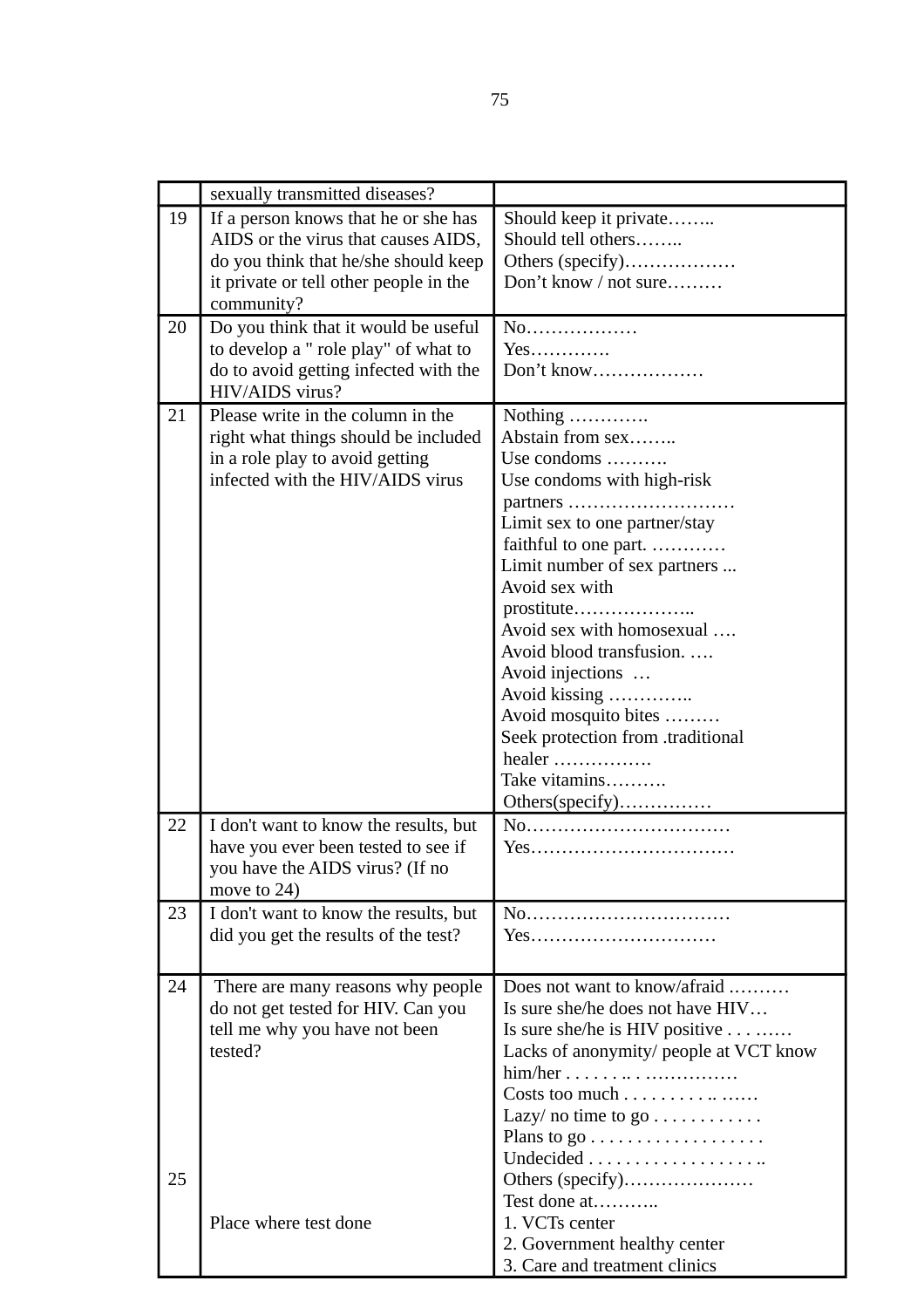| | | |
|---|---|---|
| | sexually transmitted diseases? | |
| 19 | If a person knows that he or she has AIDS or the virus that causes AIDS, do you think that he/she should keep it private or tell other people in the community? | Should keep it private……..<br>Should tell others……..<br>Others (specify)………………<br>Don't know / not sure……… |
| 20 | Do you think that it would be useful to develop a " role play" of what to do to avoid getting infected with the HIV/AIDS virus? | No………………<br>Yes………….<br>Don't know……………… |
| 21 | Please write in the column in the right what things should be included in a role play to avoid getting infected with the HIV/AIDS virus | Nothing ………….<br>Abstain from sex……..<br>Use condoms ……….<br>Use condoms with high-risk partners ………………………<br>Limit sex to one partner/stay faithful to one part. …………<br>Limit number of sex partners ...<br>Avoid sex with prostitute………………..<br>Avoid sex with homosexual ….<br>Avoid blood transfusion. ….<br>Avoid injections …<br>Avoid kissing …………..<br>Avoid mosquito bites ………<br>Seek protection from .traditional healer …………….<br>Take vitamins……….<br>Others(specify)…………… |
| 22 | I don't want to know the results, but have you ever been tested to see if you have the AIDS virus? (If no move to 24) | No……………………………<br>Yes…………………………… |
| 23 | I don't want to know the results, but did you get the results of the test? | No……………………………<br>Yes………………………… |
| 24 | There are many reasons why people do not get tested for HIV. Can you tell me why you have not been tested? | Does not want to know/afraid .………<br>Is sure she/he does not have HIV…<br>Is sure she/he is HIV positive . . . ..….<br>Lacks of anonymity/ people at VCT know him/her . . . . . . .. . ..………….<br>Costs too much . . . . . . . . . .. ..….<br>Lazy/ no time to go . . . . . . . . . . . .<br>Plans to go . . . . . . . . . . . . . . . . . . .<br>Undecided . . . . . . . . . . . . . . . . . . ..<br>Others (specify)………………… |
| 25 | Place where test done | Test done at………..<br>1. VCTs center<br>2. Government healthy center<br>3. Care and treatment clinics |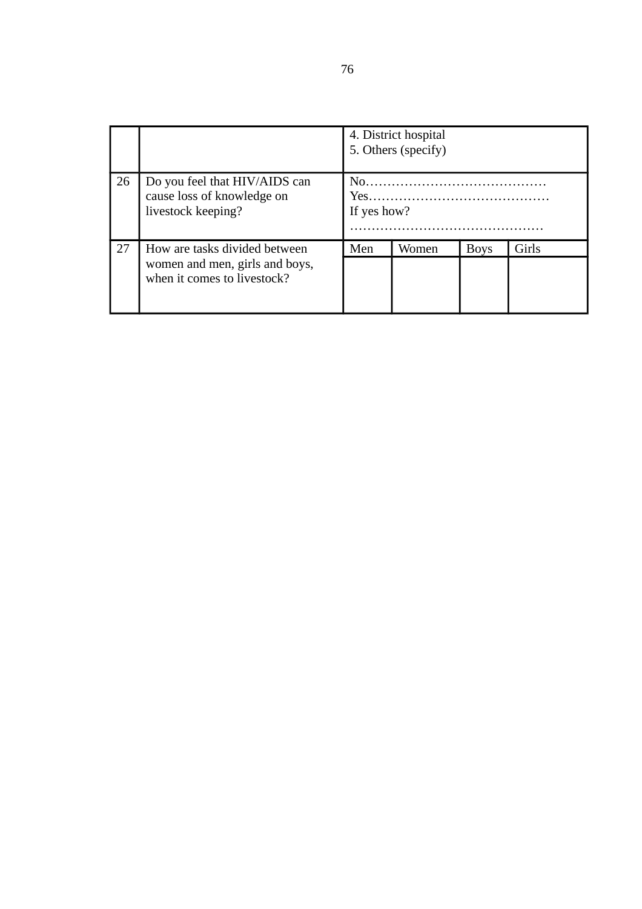| | | | | | |
|---|---|---|---|---|---|
| | | 4. District hospital<br>5. Others (specify) | | | |
| 26 | Do you feel that HIV/AIDS can cause loss of knowledge on livestock keeping? | No……………………………………<br>Yes……………………………………<br>If yes how?<br>……………………………………… | | | |
| 27 | How are tasks divided between women and men, girls and boys, when it comes to livestock? | Men | Women | Boys | Girls |
| | | | | | |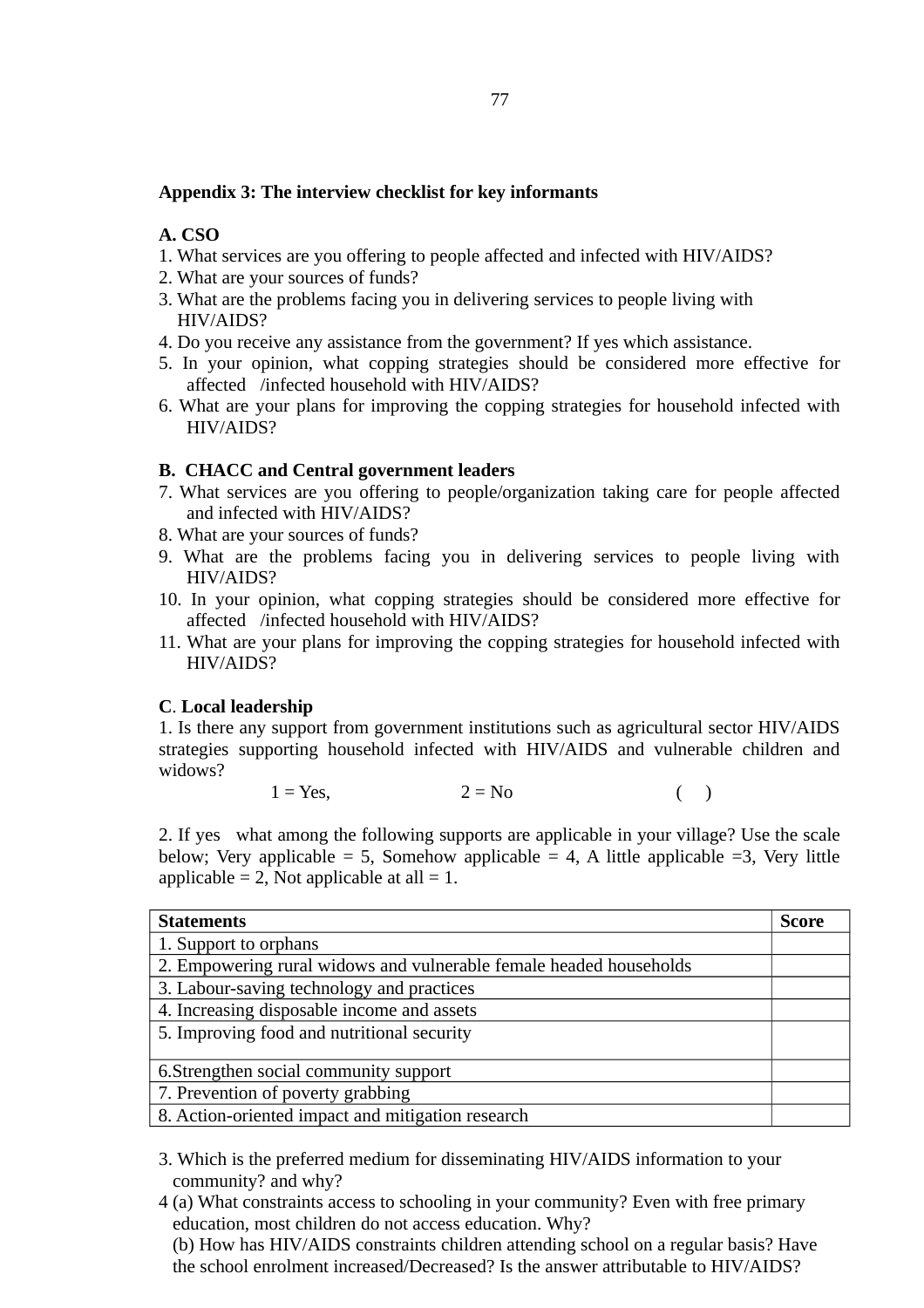**Appendix 3: The interview checklist for key informants**

**A. CSO**

1. What services are you offering to people affected and infected with HIV/AIDS?
2. What are your sources of funds?
3. What are the problems facing you in delivering services to people living with HIV/AIDS?
4. Do you receive any assistance from the government? If yes which assistance.
5. In your opinion, what copping strategies should be considered more effective for affected /infected household with HIV/AIDS?
6. What are your plans for improving the copping strategies for household infected with HIV/AIDS?

**B. CHACC and Central government leaders**

7. What services are you offering to people/organization taking care for people affected and infected with HIV/AIDS?
8. What are your sources of funds?
9. What are the problems facing you in delivering services to people living with HIV/AIDS?
10. In your opinion, what copping strategies should be considered more effective for affected /infected household with HIV/AIDS?
11. What are your plans for improving the copping strategies for household infected with HIV/AIDS?

**C. Local leadership**

1. Is there any support from government institutions such as agricultural sector HIV/AIDS strategies supporting household infected with HIV/AIDS and vulnerable children and widows?

1 = Yes, 2 = No ( )

2. If yes what among the following supports are applicable in your village? Use the scale below; Very applicable = 5, Somehow applicable = 4, A little applicable =3, Very little applicable = 2, Not applicable at all = 1.

| Statements | Score |
|---|---|
| 1. Support to orphans | |
| 2. Empowering rural widows and vulnerable female headed households | |
| 3. Labour-saving technology and practices | |
| 4. Increasing disposable income and assets | |
| 5. Improving food and nutritional security | |
| 6.Strengthen social community support | |
| 7. Prevention of poverty grabbing | |
| 8. Action-oriented impact and mitigation research | |

3. Which is the preferred medium for disseminating HIV/AIDS information to your community? and why?

4 (a) What constraints access to schooling in your community? Even with free primary education, most children do not access education. Why?

(b) How has HIV/AIDS constraints children attending school on a regular basis? Have the school enrolment increased/Decreased? Is the answer attributable to HIV/AIDS?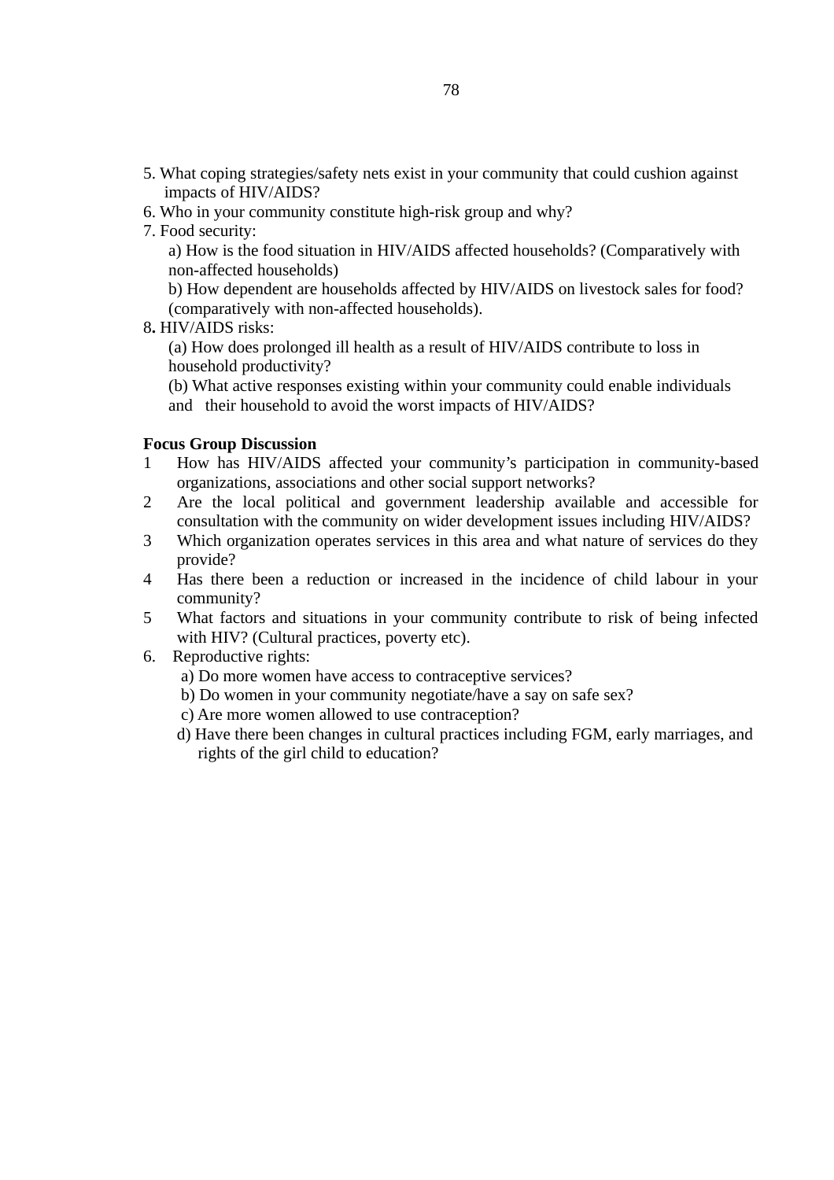5. What coping strategies/safety nets exist in your community that could cushion against impacts of HIV/AIDS?
6. Who in your community constitute high-risk group and why?
7. Food security:
   a) How is the food situation in HIV/AIDS affected households? (Comparatively with non-affected households)
   b) How dependent are households affected by HIV/AIDS on livestock sales for food? (comparatively with non-affected households).
8. HIV/AIDS risks:
   (a) How does prolonged ill health as a result of HIV/AIDS contribute to loss in household productivity?
   (b) What active responses existing within your community could enable individuals and their household to avoid the worst impacts of HIV/AIDS?

**Focus Group Discussion**

1. How has HIV/AIDS affected your community's participation in community-based organizations, associations and other social support networks?
2. Are the local political and government leadership available and accessible for consultation with the community on wider development issues including HIV/AIDS?
3. Which organization operates services in this area and what nature of services do they provide?
4. Has there been a reduction or increased in the incidence of child labour in your community?
5. What factors and situations in your community contribute to risk of being infected with HIV? (Cultural practices, poverty etc).
6. Reproductive rights:
   a) Do more women have access to contraceptive services?
   b) Do women in your community negotiate/have a say on safe sex?
   c) Are more women allowed to use contraception?
   d) Have there been changes in cultural practices including FGM, early marriages, and rights of the girl child to education?